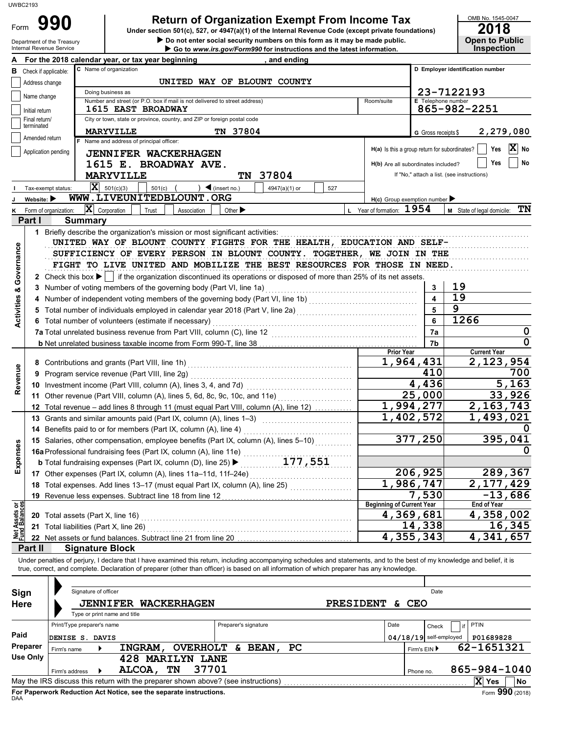UWBC2193

# Form 990 — Return of Organization Exempt From Income Tax

**Under section 501(c), 527, or 4947(a)(1) of the Internal Revenue Code (except private foundations)**

▶ Do not enter social security numbers on this form as it may be made public.
▶ Go to www.irs.gov/Form990 for instructions and the latest information.

Department of the Treasury
Internal Revenue Service

OMB No. 1545-0047
**2018**
**Open to Public Inspection**

**A** For the 2018 calendar year, or tax year beginning , and ending

**B** Check if applicable: Address change / Name change / Initial return / Final return/terminated / Amended return / Application pending

**C** Name of organization: UNITED WAY OF BLOUNT COUNTY
Doing business as
Number and street (or P.O. box if mail is not delivered to street address): 1615 EAST BROADWAY — Room/suite
City or town, state or province, country, and ZIP or foreign postal code: MARYVILLE TN 37804

**D** Employer identification number: 23-7122193
**E** Telephone number: 865-982-2251
**G** Gross receipts $ 2,279,080

**F** Name and address of principal officer:
JENNIFER WACKERHAGEN
1615 E. BROADWAY AVE.
MARYVILLE TN 37804

H(a) Is this a group return for subordinates? Yes [ ] No [X]
H(b) Are all subordinates included? Yes [ ] No [ ]
If "No," attach a list. (see instructions)
H(c) Group exemption number ▶

**I** Tax-exempt status: [X] 501(c)(3) [ ] 501(c) ( ) ◀ (insert no.) [ ] 4947(a)(1) or [ ] 527

**J** Website: ▶ WWW.LIVEUNITEDBLOUNT.ORG

**K** Form of organization: [X] Corporation [ ] Trust [ ] Association [ ] Other ▶
**L** Year of formation: 1954
**M** State of legal domicile: TN

## Part I Summary

### Activities & Governance

1 Briefly describe the organization's mission or most significant activities:
UNITED WAY OF BLOUNT COUNTY FIGHTS FOR THE HEALTH, EDUCATION AND SELF-SUFFICIENCY OF EVERY PERSON IN BLOUNT COUNTY. TOGETHER, WE JOIN IN THE FIGHT TO LIVE UNITED AND MOBILIZE THE BEST RESOURCES FOR THOSE IN NEED.

2 Check this box ▶ [ ] if the organization discontinued its operations or disposed of more than 25% of its net assets.

| Line | Description | | Value |
|---|---|---|---|
| 3 | Number of voting members of the governing body (Part VI, line 1a) | 3 | 19 |
| 4 | Number of independent voting members of the governing body (Part VI, line 1b) | 4 | 19 |
| 5 | Total number of individuals employed in calendar year 2018 (Part V, line 2a) | 5 | 9 |
| 6 | Total number of volunteers (estimate if necessary) | 6 | 1266 |
| 7a | Total unrelated business revenue from Part VIII, column (C), line 12 | 7a | 0 |
| 7b | Net unrelated business taxable income from Form 990-T, line 38 | 7b | 0 |

### Revenue / Expenses

| Line | Description | Prior Year | Current Year |
|---|---|---|---|
| 8 | Contributions and grants (Part VIII, line 1h) | 1,964,431 | 2,123,954 |
| 9 | Program service revenue (Part VIII, line 2g) | 410 | 700 |
| 10 | Investment income (Part VIII, column (A), lines 3, 4, and 7d) | 4,436 | 5,163 |
| 11 | Other revenue (Part VIII, column (A), lines 5, 6d, 8c, 9c, 10c, and 11e) | 25,000 | 33,926 |
| 12 | Total revenue – add lines 8 through 11 (must equal Part VIII, column (A), line 12) | 1,994,277 | 2,163,743 |
| 13 | Grants and similar amounts paid (Part IX, column (A), lines 1–3) | 1,402,572 | 1,493,021 |
| 14 | Benefits paid to or for members (Part IX, column (A), line 4) | | 0 |
| 15 | Salaries, other compensation, employee benefits (Part IX, column (A), lines 5–10) | 377,250 | 395,041 |
| 16a | Professional fundraising fees (Part IX, column (A), line 11e) | | 0 |
| b | Total fundraising expenses (Part IX, column (D), line 25) ▶ 177,551 | | |
| 17 | Other expenses (Part IX, column (A), lines 11a–11d, 11f–24e) | 206,925 | 289,367 |
| 18 | Total expenses. Add lines 13–17 (must equal Part IX, column (A), line 25) | 1,986,747 | 2,177,429 |
| 19 | Revenue less expenses. Subtract line 18 from line 12 | 7,530 | -13,686 |

### Net Assets or Fund Balances

| Line | Description | Beginning of Current Year | End of Year |
|---|---|---|---|
| 20 | Total assets (Part X, line 16) | 4,369,681 | 4,358,002 |
| 21 | Total liabilities (Part X, line 26) | 14,338 | 16,345 |
| 22 | Net assets or fund balances. Subtract line 21 from line 20 | 4,355,343 | 4,341,657 |

## Part II Signature Block

Under penalties of perjury, I declare that I have examined this return, including accompanying schedules and statements, and to the best of my knowledge and belief, it is true, correct, and complete. Declaration of preparer (other than officer) is based on all information of which preparer has any knowledge.

**Sign Here**
Signature of officer — Date
JENNIFER WACKERHAGEN — PRESIDENT & CEO
Type or print name and title

**Paid Preparer Use Only**

| Print/Type preparer's name | Preparer's signature | Date | Check if self-employed | PTIN |
|---|---|---|---|---|
| DENISE S. DAVIS | | 04/18/19 | | P01689828 |

Firm's name ▶ INGRAM, OVERHOLT & BEAN, PC — Firm's EIN ▶ 62-1651321
Firm's address ▶ 428 MARILYN LANE, ALCOA, TN 37701 — Phone no. 865-984-1040

May the IRS discuss this return with the preparer shown above? (see instructions) [X] Yes [ ] No

For Paperwork Reduction Act Notice, see the separate instructions.
DAA
Form 990 (2018)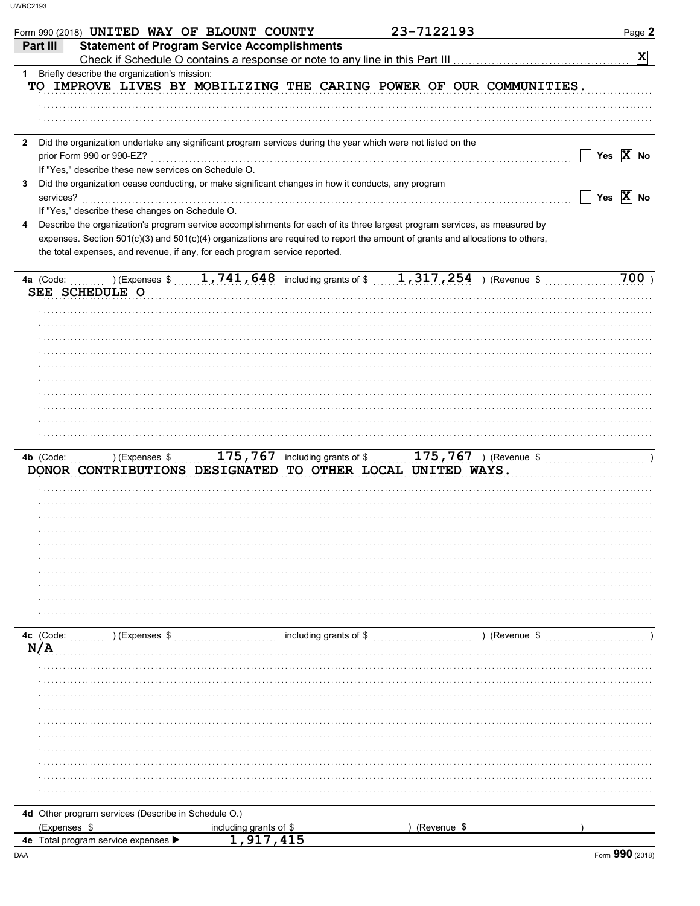Form 990 (2018) UNITED WAY OF BLOUNT COUNTY 23-7122193

## Part III Statement of Program Service Accomplishments

Check if Schedule O contains a response or note to any line in this Part III ..... [X]

**1** Briefly describe the organization's mission:

TO IMPROVE LIVES BY MOBILIZING THE CARING POWER OF OUR COMMUNITIES.

**2** Did the organization undertake any significant program services during the year which were not listed on the prior Form 990 or 990-EZ? ..... [ ] Yes [X] No

If "Yes," describe these new services on Schedule O.

**3** Did the organization cease conducting, or make significant changes in how it conducts, any program services? ..... [ ] Yes [X] No

If "Yes," describe these changes on Schedule O.

**4** Describe the organization's program service accomplishments for each of its three largest program services, as measured by expenses. Section 501(c)(3) and 501(c)(4) organizations are required to report the amount of grants and allocations to others, the total expenses, and revenue, if any, for each program service reported.

**4a** (Code: ) (Expenses $ 1,741,648 including grants of $ 1,317,254 ) (Revenue $ 700 )

SEE SCHEDULE O

**4b** (Code: ) (Expenses $ 175,767 including grants of $ 175,767 ) (Revenue $ )

DONOR CONTRIBUTIONS DESIGNATED TO OTHER LOCAL UNITED WAYS.

**4c** (Code: ) (Expenses $ including grants of $ ) (Revenue $ )

N/A

**4d** Other program services (Describe in Schedule O.)

(Expenses $ including grants of $ ) (Revenue $ )

**4e** Total program service expenses ▶ 1,917,415

Form **990** (2018)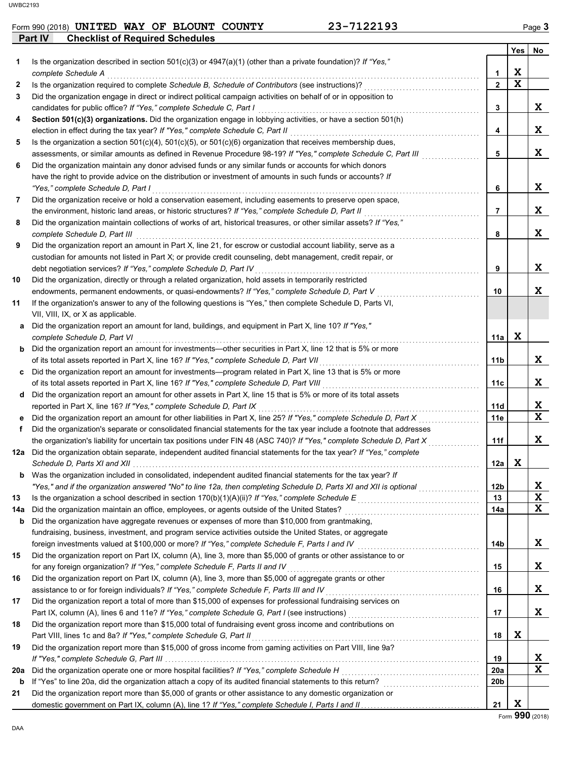Form 990 (2018) **UNITED WAY OF BLOUNT COUNTY** **23-7122193** Page 3

## Part IV Checklist of Required Schedules

| | | | Yes | No |
|---|---|---|---|---|
| **1** | Is the organization described in section 501(c)(3) or 4947(a)(1) (other than a private foundation)? *If "Yes," complete Schedule A* | 1 | X | |
| **2** | Is the organization required to complete *Schedule B, Schedule of Contributors* (see instructions)? | 2 | X | |
| **3** | Did the organization engage in direct or indirect political campaign activities on behalf of or in opposition to candidates for public office? *If "Yes," complete Schedule C, Part I* | 3 | | X |
| **4** | **Section 501(c)(3) organizations.** Did the organization engage in lobbying activities, or have a section 501(h) election in effect during the tax year? *If "Yes," complete Schedule C, Part II* | 4 | | X |
| **5** | Is the organization a section 501(c)(4), 501(c)(5), or 501(c)(6) organization that receives membership dues, assessments, or similar amounts as defined in Revenue Procedure 98-19? *If "Yes," complete Schedule C, Part III* | 5 | | X |
| **6** | Did the organization maintain any donor advised funds or any similar funds or accounts for which donors have the right to provide advice on the distribution or investment of amounts in such funds or accounts? *If "Yes," complete Schedule D, Part I* | 6 | | X |
| **7** | Did the organization receive or hold a conservation easement, including easements to preserve open space, the environment, historic land areas, or historic structures? *If "Yes," complete Schedule D, Part II* | 7 | | X |
| **8** | Did the organization maintain collections of works of art, historical treasures, or other similar assets? *If "Yes," complete Schedule D, Part III* | 8 | | X |
| **9** | Did the organization report an amount in Part X, line 21, for escrow or custodial account liability, serve as a custodian for amounts not listed in Part X; or provide credit counseling, debt management, credit repair, or debt negotiation services? *If "Yes," complete Schedule D, Part IV* | 9 | | X |
| **10** | Did the organization, directly or through a related organization, hold assets in temporarily restricted endowments, permanent endowments, or quasi-endowments? *If "Yes," complete Schedule D, Part V* | 10 | | X |
| **11** | If the organization's answer to any of the following questions is "Yes," then complete Schedule D, Parts VI, VII, VIII, IX, or X as applicable. | | | |
| **a** | Did the organization report an amount for land, buildings, and equipment in Part X, line 10? *If "Yes," complete Schedule D, Part VI* | 11a | X | |
| **b** | Did the organization report an amount for investments—other securities in Part X, line 12 that is 5% or more of its total assets reported in Part X, line 16? *If "Yes," complete Schedule D, Part VII* | 11b | | X |
| **c** | Did the organization report an amount for investments—program related in Part X, line 13 that is 5% or more of its total assets reported in Part X, line 16? *If "Yes," complete Schedule D, Part VIII* | 11c | | X |
| **d** | Did the organization report an amount for other assets in Part X, line 15 that is 5% or more of its total assets reported in Part X, line 16? *If "Yes," complete Schedule D, Part IX* | 11d | | X |
| **e** | Did the organization report an amount for other liabilities in Part X, line 25? *If "Yes," complete Schedule D, Part X* | 11e | | X |
| **f** | Did the organization's separate or consolidated financial statements for the tax year include a footnote that addresses the organization's liability for uncertain tax positions under FIN 48 (ASC 740)? *If "Yes," complete Schedule D, Part X* | 11f | | X |
| **12a** | Did the organization obtain separate, independent audited financial statements for the tax year? *If "Yes," complete Schedule D, Parts XI and XII* | 12a | X | |
| **b** | Was the organization included in consolidated, independent audited financial statements for the tax year? *If "Yes," and if the organization answered "No" to line 12a, then completing Schedule D, Parts XI and XII is optional* | 12b | | X |
| **13** | Is the organization a school described in section 170(b)(1)(A)(ii)? *If "Yes," complete Schedule E* | 13 | | X |
| **14a** | Did the organization maintain an office, employees, or agents outside of the United States? | 14a | | X |
| **b** | Did the organization have aggregate revenues or expenses of more than $10,000 from grantmaking, fundraising, business, investment, and program service activities outside the United States, or aggregate foreign investments valued at $100,000 or more? *If "Yes," complete Schedule F, Parts I and IV* | 14b | | X |
| **15** | Did the organization report on Part IX, column (A), line 3, more than $5,000 of grants or other assistance to or for any foreign organization? *If "Yes," complete Schedule F, Parts II and IV* | 15 | | X |
| **16** | Did the organization report on Part IX, column (A), line 3, more than $5,000 of aggregate grants or other assistance to or for foreign individuals? *If "Yes," complete Schedule F, Parts III and IV* | 16 | | X |
| **17** | Did the organization report a total of more than $15,000 of expenses for professional fundraising services on Part IX, column (A), lines 6 and 11e? *If "Yes," complete Schedule G, Part I* (see instructions) | 17 | | X |
| **18** | Did the organization report more than $15,000 total of fundraising event gross income and contributions on Part VIII, lines 1c and 8a? *If "Yes," complete Schedule G, Part II* | 18 | X | |
| **19** | Did the organization report more than $15,000 of gross income from gaming activities on Part VIII, line 9a? *If "Yes," complete Schedule G, Part III* | 19 | | X |
| **20a** | Did the organization operate one or more hospital facilities? *If "Yes," complete Schedule H* | 20a | | X |
| **b** | If "Yes" to line 20a, did the organization attach a copy of its audited financial statements to this return? | 20b | | |
| **21** | Did the organization report more than $5,000 of grants or other assistance to any domestic organization or domestic government on Part IX, column (A), line 1? *If "Yes," complete Schedule I, Parts I and II* | 21 | X | |

Form **990** (2018)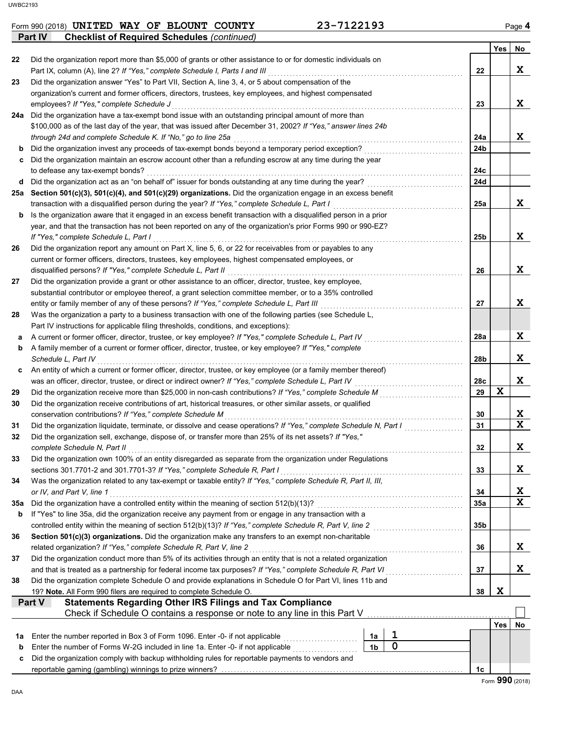Form 990 (2018) UNITED WAY OF BLOUNT COUNTY 23-7122193

**Part IV Checklist of Required Schedules** *(continued)*

| | | | Yes | No |
|---|---|---|---|---|
| 22 | Did the organization report more than $5,000 of grants or other assistance to or for domestic individuals on Part IX, column (A), line 2? *If "Yes," complete Schedule I, Parts I and III* | 22 | | X |
| 23 | Did the organization answer "Yes" to Part VII, Section A, line 3, 4, or 5 about compensation of the organization's current and former officers, directors, trustees, key employees, and highest compensated employees? *If "Yes," complete Schedule J* | 23 | | X |
| 24a | Did the organization have a tax-exempt bond issue with an outstanding principal amount of more than $100,000 as of the last day of the year, that was issued after December 31, 2002? *If "Yes," answer lines 24b through 24d and complete Schedule K. If "No," go to line 25a* | 24a | | X |
| b | Did the organization invest any proceeds of tax-exempt bonds beyond a temporary period exception? | 24b | | |
| c | Did the organization maintain an escrow account other than a refunding escrow at any time during the year to defease any tax-exempt bonds? | 24c | | |
| d | Did the organization act as an "on behalf of" issuer for bonds outstanding at any time during the year? | 24d | | |
| 25a | **Section 501(c)(3), 501(c)(4), and 501(c)(29) organizations.** Did the organization engage in an excess benefit transaction with a disqualified person during the year? *If "Yes," complete Schedule L, Part I* | 25a | | X |
| b | Is the organization aware that it engaged in an excess benefit transaction with a disqualified person in a prior year, and that the transaction has not been reported on any of the organization's prior Forms 990 or 990-EZ? *If "Yes," complete Schedule L, Part I* | 25b | | X |
| 26 | Did the organization report any amount on Part X, line 5, 6, or 22 for receivables from or payables to any current or former officers, directors, trustees, key employees, highest compensated employees, or disqualified persons? *If "Yes," complete Schedule L, Part II* | 26 | | X |
| 27 | Did the organization provide a grant or other assistance to an officer, director, trustee, key employee, substantial contributor or employee thereof, a grant selection committee member, or to a 35% controlled entity or family member of any of these persons? *If "Yes," complete Schedule L, Part III* | 27 | | X |
| 28 | Was the organization a party to a business transaction with one of the following parties (see Schedule L, Part IV instructions for applicable filing thresholds, conditions, and exceptions): | | | |
| a | A current or former officer, director, trustee, or key employee? *If "Yes," complete Schedule L, Part IV* | 28a | | X |
| b | A family member of a current or former officer, director, trustee, or key employee? *If "Yes," complete Schedule L, Part IV* | 28b | | X |
| c | An entity of which a current or former officer, director, trustee, or key employee (or a family member thereof) was an officer, director, trustee, or direct or indirect owner? *If "Yes," complete Schedule L, Part IV* | 28c | | X |
| 29 | Did the organization receive more than $25,000 in non-cash contributions? *If "Yes," complete Schedule M* | 29 | X | |
| 30 | Did the organization receive contributions of art, historical treasures, or other similar assets, or qualified conservation contributions? *If "Yes," complete Schedule M* | 30 | | X |
| 31 | Did the organization liquidate, terminate, or dissolve and cease operations? *If "Yes," complete Schedule N, Part I* | 31 | | X |
| 32 | Did the organization sell, exchange, dispose of, or transfer more than 25% of its net assets? *If "Yes," complete Schedule N, Part II* | 32 | | X |
| 33 | Did the organization own 100% of an entity disregarded as separate from the organization under Regulations sections 301.7701-2 and 301.7701-3? *If "Yes," complete Schedule R, Part I* | 33 | | X |
| 34 | Was the organization related to any tax-exempt or taxable entity? *If "Yes," complete Schedule R, Part II, III, or IV, and Part V, line 1* | 34 | | X |
| 35a | Did the organization have a controlled entity within the meaning of section 512(b)(13)? | 35a | | X |
| b | If "Yes" to line 35a, did the organization receive any payment from or engage in any transaction with a controlled entity within the meaning of section 512(b)(13)? *If "Yes," complete Schedule R, Part V, line 2* | 35b | | |
| 36 | **Section 501(c)(3) organizations.** Did the organization make any transfers to an exempt non-charitable related organization? *If "Yes," complete Schedule R, Part V, line 2* | 36 | | X |
| 37 | Did the organization conduct more than 5% of its activities through an entity that is not a related organization and that is treated as a partnership for federal income tax purposes? *If "Yes," complete Schedule R, Part VI* | 37 | | X |
| 38 | Did the organization complete Schedule O and provide explanations in Schedule O for Part VI, lines 11b and 19? **Note.** All Form 990 filers are required to complete Schedule O. | 38 | X | |

**Part V Statements Regarding Other IRS Filings and Tax Compliance**

Check if Schedule O contains a response or note to any line in this Part V ☐

| | | | | | Yes | No |
|---|---|---|---|---|---|---|
| 1a | Enter the number reported in Box 3 of Form 1096. Enter -0- if not applicable | 1a | 1 | | | |
| b | Enter the number of Forms W-2G included in line 1a. Enter -0- if not applicable | 1b | 0 | | | |
| c | Did the organization comply with backup withholding rules for reportable payments to vendors and reportable gaming (gambling) winnings to prize winners? | | | 1c | | |

Form **990** (2018)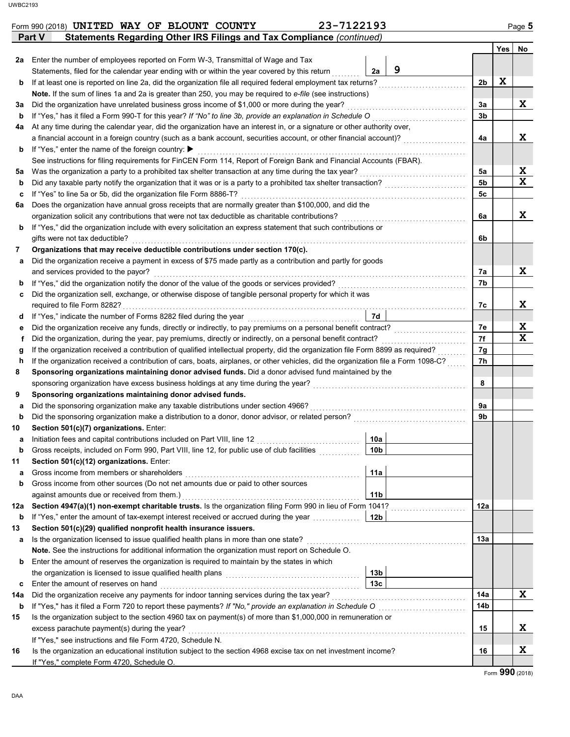Form 990 (2018) **UNITED WAY OF BLOUNT COUNTY** **23-7122193** Page **5**

## Part V Statements Regarding Other IRS Filings and Tax Compliance *(continued)*

| | | | | Line | Yes | No |
|---|---|---|---|---|---|---|
| **2a** | Enter the number of employees reported on Form W-3, Transmittal of Wage and Tax Statements, filed for the calendar year ending with or within the year covered by this return | 2a | 9 | | | |
| **b** | If at least one is reported on line 2a, did the organization file all required federal employment tax returns? | | | 2b | X | |
| | **Note.** If the sum of lines 1a and 2a is greater than 250, you may be required to *e-file* (see instructions) | | | | | |
| **3a** | Did the organization have unrelated business gross income of $1,000 or more during the year? | | | 3a | | X |
| **b** | If "Yes," has it filed a Form 990-T for this year? *If "No" to line 3b, provide an explanation in Schedule O* | | | 3b | | |
| **4a** | At any time during the calendar year, did the organization have an interest in, or a signature or other authority over, a financial account in a foreign country (such as a bank account, securities account, or other financial account)? | | | 4a | | X |
| **b** | If "Yes," enter the name of the foreign country: ▶ | | | | | |
| | See instructions for filing requirements for FinCEN Form 114, Report of Foreign Bank and Financial Accounts (FBAR). | | | | | |
| **5a** | Was the organization a party to a prohibited tax shelter transaction at any time during the tax year? | | | 5a | | X |
| **b** | Did any taxable party notify the organization that it was or is a party to a prohibited tax shelter transaction? | | | 5b | | X |
| **c** | If "Yes" to line 5a or 5b, did the organization file Form 8886-T? | | | 5c | | |
| **6a** | Does the organization have annual gross receipts that are normally greater than $100,000, and did the organization solicit any contributions that were not tax deductible as charitable contributions? | | | 6a | | X |
| **b** | If "Yes," did the organization include with every solicitation an express statement that such contributions or gifts were not tax deductible? | | | 6b | | |
| **7** | **Organizations that may receive deductible contributions under section 170(c).** | | | | | |
| **a** | Did the organization receive a payment in excess of $75 made partly as a contribution and partly for goods and services provided to the payor? | | | 7a | | X |
| **b** | If "Yes," did the organization notify the donor of the value of the goods or services provided? | | | 7b | | |
| **c** | Did the organization sell, exchange, or otherwise dispose of tangible personal property for which it was required to file Form 8282? | | | 7c | | X |
| **d** | If "Yes," indicate the number of Forms 8282 filed during the year | 7d | | | | |
| **e** | Did the organization receive any funds, directly or indirectly, to pay premiums on a personal benefit contract? | | | 7e | | X |
| **f** | Did the organization, during the year, pay premiums, directly or indirectly, on a personal benefit contract? | | | 7f | | X |
| **g** | If the organization received a contribution of qualified intellectual property, did the organization file Form 8899 as required? | | | 7g | | |
| **h** | If the organization received a contribution of cars, boats, airplanes, or other vehicles, did the organization file a Form 1098-C? | | | 7h | | |
| **8** | **Sponsoring organizations maintaining donor advised funds.** Did a donor advised fund maintained by the sponsoring organization have excess business holdings at any time during the year? | | | 8 | | |
| **9** | **Sponsoring organizations maintaining donor advised funds.** | | | | | |
| **a** | Did the sponsoring organization make any taxable distributions under section 4966? | | | 9a | | |
| **b** | Did the sponsoring organization make a distribution to a donor, donor advisor, or related person? | | | 9b | | |
| **10** | **Section 501(c)(7) organizations.** Enter: | | | | | |
| **a** | Initiation fees and capital contributions included on Part VIII, line 12 | 10a | | | | |
| **b** | Gross receipts, included on Form 990, Part VIII, line 12, for public use of club facilities | 10b | | | | |
| **11** | **Section 501(c)(12) organizations.** Enter: | | | | | |
| **a** | Gross income from members or shareholders | 11a | | | | |
| **b** | Gross income from other sources (Do not net amounts due or paid to other sources against amounts due or received from them.) | 11b | | | | |
| **12a** | **Section 4947(a)(1) non-exempt charitable trusts.** Is the organization filing Form 990 in lieu of Form 1041? | | | 12a | | |
| **b** | If "Yes," enter the amount of tax-exempt interest received or accrued during the year | 12b | | | | |
| **13** | **Section 501(c)(29) qualified nonprofit health insurance issuers.** | | | | | |
| **a** | Is the organization licensed to issue qualified health plans in more than one state? | | | 13a | | |
| | **Note.** See the instructions for additional information the organization must report on Schedule O. | | | | | |
| **b** | Enter the amount of reserves the organization is required to maintain by the states in which the organization is licensed to issue qualified health plans | 13b | | | | |
| **c** | Enter the amount of reserves on hand | 13c | | | | |
| **14a** | Did the organization receive any payments for indoor tanning services during the tax year? | | | 14a | | X |
| **b** | If "Yes," has it filed a Form 720 to report these payments? *If "No," provide an explanation in Schedule O* | | | 14b | | |
| **15** | Is the organization subject to the section 4960 tax on payment(s) of more than $1,000,000 in remuneration or excess parachute payment(s) during the year? If "Yes," see instructions and file Form 4720, Schedule N. | | | 15 | | X |
| **16** | Is the organization an educational institution subject to the section 4968 excise tax on net investment income? If "Yes," complete Form 4720, Schedule O. | | | 16 | | X |

Form **990** (2018)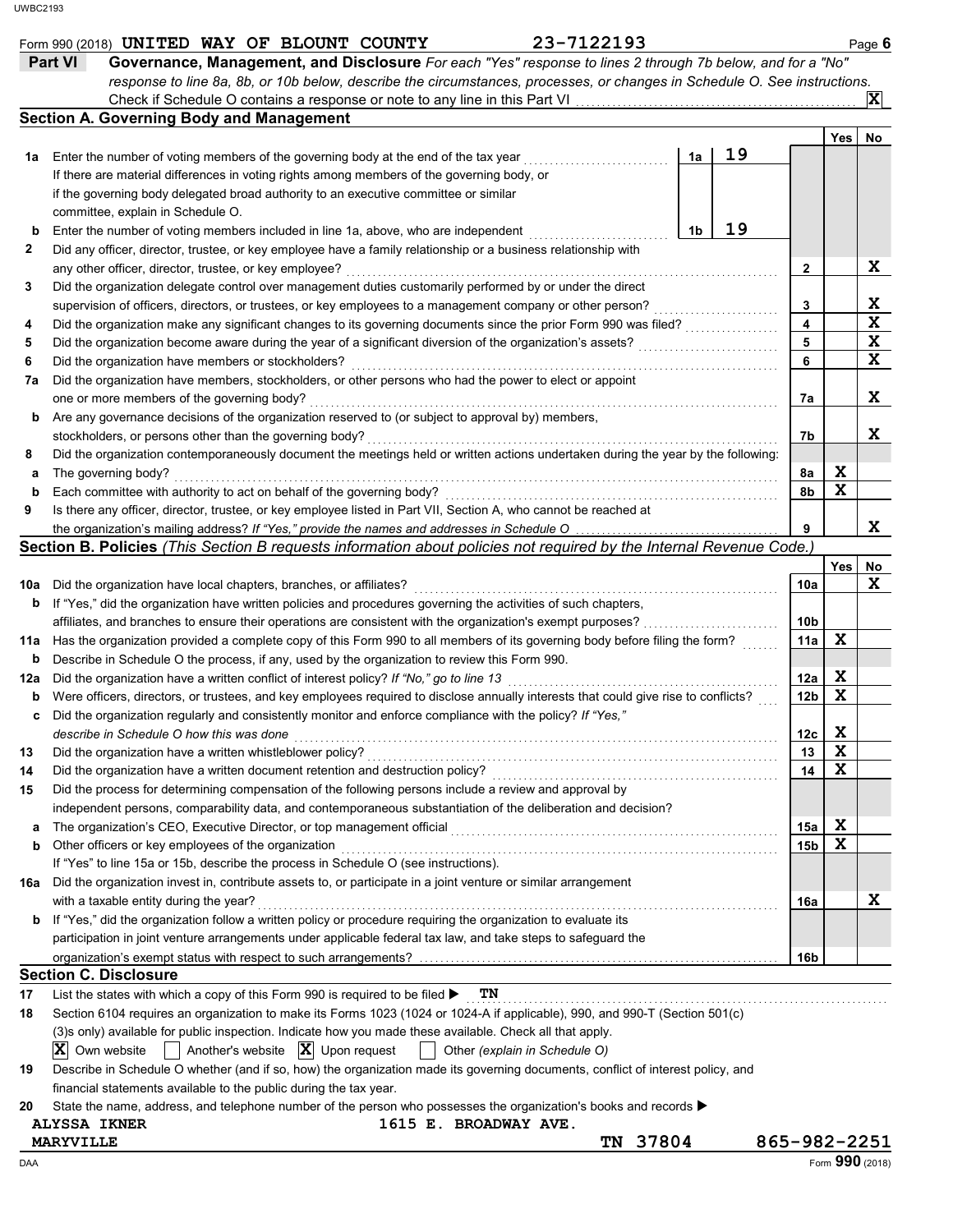Form 990 (2018) **UNITED WAY OF BLOUNT COUNTY** **23-7122193** Page **6**

**Part VI** **Governance, Management, and Disclosure** *For each "Yes" response to lines 2 through 7b below, and for a "No" response to line 8a, 8b, or 10b below, describe the circumstances, processes, or changes in Schedule O. See instructions.*

Check if Schedule O contains a response or note to any line in this Part VI . . . . . . . . . . [X]

## Section A. Governing Body and Management

| | | | Yes | No |
|---|---|---|---|---|
| **1a** | Enter the number of voting members of the governing body at the end of the tax year . . . **1a** 19<br>If there are material differences in voting rights among members of the governing body, or if the governing body delegated broad authority to an executive committee or similar committee, explain in Schedule O. | | | |
| **b** | Enter the number of voting members included in line 1a, above, who are independent . . . **1b** 19 | | | |
| **2** | Did any officer, director, trustee, or key employee have a family relationship or a business relationship with any other officer, director, trustee, or key employee? | 2 | | X |
| **3** | Did the organization delegate control over management duties customarily performed by or under the direct supervision of officers, directors, or trustees, or key employees to a management company or other person? | 3 | | X |
| **4** | Did the organization make any significant changes to its governing documents since the prior Form 990 was filed? | 4 | | X |
| **5** | Did the organization become aware during the year of a significant diversion of the organization's assets? | 5 | | X |
| **6** | Did the organization have members or stockholders? | 6 | | X |
| **7a** | Did the organization have members, stockholders, or other persons who had the power to elect or appoint one or more members of the governing body? | 7a | | X |
| **b** | Are any governance decisions of the organization reserved to (or subject to approval by) members, stockholders, or persons other than the governing body? | 7b | | X |
| **8** | Did the organization contemporaneously document the meetings held or written actions undertaken during the year by the following: | | | |
| **a** | The governing body? | 8a | X | |
| **b** | Each committee with authority to act on behalf of the governing body? | 8b | X | |
| **9** | Is there any officer, director, trustee, or key employee listed in Part VII, Section A, who cannot be reached at the organization's mailing address? *If "Yes," provide the names and addresses in Schedule O* | 9 | | X |

## Section B. Policies *(This Section B requests information about policies not required by the Internal Revenue Code.)*

| | | | Yes | No |
|---|---|---|---|---|
| **10a** | Did the organization have local chapters, branches, or affiliates? | 10a | | X |
| **b** | If "Yes," did the organization have written policies and procedures governing the activities of such chapters, affiliates, and branches to ensure their operations are consistent with the organization's exempt purposes? | 10b | | |
| **11a** | Has the organization provided a complete copy of this Form 990 to all members of its governing body before filing the form? | 11a | X | |
| **b** | Describe in Schedule O the process, if any, used by the organization to review this Form 990. | | | |
| **12a** | Did the organization have a written conflict of interest policy? *If "No," go to line 13* | 12a | X | |
| **b** | Were officers, directors, or trustees, and key employees required to disclose annually interests that could give rise to conflicts? | 12b | X | |
| **c** | Did the organization regularly and consistently monitor and enforce compliance with the policy? *If "Yes," describe in Schedule O how this was done* | 12c | X | |
| **13** | Did the organization have a written whistleblower policy? | 13 | X | |
| **14** | Did the organization have a written document retention and destruction policy? | 14 | X | |
| **15** | Did the process for determining compensation of the following persons include a review and approval by independent persons, comparability data, and contemporaneous substantiation of the deliberation and decision? | | | |
| **a** | The organization's CEO, Executive Director, or top management official | 15a | X | |
| **b** | Other officers or key employees of the organization<br>If "Yes" to line 15a or 15b, describe the process in Schedule O (see instructions). | 15b | X | |
| **16a** | Did the organization invest in, contribute assets to, or participate in a joint venture or similar arrangement with a taxable entity during the year? | 16a | | X |
| **b** | If "Yes," did the organization follow a written policy or procedure requiring the organization to evaluate its participation in joint venture arrangements under applicable federal tax law, and take steps to safeguard the organization's exempt status with respect to such arrangements? | 16b | | |

## Section C. Disclosure

**17** List the states with which a copy of this Form 990 is required to be filed ▶ **TN**

**18** Section 6104 requires an organization to make its Forms 1023 (1024 or 1024-A if applicable), 990, and 990-T (Section 501(c)(3)s only) available for public inspection. Indicate how you made these available. Check all that apply.

[X] Own website [ ] Another's website [X] Upon request [ ] Other *(explain in Schedule O)*

**19** Describe in Schedule O whether (and if so, how) the organization made its governing documents, conflict of interest policy, and financial statements available to the public during the tax year.

**20** State the name, address, and telephone number of the person who possesses the organization's books and records ▶

**ALYSSA IKNER** **1615 E. BROADWAY AVE.**
**MARYVILLE** **TN 37804** **865-982-2251**

Form **990** (2018)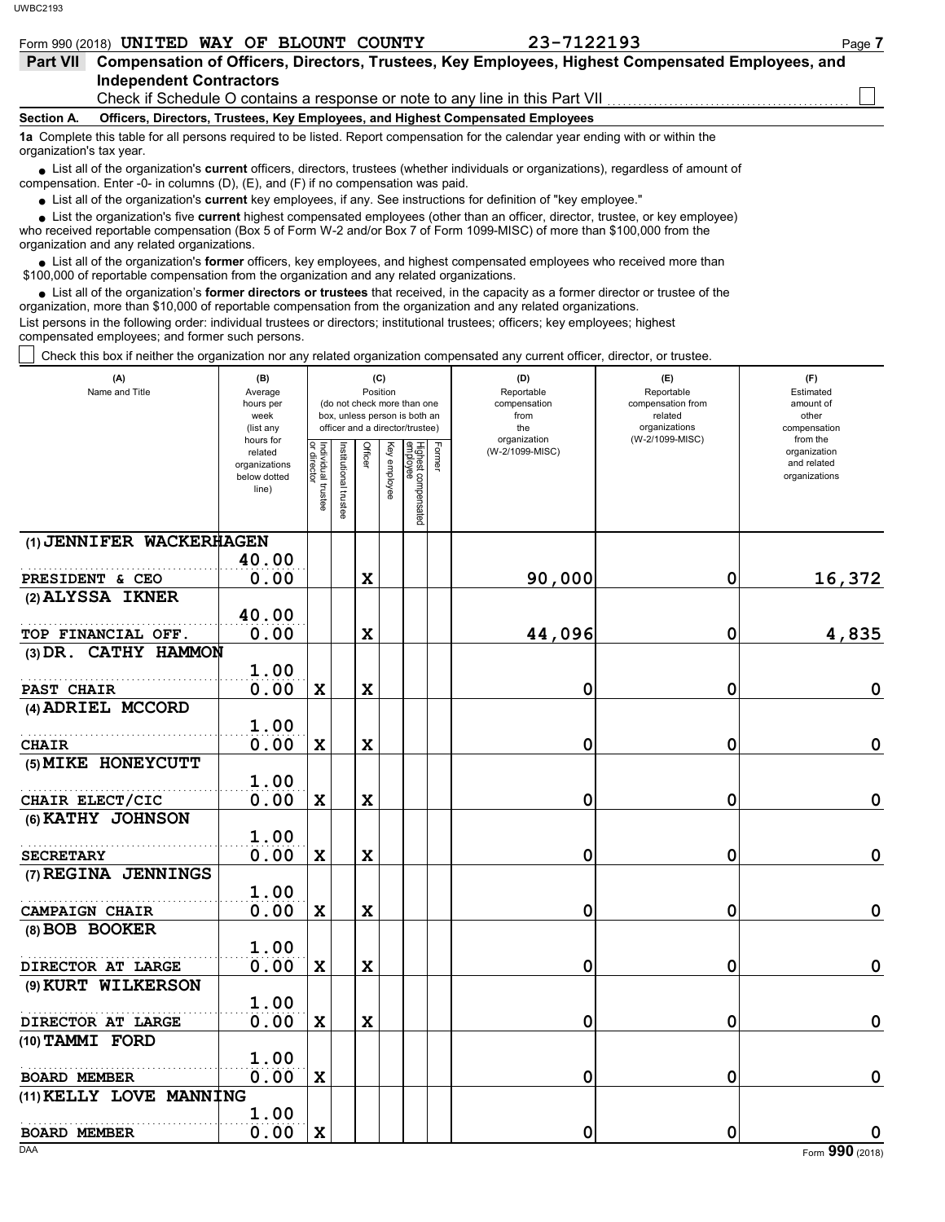Form 990 (2018) **UNITED WAY OF BLOUNT COUNTY** **23-7122193**

## Part VII Compensation of Officers, Directors, Trustees, Key Employees, Highest Compensated Employees, and Independent Contractors

Check if Schedule O contains a response or note to any line in this Part VII ☐

**Section A. Officers, Directors, Trustees, Key Employees, and Highest Compensated Employees**

**1a** Complete this table for all persons required to be listed. Report compensation for the calendar year ending with or within the organization's tax year.

- List all of the organization's **current** officers, directors, trustees (whether individuals or organizations), regardless of amount of compensation. Enter -0- in columns (D), (E), and (F) if no compensation was paid.
- List all of the organization's **current** key employees, if any. See instructions for definition of "key employee."
- List the organization's five **current** highest compensated employees (other than an officer, director, trustee, or key employee) who received reportable compensation (Box 5 of Form W-2 and/or Box 7 of Form 1099-MISC) of more than $100,000 from the organization and any related organizations.
- List all of the organization's **former** officers, key employees, and highest compensated employees who received more than $100,000 of reportable compensation from the organization and any related organizations.
- List all of the organization's **former directors or trustees** that received, in the capacity as a former director or trustee of the organization, more than $10,000 of reportable compensation from the organization and any related organizations.

List persons in the following order: individual trustees or directors; institutional trustees; officers; key employees; highest compensated employees; and former such persons.

☐ Check this box if neither the organization nor any related organization compensated any current officer, director, or trustee.

| (A) Name and Title | (B) Average hours per week (list any hours for related organizations below dotted line) | (C) Position: Individual trustee or director | Institutional trustee | Officer | Key employee | Highest compensated employee | Former | (D) Reportable compensation from the organization (W-2/1099-MISC) | (E) Reportable compensation from related organizations (W-2/1099-MISC) | (F) Estimated amount of other compensation from the organization and related organizations |
|---|---|---|---|---|---|---|---|---|---|---|
| (1) JENNIFER WACKERHAGEN<br>PRESIDENT & CEO | 40.00<br>0.00 | | | X | | | | 90,000 | 0 | 16,372 |
| (2) ALYSSA IKNER<br>TOP FINANCIAL OFF. | 40.00<br>0.00 | | | X | | | | 44,096 | 0 | 4,835 |
| (3) DR. CATHY HAMMON<br>PAST CHAIR | 1.00<br>0.00 | X | | X | | | | 0 | 0 | 0 |
| (4) ADRIEL MCCORD<br>CHAIR | 1.00<br>0.00 | X | | X | | | | 0 | 0 | 0 |
| (5) MIKE HONEYCUTT<br>CHAIR ELECT/CIC | 1.00<br>0.00 | X | | X | | | | 0 | 0 | 0 |
| (6) KATHY JOHNSON<br>SECRETARY | 1.00<br>0.00 | X | | X | | | | 0 | 0 | 0 |
| (7) REGINA JENNINGS<br>CAMPAIGN CHAIR | 1.00<br>0.00 | X | | X | | | | 0 | 0 | 0 |
| (8) BOB BOOKER<br>DIRECTOR AT LARGE | 1.00<br>0.00 | X | | X | | | | 0 | 0 | 0 |
| (9) KURT WILKERSON<br>DIRECTOR AT LARGE | 1.00<br>0.00 | X | | X | | | | 0 | 0 | 0 |
| (10) TAMMI FORD<br>BOARD MEMBER | 1.00<br>0.00 | X | | | | | | 0 | 0 | 0 |
| (11) KELLY LOVE MANNING<br>BOARD MEMBER | 1.00<br>0.00 | X | | | | | | 0 | 0 | 0 |

Form **990** (2018)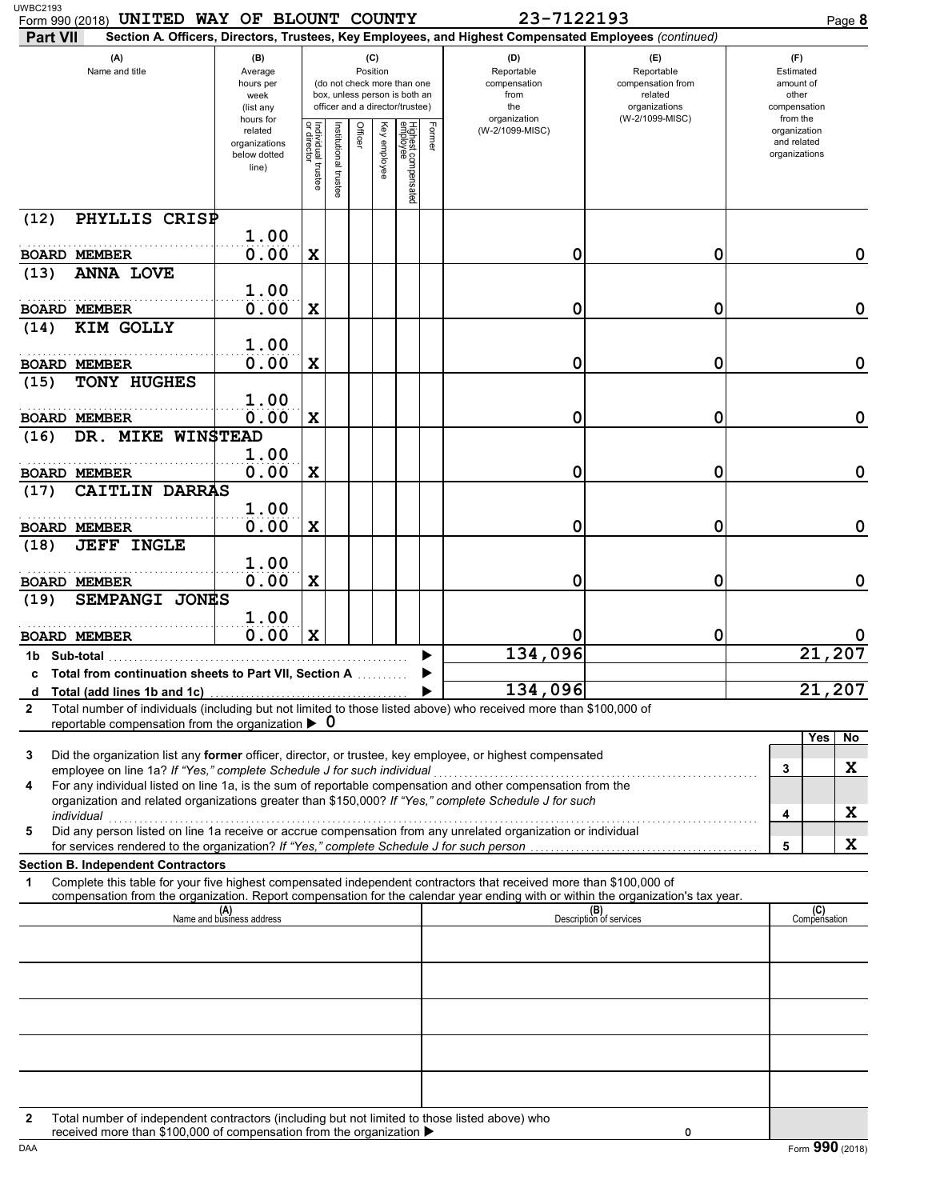Form 990 (2018) UNITED WAY OF BLOUNT COUNTY 23-7122193 Page 8

**Part VII** Section A. Officers, Directors, Trustees, Key Employees, and Highest Compensated Employees *(continued)*

| (A) Name and title | (B) Average hours per week (list any hours for related organizations below dotted line) | (C) Position: Individual trustee or director | Institutional trustee | Officer | Key employee | Highest compensated employee | Former | (D) Reportable compensation from the organization (W-2/1099-MISC) | (E) Reportable compensation from related organizations (W-2/1099-MISC) | (F) Estimated amount of other compensation from the organization and related organizations |
|---|---|---|---|---|---|---|---|---|---|---|
| (12) PHYLLIS CRISP<br>BOARD MEMBER | 1.00<br>0.00 | X | | | | | | 0 | 0 | 0 |
| (13) ANNA LOVE<br>BOARD MEMBER | 1.00<br>0.00 | X | | | | | | 0 | 0 | 0 |
| (14) KIM GOLLY<br>BOARD MEMBER | 1.00<br>0.00 | X | | | | | | 0 | 0 | 0 |
| (15) TONY HUGHES<br>BOARD MEMBER | 1.00<br>0.00 | X | | | | | | 0 | 0 | 0 |
| (16) DR. MIKE WINSTEAD<br>BOARD MEMBER | 1.00<br>0.00 | X | | | | | | 0 | 0 | 0 |
| (17) CAITLIN DARRAS<br>BOARD MEMBER | 1.00<br>0.00 | X | | | | | | 0 | 0 | 0 |
| (18) JEFF INGLE<br>BOARD MEMBER | 1.00<br>0.00 | X | | | | | | 0 | 0 | 0 |
| (19) SEMPANGI JONES<br>BOARD MEMBER | 1.00<br>0.00 | X | | | | | | 0 | 0 | 0 |
| 1b Sub-total | | | | | | | | 134,096 | | 21,207 |
| c Total from continuation sheets to Part VII, Section A | | | | | | | | | | |
| d Total (add lines 1b and 1c) | | | | | | | | 134,096 | | 21,207 |

2 Total number of individuals (including but not limited to those listed above) who received more than $100,000 of reportable compensation from the organization ▶ 0

| | | Yes | No |
|---|---|---|---|
| 3 Did the organization list any **former** officer, director, or trustee, key employee, or highest compensated employee on line 1a? *If "Yes," complete Schedule J for such individual* | 3 | | X |
| 4 For any individual listed on line 1a, is the sum of reportable compensation and other compensation from the organization and related organizations greater than $150,000? *If "Yes," complete Schedule J for such individual* | 4 | | X |
| 5 Did any person listed on line 1a receive or accrue compensation from any unrelated organization or individual for services rendered to the organization? *If "Yes," complete Schedule J for such person* | 5 | | X |

**Section B. Independent Contractors**

1 Complete this table for your five highest compensated independent contractors that received more than $100,000 of compensation from the organization. Report compensation for the calendar year ending with or within the organization's tax year.

| (A) Name and business address | (B) Description of services | (C) Compensation |
|---|---|---|
| | | |
| | | |
| | | |
| | | |
| | | |

2 Total number of independent contractors (including but not limited to those listed above) who received more than $100,000 of compensation from the organization ▶ 0

DAA Form 990 (2018)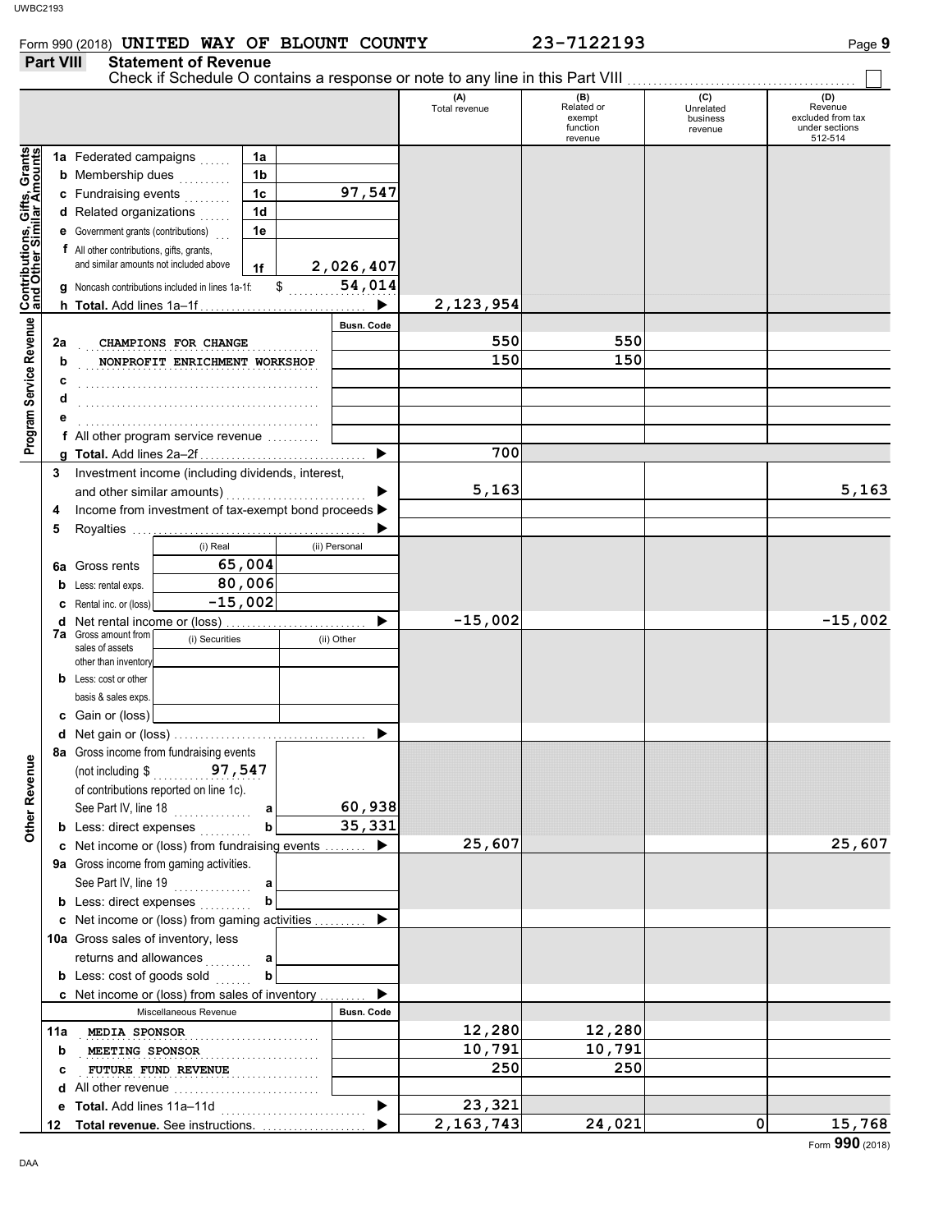Form 990 (2018) UNITED WAY OF BLOUNT COUNTY 23-7122193

## Part VIII Statement of Revenue

Check if Schedule O contains a response or note to any line in this Part VIII ☐

| | | | (A) Total revenue | (B) Related or exempt function revenue | (C) Unrelated business revenue | (D) Revenue excluded from tax under sections 512-514 |
|---|---|---|---|---|---|---|
| **Contributions, Gifts, Grants and Other Similar Amounts** | | | | | | |
| 1a | Federated campaigns | 1a | | | | |
| b | Membership dues | 1b | | | | |
| c | Fundraising events | 1c 97,547 | | | | |
| d | Related organizations | 1d | | | | |
| e | Government grants (contributions) | 1e | | | | |
| f | All other contributions, gifts, grants, and similar amounts not included above | 1f 2,026,407 | | | | |
| g | Noncash contributions included in lines 1a-1f: $ 54,014 | | | | | |
| h | **Total.** Add lines 1a–1f | ▶ | 2,123,954 | | | |
| **Program Service Revenue** | | Busn. Code | | | | |
| 2a | CHAMPIONS FOR CHANGE | | 550 | 550 | | |
| b | NONPROFIT ENRICHMENT WORKSHOP | | 150 | 150 | | |
| c | | | | | | |
| d | | | | | | |
| e | | | | | | |
| f | All other program service revenue | | | | | |
| g | **Total.** Add lines 2a–2f | ▶ | 700 | | | |
| 3 | Investment income (including dividends, interest, and other similar amounts) | ▶ | 5,163 | | | 5,163 |
| 4 | Income from investment of tax-exempt bond proceeds | ▶ | | | | |
| 5 | Royalties | ▶ | | | | |
| | | (i) Real / (ii) Personal | | | | |
| 6a | Gross rents | 65,004 | | | | |
| b | Less: rental exps. | 80,006 | | | | |
| c | Rental inc. or (loss) | -15,002 | | | | |
| d | Net rental income or (loss) | ▶ | -15,002 | | | -15,002 |
| 7a | Gross amount from sales of assets other than inventory | (i) Securities / (ii) Other | | | | |
| b | Less: cost or other basis & sales exps. | | | | | |
| c | Gain or (loss) | | | | | |
| d | Net gain or (loss) | ▶ | | | | |
| **Other Revenue** | | | | | | |
| 8a | Gross income from fundraising events (not including $ 97,547 of contributions reported on line 1c). See Part IV, line 18 | a 60,938 | | | | |
| b | Less: direct expenses | b 35,331 | | | | |
| c | Net income or (loss) from fundraising events | ▶ | 25,607 | | | 25,607 |
| 9a | Gross income from gaming activities. See Part IV, line 19 | a | | | | |
| b | Less: direct expenses | b | | | | |
| c | Net income or (loss) from gaming activities | ▶ | | | | |
| 10a | Gross sales of inventory, less returns and allowances | a | | | | |
| b | Less: cost of goods sold | b | | | | |
| c | Net income or (loss) from sales of inventory | ▶ | | | | |
| | Miscellaneous Revenue | Busn. Code | | | | |
| 11a | MEDIA SPONSOR | | 12,280 | 12,280 | | |
| b | MEETING SPONSOR | | 10,791 | 10,791 | | |
| c | FUTURE FUND REVENUE | | 250 | 250 | | |
| d | All other revenue | | | | | |
| e | **Total.** Add lines 11a–11d | ▶ | 23,321 | | | |
| 12 | **Total revenue.** See instructions. | ▶ | 2,163,743 | 24,021 | 0 | 15,768 |

Form **990** (2018)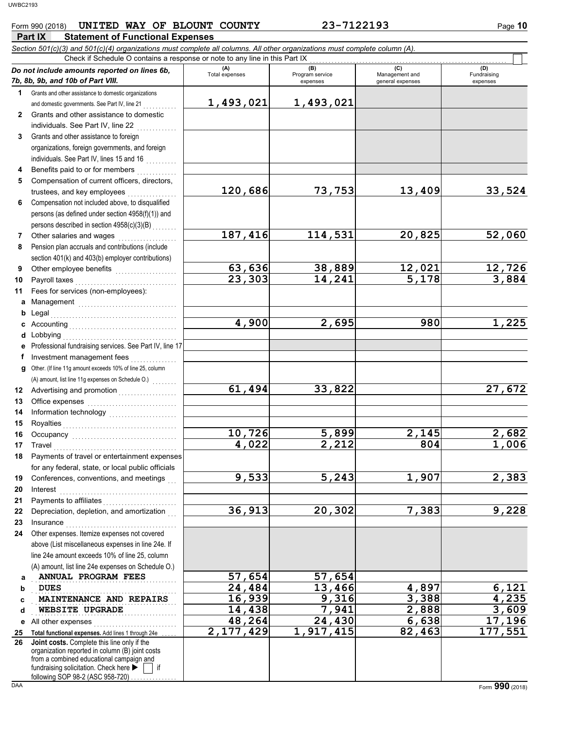Form 990 (2018) **UNITED WAY OF BLOUNT COUNTY** **23-7122193**

## Part IX Statement of Functional Expenses

*Section 501(c)(3) and 501(c)(4) organizations must complete all columns. All other organizations must complete column (A).*

Check if Schedule O contains a response or note to any line in this Part IX ☐

| *Do not include amounts reported on lines 6b, 7b, 8b, 9b, and 10b of Part VIII.* | (A) Total expenses | (B) Program service expenses | (C) Management and general expenses | (D) Fundraising expenses |
|---|---|---|---|---|
| **1** Grants and other assistance to domestic organizations and domestic governments. See Part IV, line 21 | 1,493,021 | 1,493,021 | | |
| **2** Grants and other assistance to domestic individuals. See Part IV, line 22 | | | | |
| **3** Grants and other assistance to foreign organizations, foreign governments, and foreign individuals. See Part IV, lines 15 and 16 | | | | |
| **4** Benefits paid to or for members | | | | |
| **5** Compensation of current officers, directors, trustees, and key employees | 120,686 | 73,753 | 13,409 | 33,524 |
| **6** Compensation not included above, to disqualified persons (as defined under section 4958(f)(1)) and persons described in section 4958(c)(3)(B) | | | | |
| **7** Other salaries and wages | 187,416 | 114,531 | 20,825 | 52,060 |
| **8** Pension plan accruals and contributions (include section 401(k) and 403(b) employer contributions) | | | | |
| **9** Other employee benefits | 63,636 | 38,889 | 12,021 | 12,726 |
| **10** Payroll taxes | 23,303 | 14,241 | 5,178 | 3,884 |
| **11** Fees for services (non-employees): | | | | |
| **a** Management | | | | |
| **b** Legal | | | | |
| **c** Accounting | 4,900 | 2,695 | 980 | 1,225 |
| **d** Lobbying | | | | |
| **e** Professional fundraising services. See Part IV, line 17 | | | | |
| **f** Investment management fees | | | | |
| **g** Other. (If line 11g amount exceeds 10% of line 25, column (A) amount, list line 11g expenses on Schedule O.) | | | | |
| **12** Advertising and promotion | 61,494 | 33,822 | | 27,672 |
| **13** Office expenses | | | | |
| **14** Information technology | | | | |
| **15** Royalties | | | | |
| **16** Occupancy | 10,726 | 5,899 | 2,145 | 2,682 |
| **17** Travel | 4,022 | 2,212 | 804 | 1,006 |
| **18** Payments of travel or entertainment expenses for any federal, state, or local public officials | | | | |
| **19** Conferences, conventions, and meetings | 9,533 | 5,243 | 1,907 | 2,383 |
| **20** Interest | | | | |
| **21** Payments to affiliates | | | | |
| **22** Depreciation, depletion, and amortization | 36,913 | 20,302 | 7,383 | 9,228 |
| **23** Insurance | | | | |
| **24** Other expenses. Itemize expenses not covered above (List miscellaneous expenses in line 24e. If line 24e amount exceeds 10% of line 25, column (A) amount, list line 24e expenses on Schedule O.) | | | | |
| **a** ANNUAL PROGRAM FEES | 57,654 | 57,654 | | |
| **b** DUES | 24,484 | 13,466 | 4,897 | 6,121 |
| **c** MAINTENANCE AND REPAIRS | 16,939 | 9,316 | 3,388 | 4,235 |
| **d** WEBSITE UPGRADE | 14,438 | 7,941 | 2,888 | 3,609 |
| **e** All other expenses | 48,264 | 24,430 | 6,638 | 17,196 |
| **25 Total functional expenses.** Add lines 1 through 24e | 2,177,429 | 1,917,415 | 82,463 | 177,551 |
| **26 Joint costs.** Complete this line only if the organization reported in column (B) joint costs from a combined educational campaign and fundraising solicitation. Check here ▶ ☐ if following SOP 98-2 (ASC 958-720) | | | | |

Form **990** (2018)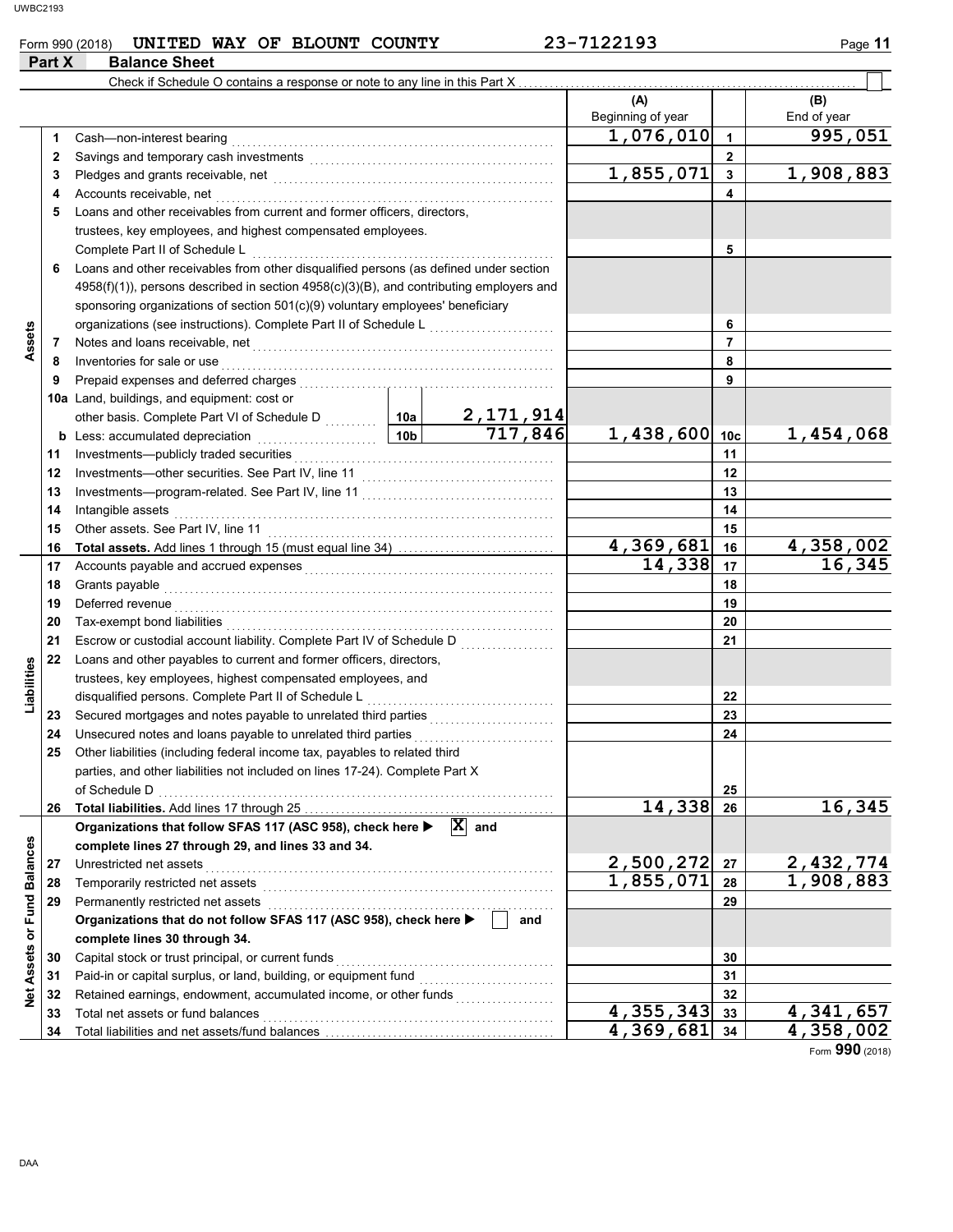Form 990 (2018) UNITED WAY OF BLOUNT COUNTY 23-7122193

## Part X Balance Sheet

Check if Schedule O contains a response or note to any line in this Part X

| | | Description | | | (A) Beginning of year | | (B) End of year |
|---|---|---|---|---|---|---|---|
| Assets | 1 | Cash—non-interest bearing | | | 1,076,010 | 1 | 995,051 |
| | 2 | Savings and temporary cash investments | | | | 2 | |
| | 3 | Pledges and grants receivable, net | | | 1,855,071 | 3 | 1,908,883 |
| | 4 | Accounts receivable, net | | | | 4 | |
| | 5 | Loans and other receivables from current and former officers, directors, trustees, key employees, and highest compensated employees. Complete Part II of Schedule L | | | | 5 | |
| | 6 | Loans and other receivables from other disqualified persons (as defined under section 4958(f)(1)), persons described in section 4958(c)(3)(B), and contributing employers and sponsoring organizations of section 501(c)(9) voluntary employees' beneficiary organizations (see instructions). Complete Part II of Schedule L | | | | 6 | |
| | 7 | Notes and loans receivable, net | | | | 7 | |
| | 8 | Inventories for sale or use | | | | 8 | |
| | 9 | Prepaid expenses and deferred charges | | | | 9 | |
| | 10a | Land, buildings, and equipment: cost or other basis. Complete Part VI of Schedule D | 10a | 2,171,914 | | | |
| | b | Less: accumulated depreciation | 10b | 717,846 | 1,438,600 | 10c | 1,454,068 |
| | 11 | Investments—publicly traded securities | | | | 11 | |
| | 12 | Investments—other securities. See Part IV, line 11 | | | | 12 | |
| | 13 | Investments—program-related. See Part IV, line 11 | | | | 13 | |
| | 14 | Intangible assets | | | | 14 | |
| | 15 | Other assets. See Part IV, line 11 | | | | 15 | |
| | 16 | **Total assets.** Add lines 1 through 15 (must equal line 34) | | | 4,369,681 | 16 | 4,358,002 |
| Liabilities | 17 | Accounts payable and accrued expenses | | | 14,338 | 17 | 16,345 |
| | 18 | Grants payable | | | | 18 | |
| | 19 | Deferred revenue | | | | 19 | |
| | 20 | Tax-exempt bond liabilities | | | | 20 | |
| | 21 | Escrow or custodial account liability. Complete Part IV of Schedule D | | | | 21 | |
| | 22 | Loans and other payables to current and former officers, directors, trustees, key employees, highest compensated employees, and disqualified persons. Complete Part II of Schedule L | | | | 22 | |
| | 23 | Secured mortgages and notes payable to unrelated third parties | | | | 23 | |
| | 24 | Unsecured notes and loans payable to unrelated third parties | | | | 24 | |
| | 25 | Other liabilities (including federal income tax, payables to related third parties, and other liabilities not included on lines 17-24). Complete Part X of Schedule D | | | | 25 | |
| | 26 | **Total liabilities.** Add lines 17 through 25 | | | 14,338 | 26 | 16,345 |
| Net Assets or Fund Balances | | **Organizations that follow SFAS 117 (ASC 958), check here ▶ [X] and complete lines 27 through 29, and lines 33 and 34.** | | | | | |
| | 27 | Unrestricted net assets | | | 2,500,272 | 27 | 2,432,774 |
| | 28 | Temporarily restricted net assets | | | 1,855,071 | 28 | 1,908,883 |
| | 29 | Permanently restricted net assets | | | | 29 | |
| | | **Organizations that do not follow SFAS 117 (ASC 958), check here ▶ [ ] and complete lines 30 through 34.** | | | | | |
| | 30 | Capital stock or trust principal, or current funds | | | | 30 | |
| | 31 | Paid-in or capital surplus, or land, building, or equipment fund | | | | 31 | |
| | 32 | Retained earnings, endowment, accumulated income, or other funds | | | | 32 | |
| | 33 | Total net assets or fund balances | | | 4,355,343 | 33 | 4,341,657 |
| | 34 | Total liabilities and net assets/fund balances | | | 4,369,681 | 34 | 4,358,002 |

Form **990** (2018)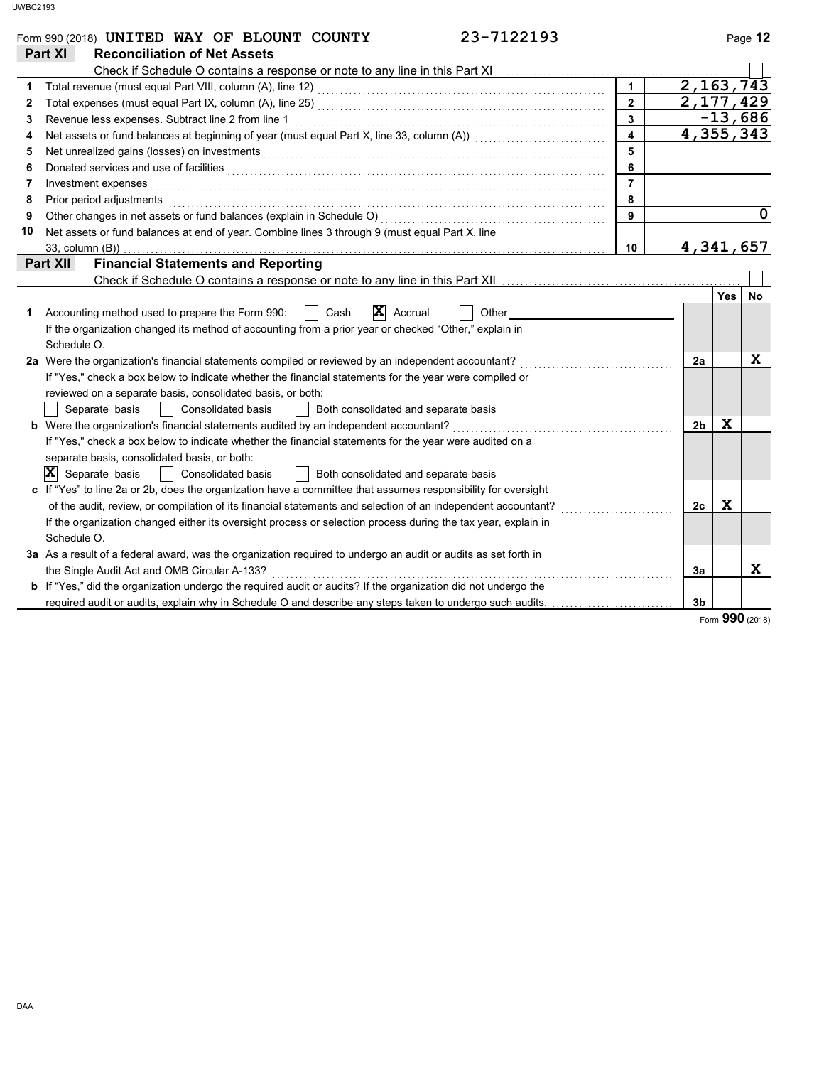Form 990 (2018) **UNITED WAY OF BLOUNT COUNTY** **23-7122193**

## Part XI Reconciliation of Net Assets

Check if Schedule O contains a response or note to any line in this Part XI . . . ☐

| | | Line | Amount |
|---|---|---|---|
| 1 | Total revenue (must equal Part VIII, column (A), line 12) | 1 | 2,163,743 |
| 2 | Total expenses (must equal Part IX, column (A), line 25) | 2 | 2,177,429 |
| 3 | Revenue less expenses. Subtract line 2 from line 1 | 3 | -13,686 |
| 4 | Net assets or fund balances at beginning of year (must equal Part X, line 33, column (A)) | 4 | 4,355,343 |
| 5 | Net unrealized gains (losses) on investments | 5 | |
| 6 | Donated services and use of facilities | 6 | |
| 7 | Investment expenses | 7 | |
| 8 | Prior period adjustments | 8 | |
| 9 | Other changes in net assets or fund balances (explain in Schedule O) | 9 | 0 |
| 10 | Net assets or fund balances at end of year. Combine lines 3 through 9 (must equal Part X, line 33, column (B)) | 10 | 4,341,657 |

## Part XII Financial Statements and Reporting

Check if Schedule O contains a response or note to any line in this Part XII . . . ☐

| | | | Yes | No |
|---|---|---|---|---|
| 1 | Accounting method used to prepare the Form 990: ☐ Cash ☒ Accrual ☐ Other<br>If the organization changed its method of accounting from a prior year or checked "Other," explain in Schedule O. | | | |
| 2a | Were the organization's financial statements compiled or reviewed by an independent accountant?<br>If "Yes," check a box below to indicate whether the financial statements for the year were compiled or reviewed on a separate basis, consolidated basis, or both:<br>☐ Separate basis ☐ Consolidated basis ☐ Both consolidated and separate basis | 2a | | X |
| b | Were the organization's financial statements audited by an independent accountant?<br>If "Yes," check a box below to indicate whether the financial statements for the year were audited on a separate basis, consolidated basis, or both:<br>☒ Separate basis ☐ Consolidated basis ☐ Both consolidated and separate basis | 2b | X | |
| c | If "Yes" to line 2a or 2b, does the organization have a committee that assumes responsibility for oversight of the audit, review, or compilation of its financial statements and selection of an independent accountant?<br>If the organization changed either its oversight process or selection process during the tax year, explain in Schedule O. | 2c | X | |
| 3a | As a result of a federal award, was the organization required to undergo an audit or audits as set forth in the Single Audit Act and OMB Circular A-133? | 3a | | X |
| b | If "Yes," did the organization undergo the required audit or audits? If the organization did not undergo the required audit or audits, explain why in Schedule O and describe any steps taken to undergo such audits. | 3b | | |

Form **990** (2018)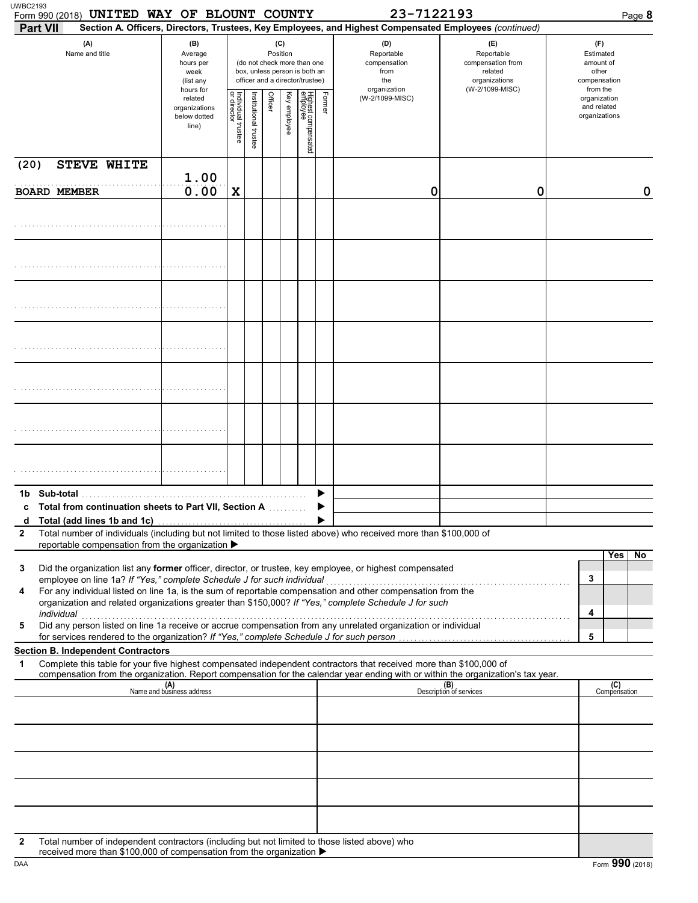Form 990 (2018) **UNITED WAY OF BLOUNT COUNTY** 23-7122193

**Part VII Section A. Officers, Directors, Trustees, Key Employees, and Highest Compensated Employees** *(continued)*

| (A) Name and title | (B) Average hours per week (list any hours for related organizations below dotted line) | (C) Position: Individual trustee or director | Institutional trustee | Officer | Key employee | Highest compensated employee | Former | (D) Reportable compensation from the organization (W-2/1099-MISC) | (E) Reportable compensation from related organizations (W-2/1099-MISC) | (F) Estimated amount of other compensation from the organization and related organizations |
|---|---|---|---|---|---|---|---|---|---|---|
| (20) STEVE WHITE<br>BOARD MEMBER | 1.00<br>0.00 | X | | | | | | 0 | 0 | 0 |
| | | | | | | | | | | |
| | | | | | | | | | | |
| | | | | | | | | | | |
| | | | | | | | | | | |
| | | | | | | | | | | |
| | | | | | | | | | | |
| | | | | | | | | | | |
| **1b Sub-total** | | | | | | | ▶ | | | |
| **c Total from continuation sheets to Part VII, Section A** | | | | | | | ▶ | | | |
| **d Total (add lines 1b and 1c)** | | | | | | | ▶ | | | |

**2** Total number of individuals (including but not limited to those listed above) who received more than $100,000 of reportable compensation from the organization ▶

| | | Yes | No |
|---|---|---|---|
| **3** Did the organization list any **former** officer, director, or trustee, key employee, or highest compensated employee on line 1a? *If "Yes," complete Schedule J for such individual* | 3 | | |
| **4** For any individual listed on line 1a, is the sum of reportable compensation and other compensation from the organization and related organizations greater than $150,000? *If "Yes," complete Schedule J for such individual* | 4 | | |
| **5** Did any person listed on line 1a receive or accrue compensation from any unrelated organization or individual for services rendered to the organization? *If "Yes," complete Schedule J for such person* | 5 | | |

**Section B. Independent Contractors**

**1** Complete this table for your five highest compensated independent contractors that received more than $100,000 of compensation from the organization. Report compensation for the calendar year ending with or within the organization's tax year.

| (A) Name and business address | (B) Description of services | (C) Compensation |
|---|---|---|
| | | |
| | | |
| | | |
| | | |
| | | |

**2** Total number of independent contractors (including but not limited to those listed above) who received more than $100,000 of compensation from the organization ▶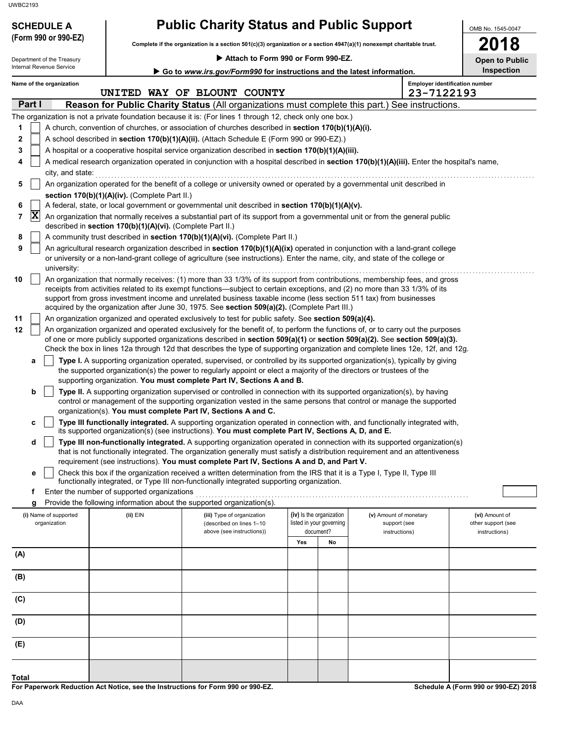UWBC2193

**SCHEDULE A (Form 990 or 990-EZ)**

Department of the Treasury
Internal Revenue Service

# Public Charity Status and Public Support

**Complete if the organization is a section 501(c)(3) organization or a section 4947(a)(1) nonexempt charitable trust.**

▶ **Attach to Form 990 or Form 990-EZ.**

▶ **Go to *www.irs.gov/Form990* for instructions and the latest information.**

OMB No. 1545-0047

**2018**

**Open to Public Inspection**

Name of the organization: UNITED WAY OF BLOUNT COUNTY

Employer identification number: 23-7122193

## Part I — Reason for Public Charity Status (All organizations must complete this part.) See instructions.

The organization is not a private foundation because it is: (For lines 1 through 12, check only one box.)

1. [ ] A church, convention of churches, or association of churches described in **section 170(b)(1)(A)(i).**
2. [ ] A school described in **section 170(b)(1)(A)(ii).** (Attach Schedule E (Form 990 or 990-EZ).)
3. [ ] A hospital or a cooperative hospital service organization described in **section 170(b)(1)(A)(iii).**
4. [ ] A medical research organization operated in conjunction with a hospital described in **section 170(b)(1)(A)(iii).** Enter the hospital's name, city, and state:
5. [ ] An organization operated for the benefit of a college or university owned or operated by a governmental unit described in **section 170(b)(1)(A)(iv).** (Complete Part II.)
6. [ ] A federal, state, or local government or governmental unit described in **section 170(b)(1)(A)(v).**
7. [X] An organization that normally receives a substantial part of its support from a governmental unit or from the general public described in **section 170(b)(1)(A)(vi).** (Complete Part II.)
8. [ ] A community trust described in **section 170(b)(1)(A)(vi).** (Complete Part II.)
9. [ ] An agricultural research organization described in **section 170(b)(1)(A)(ix)** operated in conjunction with a land-grant college or university or a non-land-grant college of agriculture (see instructions). Enter the name, city, and state of the college or university:
10. [ ] An organization that normally receives: (1) more than 33 1/3% of its support from contributions, membership fees, and gross receipts from activities related to its exempt functions—subject to certain exceptions, and (2) no more than 33 1/3% of its support from gross investment income and unrelated business taxable income (less section 511 tax) from businesses acquired by the organization after June 30, 1975. See **section 509(a)(2).** (Complete Part III.)
11. [ ] An organization organized and operated exclusively to test for public safety. See **section 509(a)(4).**
12. [ ] An organization organized and operated exclusively for the benefit of, to perform the functions of, or to carry out the purposes of one or more publicly supported organizations described in **section 509(a)(1)** or **section 509(a)(2).** See **section 509(a)(3).** Check the box in lines 12a through 12d that describes the type of supporting organization and complete lines 12e, 12f, and 12g.
   - **a** [ ] **Type I.** A supporting organization operated, supervised, or controlled by its supported organization(s), typically by giving the supported organization(s) the power to regularly appoint or elect a majority of the directors or trustees of the supporting organization. **You must complete Part IV, Sections A and B.**
   - **b** [ ] **Type II.** A supporting organization supervised or controlled in connection with its supported organization(s), by having control or management of the supporting organization vested in the same persons that control or manage the supported organization(s). **You must complete Part IV, Sections A and C.**
   - **c** [ ] **Type III functionally integrated.** A supporting organization operated in connection with, and functionally integrated with, its supported organization(s) (see instructions). **You must complete Part IV, Sections A, D, and E.**
   - **d** [ ] **Type III non-functionally integrated.** A supporting organization operated in connection with its supported organization(s) that is not functionally integrated. The organization generally must satisfy a distribution requirement and an attentiveness requirement (see instructions). **You must complete Part IV, Sections A and D, and Part V.**
   - **e** [ ] Check this box if the organization received a written determination from the IRS that it is a Type I, Type II, Type III functionally integrated, or Type III non-functionally integrated supporting organization.
   - **f** Enter the number of supported organizations
   - **g** Provide the following information about the supported organization(s).

| (i) Name of supported organization | (ii) EIN | (iii) Type of organization (described on lines 1–10 above (see instructions)) | (iv) Is the organization listed in your governing document? Yes | No | (v) Amount of monetary support (see instructions) | (vi) Amount of other support (see instructions) |
|---|---|---|---|---|---|---|
| (A) | | | | | | |
| (B) | | | | | | |
| (C) | | | | | | |
| (D) | | | | | | |
| (E) | | | | | | |
| Total | | | | | | |

**For Paperwork Reduction Act Notice, see the Instructions for Form 990 or 990-EZ.**

**Schedule A (Form 990 or 990-EZ) 2018**

DAA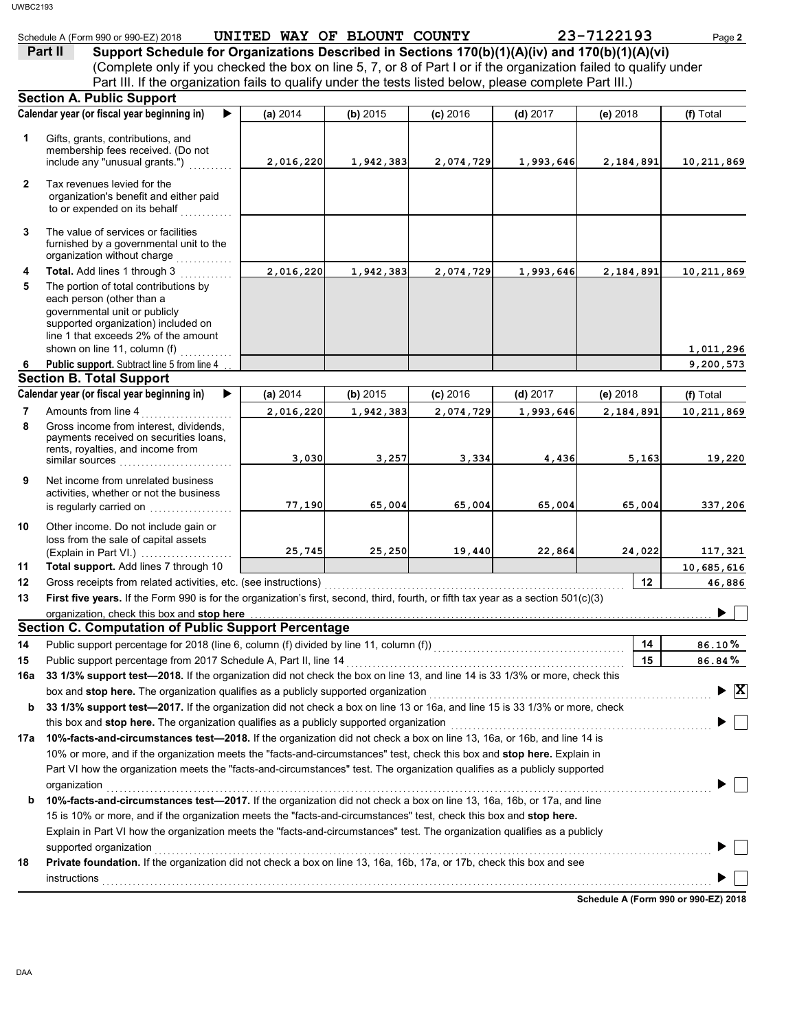Schedule A (Form 990 or 990-EZ) 2018 UNITED WAY OF BLOUNT COUNTY 23-7122193

**Part II** **Support Schedule for Organizations Described in Sections 170(b)(1)(A)(iv) and 170(b)(1)(A)(vi)**
(Complete only if you checked the box on line 5, 7, or 8 of Part I or if the organization failed to qualify under Part III. If the organization fails to qualify under the tests listed below, please complete Part III.)

## Section A. Public Support

| Calendar year (or fiscal year beginning in) | (a) 2014 | (b) 2015 | (c) 2016 | (d) 2017 | (e) 2018 | (f) Total |
|---|---|---|---|---|---|---|
| **1** Gifts, grants, contributions, and membership fees received. (Do not include any "unusual grants.") | 2,016,220 | 1,942,383 | 2,074,729 | 1,993,646 | 2,184,891 | 10,211,869 |
| **2** Tax revenues levied for the organization's benefit and either paid to or expended on its behalf | | | | | | |
| **3** The value of services or facilities furnished by a governmental unit to the organization without charge | | | | | | |
| **4** **Total.** Add lines 1 through 3 | 2,016,220 | 1,942,383 | 2,074,729 | 1,993,646 | 2,184,891 | 10,211,869 |
| **5** The portion of total contributions by each person (other than a governmental unit or publicly supported organization) included on line 1 that exceeds 2% of the amount shown on line 11, column (f) | | | | | | 1,011,296 |
| **6** **Public support.** Subtract line 5 from line 4 | | | | | | 9,200,573 |

## Section B. Total Support

| Calendar year (or fiscal year beginning in) | (a) 2014 | (b) 2015 | (c) 2016 | (d) 2017 | (e) 2018 | (f) Total |
|---|---|---|---|---|---|---|
| **7** Amounts from line 4 | 2,016,220 | 1,942,383 | 2,074,729 | 1,993,646 | 2,184,891 | 10,211,869 |
| **8** Gross income from interest, dividends, payments received on securities loans, rents, royalties, and income from similar sources | 3,030 | 3,257 | 3,334 | 4,436 | 5,163 | 19,220 |
| **9** Net income from unrelated business activities, whether or not the business is regularly carried on | 77,190 | 65,004 | 65,004 | 65,004 | 65,004 | 337,206 |
| **10** Other income. Do not include gain or loss from the sale of capital assets (Explain in Part VI.) | 25,745 | 25,250 | 19,440 | 22,864 | 24,022 | 117,321 |
| **11** **Total support.** Add lines 7 through 10 | | | | | | 10,685,616 |

**12** Gross receipts from related activities, etc. (see instructions) — **12** — 46,886

**13** **First five years.** If the Form 990 is for the organization's first, second, third, fourth, or fifth tax year as a section 501(c)(3) organization, check this box and **stop here** ▶ ☐

## Section C. Computation of Public Support Percentage

**14** Public support percentage for 2018 (line 6, column (f) divided by line 11, column (f)) — **14** — 86.10 %

**15** Public support percentage from 2017 Schedule A, Part II, line 14 — **15** — 86.84 %

**16a** **33 1/3% support test—2018.** If the organization did not check the box on line 13, and line 14 is 33 1/3% or more, check this box and **stop here.** The organization qualifies as a publicly supported organization ▶ ☒

**b** **33 1/3% support test—2017.** If the organization did not check a box on line 13 or 16a, and line 15 is 33 1/3% or more, check this box and **stop here.** The organization qualifies as a publicly supported organization ▶ ☐

**17a** **10%-facts-and-circumstances test—2018.** If the organization did not check a box on line 13, 16a, or 16b, and line 14 is 10% or more, and if the organization meets the "facts-and-circumstances" test, check this box and **stop here.** Explain in Part VI how the organization meets the "facts-and-circumstances" test. The organization qualifies as a publicly supported organization ▶ ☐

**b** **10%-facts-and-circumstances test—2017.** If the organization did not check a box on line 13, 16a, 16b, or 17a, and line 15 is 10% or more, and if the organization meets the "facts-and-circumstances" test, check this box and **stop here.** Explain in Part VI how the organization meets the "facts-and-circumstances" test. The organization qualifies as a publicly supported organization ▶ ☐

**18** **Private foundation.** If the organization did not check a box on line 13, 16a, 16b, 17a, or 17b, check this box and see instructions ▶ ☐

**Schedule A (Form 990 or 990-EZ) 2018**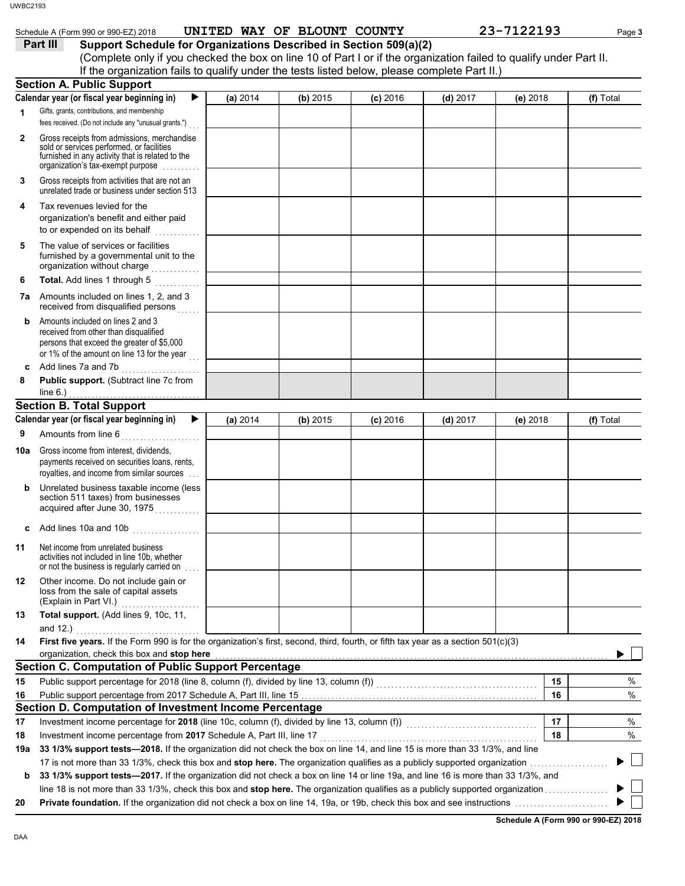Schedule A (Form 990 or 990-EZ) 2018 UNITED WAY OF BLOUNT COUNTY 23-7122193

## Part III Support Schedule for Organizations Described in Section 509(a)(2)

(Complete only if you checked the box on line 10 of Part I or if the organization failed to qualify under Part II. If the organization fails to qualify under the tests listed below, please complete Part II.)

### Section A. Public Support

| Calendar year (or fiscal year beginning in) ▶ | (a) 2014 | (b) 2015 | (c) 2016 | (d) 2017 | (e) 2018 | (f) Total |
|---|---|---|---|---|---|---|
| **1** Gifts, grants, contributions, and membership fees received. (Do not include any "unusual grants.") | | | | | | |
| **2** Gross receipts from admissions, merchandise sold or services performed, or facilities furnished in any activity that is related to the organization's tax-exempt purpose | | | | | | |
| **3** Gross receipts from activities that are not an unrelated trade or business under section 513 | | | | | | |
| **4** Tax revenues levied for the organization's benefit and either paid to or expended on its behalf | | | | | | |
| **5** The value of services or facilities furnished by a governmental unit to the organization without charge | | | | | | |
| **6** **Total.** Add lines 1 through 5 | | | | | | |
| **7a** Amounts included on lines 1, 2, and 3 received from disqualified persons | | | | | | |
| **b** Amounts included on lines 2 and 3 received from other than disqualified persons that exceed the greater of $5,000 or 1% of the amount on line 13 for the year | | | | | | |
| **c** Add lines 7a and 7b | | | | | | |
| **8** **Public support.** (Subtract line 7c from line 6.) | | | | | | |

### Section B. Total Support

| Calendar year (or fiscal year beginning in) ▶ | (a) 2014 | (b) 2015 | (c) 2016 | (d) 2017 | (e) 2018 | (f) Total |
|---|---|---|---|---|---|---|
| **9** Amounts from line 6 | | | | | | |
| **10a** Gross income from interest, dividends, payments received on securities loans, rents, royalties, and income from similar sources | | | | | | |
| **b** Unrelated business taxable income (less section 511 taxes) from businesses acquired after June 30, 1975 | | | | | | |
| **c** Add lines 10a and 10b | | | | | | |
| **11** Net income from unrelated business activities not included in line 10b, whether or not the business is regularly carried on | | | | | | |
| **12** Other income. Do not include gain or loss from the sale of capital assets (Explain in Part VI.) | | | | | | |
| **13** **Total support.** (Add lines 9, 10c, 11, and 12.) | | | | | | |

**14** **First five years.** If the Form 990 is for the organization's first, second, third, fourth, or fifth tax year as a section 501(c)(3) organization, check this box and **stop here** ▶ ☐

### Section C. Computation of Public Support Percentage

| | | | |
|---|---|---|---|
| **15** | Public support percentage for 2018 (line 8, column (f), divided by line 13, column (f)) | **15** | % |
| **16** | Public support percentage from 2017 Schedule A, Part III, line 15 | **16** | % |

### Section D. Computation of Investment Income Percentage

| | | | |
|---|---|---|---|
| **17** | Investment income percentage for **2018** (line 10c, column (f), divided by line 13, column (f)) | **17** | % |
| **18** | Investment income percentage from **2017** Schedule A, Part III, line 17 | **18** | % |

**19a** **33 1/3% support tests—2018.** If the organization did not check the box on line 14, and line 15 is more than 33 1/3%, and line 17 is not more than 33 1/3%, check this box and **stop here.** The organization qualifies as a publicly supported organization ▶ ☐

**b** **33 1/3% support tests—2017.** If the organization did not check a box on line 14 or line 19a, and line 16 is more than 33 1/3%, and line 18 is not more than 33 1/3%, check this box and **stop here.** The organization qualifies as a publicly supported organization ▶ ☐

**20** **Private foundation.** If the organization did not check a box on line 14, 19a, or 19b, check this box and see instructions ▶ ☐

**Schedule A (Form 990 or 990-EZ) 2018**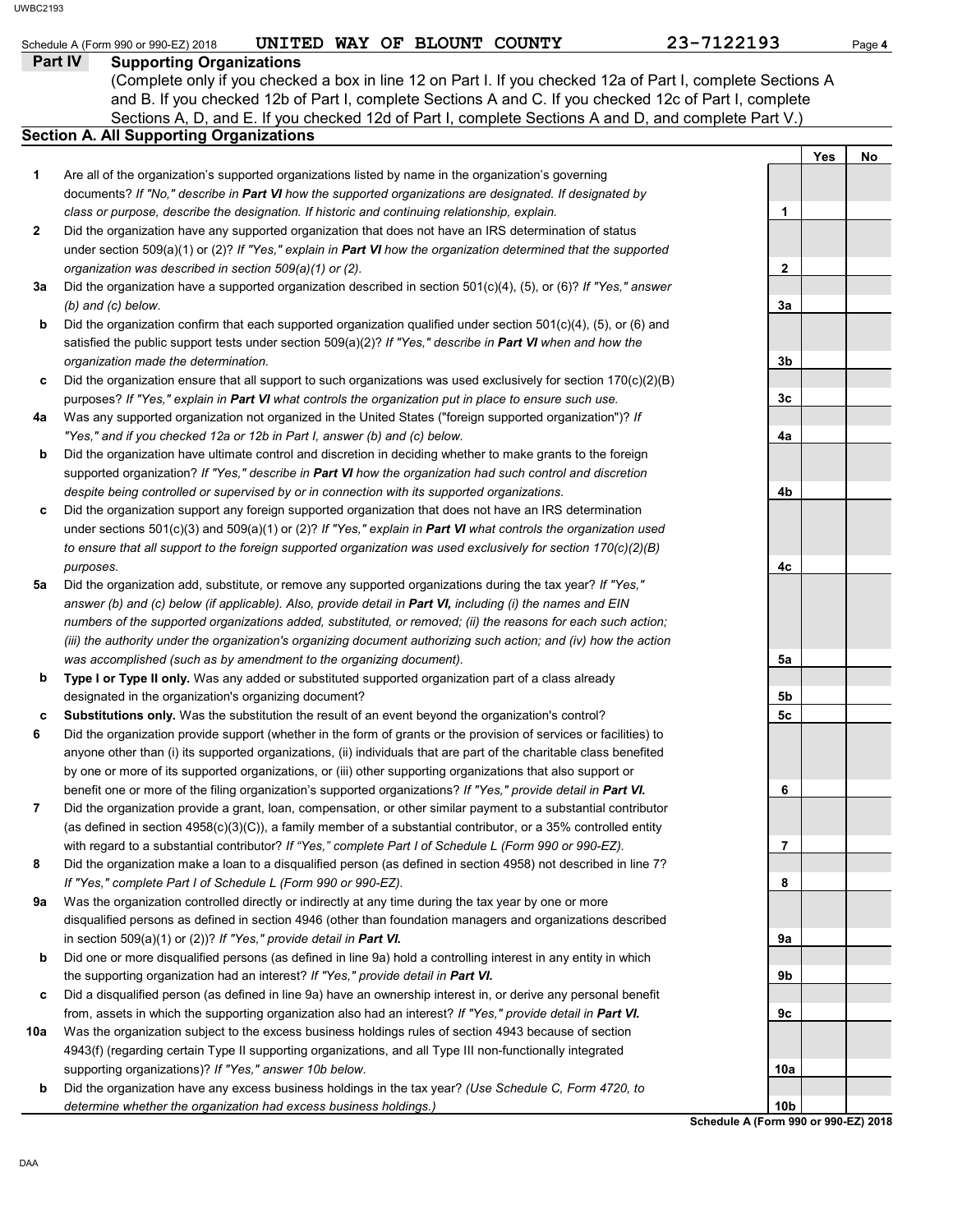Schedule A (Form 990 or 990-EZ) 2018 UNITED WAY OF BLOUNT COUNTY 23-7122193

## Part IV Supporting Organizations

(Complete only if you checked a box in line 12 on Part I. If you checked 12a of Part I, complete Sections A and B. If you checked 12b of Part I, complete Sections A and C. If you checked 12c of Part I, complete Sections A, D, and E. If you checked 12d of Part I, complete Sections A and D, and complete Part V.)

### Section A. All Supporting Organizations

| | | | Yes | No |
|---|---|---|---|---|
| **1** | Are all of the organization's supported organizations listed by name in the organization's governing documents? *If "No," describe in **Part VI** how the supported organizations are designated. If designated by class or purpose, describe the designation. If historic and continuing relationship, explain.* | 1 | | |
| **2** | Did the organization have any supported organization that does not have an IRS determination of status under section 509(a)(1) or (2)? *If "Yes," explain in **Part VI** how the organization determined that the supported organization was described in section 509(a)(1) or (2).* | 2 | | |
| **3a** | Did the organization have a supported organization described in section 501(c)(4), (5), or (6)? *If "Yes," answer (b) and (c) below.* | 3a | | |
| **b** | Did the organization confirm that each supported organization qualified under section 501(c)(4), (5), or (6) and satisfied the public support tests under section 509(a)(2)? *If "Yes," describe in **Part VI** when and how the organization made the determination.* | 3b | | |
| **c** | Did the organization ensure that all support to such organizations was used exclusively for section 170(c)(2)(B) purposes? *If "Yes," explain in **Part VI** what controls the organization put in place to ensure such use.* | 3c | | |
| **4a** | Was any supported organization not organized in the United States ("foreign supported organization")? *If "Yes," and if you checked 12a or 12b in Part I, answer (b) and (c) below.* | 4a | | |
| **b** | Did the organization have ultimate control and discretion in deciding whether to make grants to the foreign supported organization? *If "Yes," describe in **Part VI** how the organization had such control and discretion despite being controlled or supervised by or in connection with its supported organizations.* | 4b | | |
| **c** | Did the organization support any foreign supported organization that does not have an IRS determination under sections 501(c)(3) and 509(a)(1) or (2)? *If "Yes," explain in **Part VI** what controls the organization used to ensure that all support to the foreign supported organization was used exclusively for section 170(c)(2)(B) purposes.* | 4c | | |
| **5a** | Did the organization add, substitute, or remove any supported organizations during the tax year? *If "Yes," answer (b) and (c) below (if applicable). Also, provide detail in **Part VI,** including (i) the names and EIN numbers of the supported organizations added, substituted, or removed; (ii) the reasons for each such action; (iii) the authority under the organization's organizing document authorizing such action; and (iv) how the action was accomplished (such as by amendment to the organizing document).* | 5a | | |
| **b** | **Type I or Type II only.** Was any added or substituted supported organization part of a class already designated in the organization's organizing document? | 5b | | |
| **c** | **Substitutions only.** Was the substitution the result of an event beyond the organization's control? | 5c | | |
| **6** | Did the organization provide support (whether in the form of grants or the provision of services or facilities) to anyone other than (i) its supported organizations, (ii) individuals that are part of the charitable class benefited by one or more of its supported organizations, or (iii) other supporting organizations that also support or benefit one or more of the filing organization's supported organizations? *If "Yes," provide detail in **Part VI.*** | 6 | | |
| **7** | Did the organization provide a grant, loan, compensation, or other similar payment to a substantial contributor (as defined in section 4958(c)(3)(C)), a family member of a substantial contributor, or a 35% controlled entity with regard to a substantial contributor? *If "Yes," complete Part I of Schedule L (Form 990 or 990-EZ).* | 7 | | |
| **8** | Did the organization make a loan to a disqualified person (as defined in section 4958) not described in line 7? *If "Yes," complete Part I of Schedule L (Form 990 or 990-EZ).* | 8 | | |
| **9a** | Was the organization controlled directly or indirectly at any time during the tax year by one or more disqualified persons as defined in section 4946 (other than foundation managers and organizations described in section 509(a)(1) or (2))? *If "Yes," provide detail in **Part VI.*** | 9a | | |
| **b** | Did one or more disqualified persons (as defined in line 9a) hold a controlling interest in any entity in which the supporting organization had an interest? *If "Yes," provide detail in **Part VI.*** | 9b | | |
| **c** | Did a disqualified person (as defined in line 9a) have an ownership interest in, or derive any personal benefit from, assets in which the supporting organization also had an interest? *If "Yes," provide detail in **Part VI.*** | 9c | | |
| **10a** | Was the organization subject to the excess business holdings rules of section 4943 because of section 4943(f) (regarding certain Type II supporting organizations, and all Type III non-functionally integrated supporting organizations)? *If "Yes," answer 10b below.* | 10a | | |
| **b** | Did the organization have any excess business holdings in the tax year? *(Use Schedule C, Form 4720, to determine whether the organization had excess business holdings.)* | 10b | | |

**Schedule A (Form 990 or 990-EZ) 2018**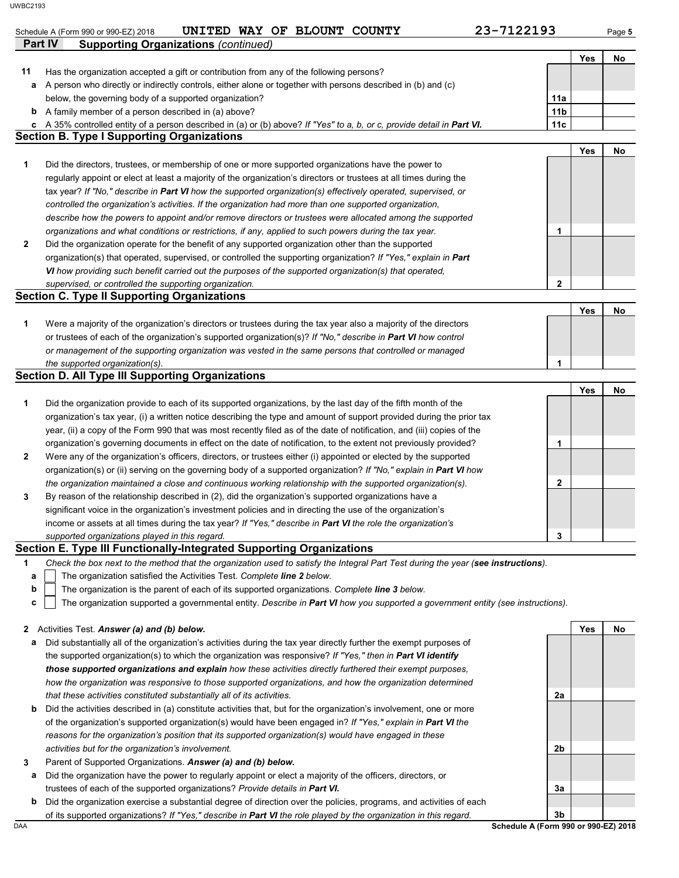Schedule A (Form 990 or 990-EZ) 2018 UNITED WAY OF BLOUNT COUNTY 23-7122193

**Part IV Supporting Organizations** *(continued)*

| | | | Yes | No |
|---|---|---|---|---|
| **11** | Has the organization accepted a gift or contribution from any of the following persons? | | | |
| **a** | A person who directly or indirectly controls, either alone or together with persons described in (b) and (c) below, the governing body of a supported organization? | 11a | | |
| **b** | A family member of a person described in (a) above? | 11b | | |
| **c** | A 35% controlled entity of a person described in (a) or (b) above? *If "Yes" to a, b, or c, provide detail in* ***Part VI.*** | 11c | | |

## Section B. Type I Supporting Organizations

| | | | Yes | No |
|---|---|---|---|---|
| **1** | Did the directors, trustees, or membership of one or more supported organizations have the power to regularly appoint or elect at least a majority of the organization's directors or trustees at all times during the tax year? *If "No," describe in* ***Part VI*** *how the supported organization(s) effectively operated, supervised, or controlled the organization's activities. If the organization had more than one supported organization, describe how the powers to appoint and/or remove directors or trustees were allocated among the supported organizations and what conditions or restrictions, if any, applied to such powers during the tax year.* | 1 | | |
| **2** | Did the organization operate for the benefit of any supported organization other than the supported organization(s) that operated, supervised, or controlled the supporting organization? *If "Yes," explain in* ***Part VI*** *how providing such benefit carried out the purposes of the supported organization(s) that operated, supervised, or controlled the supporting organization.* | 2 | | |

## Section C. Type II Supporting Organizations

| | | | Yes | No |
|---|---|---|---|---|
| **1** | Were a majority of the organization's directors or trustees during the tax year also a majority of the directors or trustees of each of the organization's supported organization(s)? *If "No," describe in* ***Part VI*** *how control or management of the supporting organization was vested in the same persons that controlled or managed the supported organization(s).* | 1 | | |

## Section D. All Type III Supporting Organizations

| | | | Yes | No |
|---|---|---|---|---|
| **1** | Did the organization provide to each of its supported organizations, by the last day of the fifth month of the organization's tax year, (i) a written notice describing the type and amount of support provided during the prior tax year, (ii) a copy of the Form 990 that was most recently filed as of the date of notification, and (iii) copies of the organization's governing documents in effect on the date of notification, to the extent not previously provided? | 1 | | |
| **2** | Were any of the organization's officers, directors, or trustees either (i) appointed or elected by the supported organization(s) or (ii) serving on the governing body of a supported organization? *If "No," explain in* ***Part VI*** *how the organization maintained a close and continuous working relationship with the supported organization(s).* | 2 | | |
| **3** | By reason of the relationship described in (2), did the organization's supported organizations have a significant voice in the organization's investment policies and in directing the use of the organization's income or assets at all times during the tax year? *If "Yes," describe in* ***Part VI*** *the role the organization's supported organizations played in this regard.* | 3 | | |

## Section E. Type III Functionally-Integrated Supporting Organizations

**1** *Check the box next to the method that the organization used to satisfy the Integral Part Test during the year (**see instructions**).*

- **a** ☐ The organization satisfied the Activities Test. *Complete **line 2** below.*
- **b** ☐ The organization is the parent of each of its supported organizations. *Complete **line 3** below.*
- **c** ☐ The organization supported a governmental entity. *Describe in **Part VI** how you supported a government entity (see instructions).*

| | | | Yes | No |
|---|---|---|---|---|
| **2** | Activities Test. ***Answer (a) and (b) below.*** | | | |
| **a** | Did substantially all of the organization's activities during the tax year directly further the exempt purposes of the supported organization(s) to which the organization was responsive? *If "Yes," then in* ***Part VI identify those supported organizations and explain*** *how these activities directly furthered their exempt purposes, how the organization was responsive to those supported organizations, and how the organization determined that these activities constituted substantially all of its activities.* | 2a | | |
| **b** | Did the activities described in (a) constitute activities that, but for the organization's involvement, one or more of the organization's supported organization(s) would have been engaged in? *If "Yes," explain in* ***Part VI*** *the reasons for the organization's position that its supported organization(s) would have engaged in these activities but for the organization's involvement.* | 2b | | |
| **3** | Parent of Supported Organizations. ***Answer (a) and (b) below.*** | | | |
| **a** | Did the organization have the power to regularly appoint or elect a majority of the officers, directors, or trustees of each of the supported organizations? *Provide details in* ***Part VI.*** | 3a | | |
| **b** | Did the organization exercise a substantial degree of direction over the policies, programs, and activities of each of its supported organizations? *If "Yes," describe in* ***Part VI*** *the role played by the organization in this regard.* | 3b | | |

Schedule A (Form 990 or 990-EZ) 2018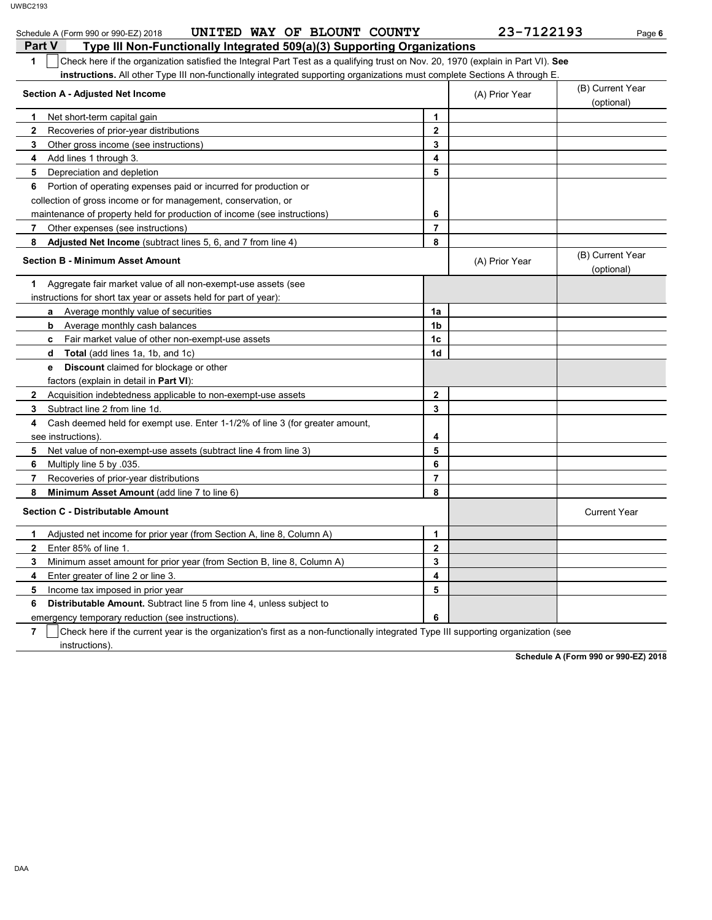Schedule A (Form 990 or 990-EZ) 2018 UNITED WAY OF BLOUNT COUNTY 23-7122193

## Part V Type III Non-Functionally Integrated 509(a)(3) Supporting Organizations

**1** ☐ Check here if the organization satisfied the Integral Part Test as a qualifying trust on Nov. 20, 1970 (explain in Part VI). **See instructions.** All other Type III non-functionally integrated supporting organizations must complete Sections A through E.

| Section A - Adjusted Net Income | | (A) Prior Year | (B) Current Year (optional) |
|---|---|---|---|
| **1** Net short-term capital gain | 1 | | |
| **2** Recoveries of prior-year distributions | 2 | | |
| **3** Other gross income (see instructions) | 3 | | |
| **4** Add lines 1 through 3. | 4 | | |
| **5** Depreciation and depletion | 5 | | |
| **6** Portion of operating expenses paid or incurred for production or collection of gross income or for management, conservation, or maintenance of property held for production of income (see instructions) | 6 | | |
| **7** Other expenses (see instructions) | 7 | | |
| **8** **Adjusted Net Income** (subtract lines 5, 6, and 7 from line 4) | 8 | | |

| Section B - Minimum Asset Amount | | (A) Prior Year | (B) Current Year (optional) |
|---|---|---|---|
| **1** Aggregate fair market value of all non-exempt-use assets (see instructions for short tax year or assets held for part of year): | | | |
| **a** Average monthly value of securities | 1a | | |
| **b** Average monthly cash balances | 1b | | |
| **c** Fair market value of other non-exempt-use assets | 1c | | |
| **d** **Total** (add lines 1a, 1b, and 1c) | 1d | | |
| **e** **Discount** claimed for blockage or other factors (explain in detail in **Part VI**): | | | |
| **2** Acquisition indebtedness applicable to non-exempt-use assets | 2 | | |
| **3** Subtract line 2 from line 1d. | 3 | | |
| **4** Cash deemed held for exempt use. Enter 1-1/2% of line 3 (for greater amount, see instructions). | 4 | | |
| **5** Net value of non-exempt-use assets (subtract line 4 from line 3) | 5 | | |
| **6** Multiply line 5 by .035. | 6 | | |
| **7** Recoveries of prior-year distributions | 7 | | |
| **8** **Minimum Asset Amount** (add line 7 to line 6) | 8 | | |

| Section C - Distributable Amount | | | Current Year |
|---|---|---|---|
| **1** Adjusted net income for prior year (from Section A, line 8, Column A) | 1 | | |
| **2** Enter 85% of line 1. | 2 | | |
| **3** Minimum asset amount for prior year (from Section B, line 8, Column A) | 3 | | |
| **4** Enter greater of line 2 or line 3. | 4 | | |
| **5** Income tax imposed in prior year | 5 | | |
| **6** **Distributable Amount.** Subtract line 5 from line 4, unless subject to emergency temporary reduction (see instructions). | 6 | | |

**7** ☐ Check here if the current year is the organization's first as a non-functionally integrated Type III supporting organization (see instructions).

**Schedule A (Form 990 or 990-EZ) 2018**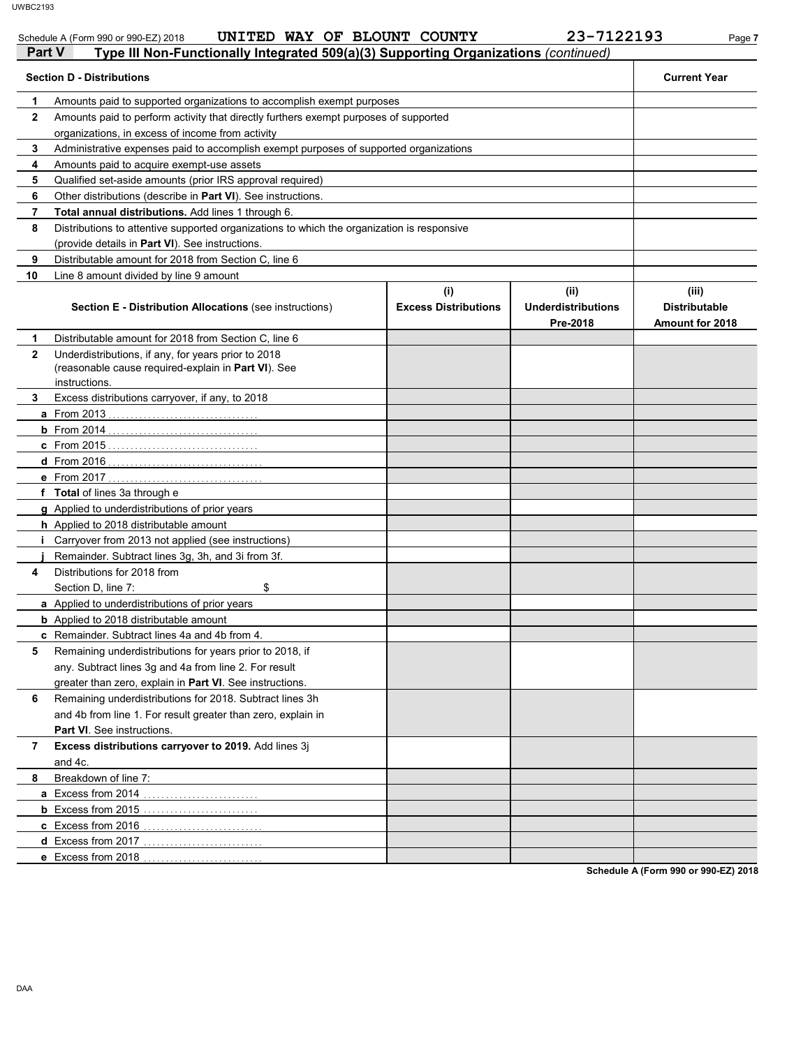Schedule A (Form 990 or 990-EZ) 2018 UNITED WAY OF BLOUNT COUNTY 23-7122193

## Part V Type III Non-Functionally Integrated 509(a)(3) Supporting Organizations *(continued)*

| | Section D - Distributions | Current Year |
|---|---|---|
| 1 | Amounts paid to supported organizations to accomplish exempt purposes | |
| 2 | Amounts paid to perform activity that directly furthers exempt purposes of supported organizations, in excess of income from activity | |
| 3 | Administrative expenses paid to accomplish exempt purposes of supported organizations | |
| 4 | Amounts paid to acquire exempt-use assets | |
| 5 | Qualified set-aside amounts (prior IRS approval required) | |
| 6 | Other distributions (describe in **Part VI**). See instructions. | |
| 7 | **Total annual distributions.** Add lines 1 through 6. | |
| 8 | Distributions to attentive supported organizations to which the organization is responsive (provide details in **Part VI**). See instructions. | |
| 9 | Distributable amount for 2018 from Section C, line 6 | |
| 10 | Line 8 amount divided by line 9 amount | |

| | Section E - Distribution Allocations (see instructions) | (i) Excess Distributions | (ii) Underdistributions Pre-2018 | (iii) Distributable Amount for 2018 |
|---|---|---|---|---|
| 1 | Distributable amount for 2018 from Section C, line 6 | | | |
| 2 | Underdistributions, if any, for years prior to 2018 (reasonable cause required-explain in **Part VI**). See instructions. | | | |
| 3 | Excess distributions carryover, if any, to 2018 | | | |
| a | From 2013 | | | |
| b | From 2014 | | | |
| c | From 2015 | | | |
| d | From 2016 | | | |
| e | From 2017 | | | |
| f | **Total** of lines 3a through e | | | |
| g | Applied to underdistributions of prior years | | | |
| h | Applied to 2018 distributable amount | | | |
| i | Carryover from 2013 not applied (see instructions) | | | |
| j | Remainder. Subtract lines 3g, 3h, and 3i from 3f. | | | |
| 4 | Distributions for 2018 from Section D, line 7: $ | | | |
| a | Applied to underdistributions of prior years | | | |
| b | Applied to 2018 distributable amount | | | |
| c | Remainder. Subtract lines 4a and 4b from 4. | | | |
| 5 | Remaining underdistributions for years prior to 2018, if any. Subtract lines 3g and 4a from line 2. For result greater than zero, explain in **Part VI**. See instructions. | | | |
| 6 | Remaining underdistributions for 2018. Subtract lines 3h and 4b from line 1. For result greater than zero, explain in **Part VI**. See instructions. | | | |
| 7 | **Excess distributions carryover to 2019.** Add lines 3j and 4c. | | | |
| 8 | Breakdown of line 7: | | | |
| a | Excess from 2014 | | | |
| b | Excess from 2015 | | | |
| c | Excess from 2016 | | | |
| d | Excess from 2017 | | | |
| e | Excess from 2018 | | | |

Schedule A (Form 990 or 990-EZ) 2018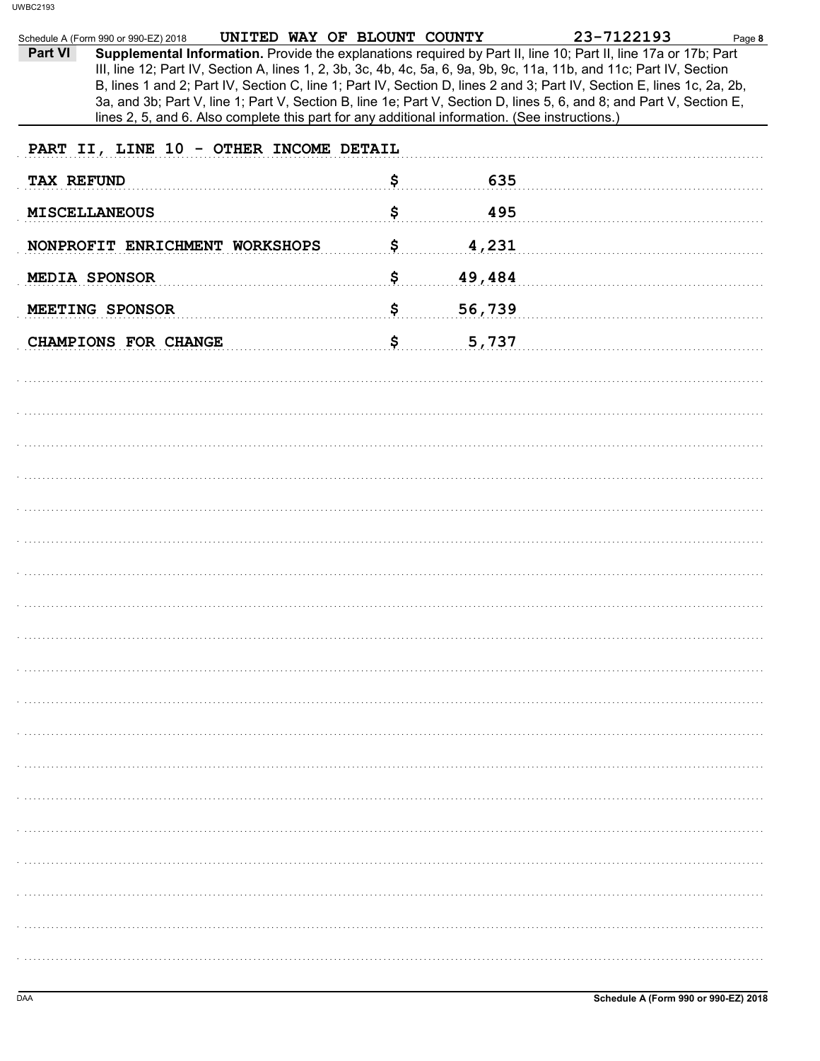UWBC2193

Schedule A (Form 990 or 990-EZ) 2018 UNITED WAY OF BLOUNT COUNTY 23-7122193 Page 8

**Part VI** **Supplemental Information.** Provide the explanations required by Part II, line 10; Part II, line 17a or 17b; Part III, line 12; Part IV, Section A, lines 1, 2, 3b, 3c, 4b, 4c, 5a, 6, 9a, 9b, 9c, 11a, 11b, and 11c; Part IV, Section B, lines 1 and 2; Part IV, Section C, line 1; Part IV, Section D, lines 2 and 3; Part IV, Section E, lines 1c, 2a, 2b, 3a, and 3b; Part V, line 1; Part V, Section B, line 1e; Part V, Section D, lines 5, 6, and 8; and Part V, Section E, lines 2, 5, and 6. Also complete this part for any additional information. (See instructions.)

PART II, LINE 10 - OTHER INCOME DETAIL

| | | |
|---|---|---|
| TAX REFUND | $ | 635 |
| MISCELLANEOUS | $ | 495 |
| NONPROFIT ENRICHMENT WORKSHOPS | $ | 4,231 |
| MEDIA SPONSOR | $ | 49,484 |
| MEETING SPONSOR | $ | 56,739 |
| CHAMPIONS FOR CHANGE | $ | 5,737 |

DAA Schedule A (Form 990 or 990-EZ) 2018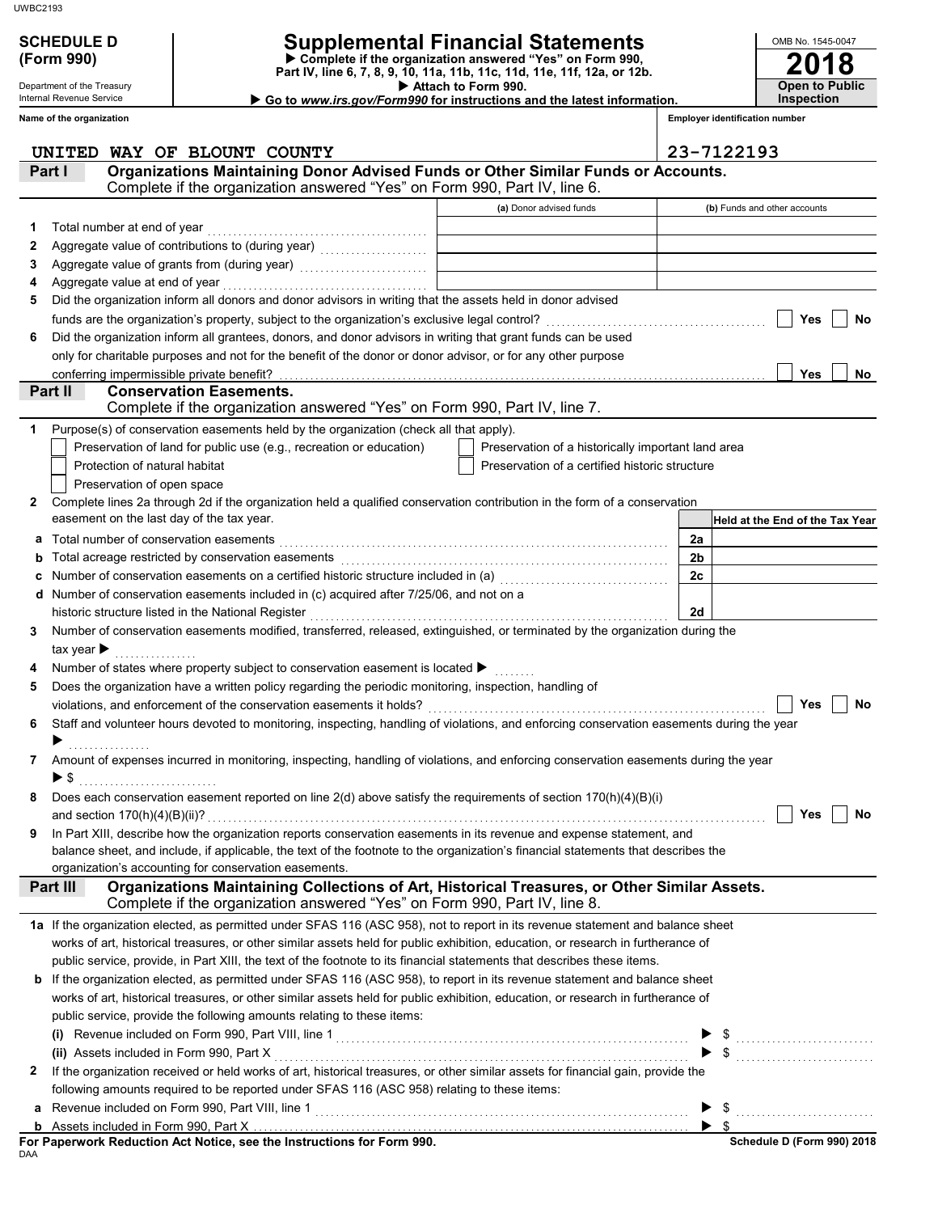**SCHEDULE D (Form 990)**

Department of the Treasury
Internal Revenue Service

# Supplemental Financial Statements

▶ Complete if the organization answered "Yes" on Form 990, Part IV, line 6, 7, 8, 9, 10, 11a, 11b, 11c, 11d, 11e, 11f, 12a, or 12b.
▶ Attach to Form 990.
▶ Go to *www.irs.gov/Form990* for instructions and the latest information.

OMB No. 1545-0047
**2018**
**Open to Public Inspection**

Name of the organization: UNITED WAY OF BLOUNT COUNTY
Employer identification number: 23-7122193

## Part I Organizations Maintaining Donor Advised Funds or Other Similar Funds or Accounts.

Complete if the organization answered "Yes" on Form 990, Part IV, line 6.

| | | (a) Donor advised funds | (b) Funds and other accounts |
|---|---|---|---|
| 1 | Total number at end of year | | |
| 2 | Aggregate value of contributions to (during year) | | |
| 3 | Aggregate value of grants from (during year) | | |
| 4 | Aggregate value at end of year | | |

5 Did the organization inform all donors and donor advisors in writing that the assets held in donor advised funds are the organization's property, subject to the organization's exclusive legal control? ☐ Yes ☐ No

6 Did the organization inform all grantees, donors, and donor advisors in writing that grant funds can be used only for charitable purposes and not for the benefit of the donor or donor advisor, or for any other purpose conferring impermissible private benefit? ☐ Yes ☐ No

## Part II Conservation Easements.

Complete if the organization answered "Yes" on Form 990, Part IV, line 7.

1 Purpose(s) of conservation easements held by the organization (check all that apply).
- ☐ Preservation of land for public use (e.g., recreation or education)
- ☐ Preservation of a historically important land area
- ☐ Protection of natural habitat
- ☐ Preservation of a certified historic structure
- ☐ Preservation of open space

2 Complete lines 2a through 2d if the organization held a qualified conservation contribution in the form of a conservation easement on the last day of the tax year.

| | | | Held at the End of the Tax Year |
|---|---|---|---|
| a | Total number of conservation easements | 2a | |
| b | Total acreage restricted by conservation easements | 2b | |
| c | Number of conservation easements on a certified historic structure included in (a) | 2c | |
| d | Number of conservation easements included in (c) acquired after 7/25/06, and not on a historic structure listed in the National Register | 2d | |

3 Number of conservation easements modified, transferred, released, extinguished, or terminated by the organization during the tax year ▶

4 Number of states where property subject to conservation easement is located ▶

5 Does the organization have a written policy regarding the periodic monitoring, inspection, handling of violations, and enforcement of the conservation easements it holds? ☐ Yes ☐ No

6 Staff and volunteer hours devoted to monitoring, inspecting, handling of violations, and enforcing conservation easements during the year ▶

7 Amount of expenses incurred in monitoring, inspecting, handling of violations, and enforcing conservation easements during the year ▶ $

8 Does each conservation easement reported on line 2(d) above satisfy the requirements of section 170(h)(4)(B)(i) and section 170(h)(4)(B)(ii)? ☐ Yes ☐ No

9 In Part XIII, describe how the organization reports conservation easements in its revenue and expense statement, and balance sheet, and include, if applicable, the text of the footnote to the organization's financial statements that describes the organization's accounting for conservation easements.

## Part III Organizations Maintaining Collections of Art, Historical Treasures, or Other Similar Assets.

Complete if the organization answered "Yes" on Form 990, Part IV, line 8.

1a If the organization elected, as permitted under SFAS 116 (ASC 958), not to report in its revenue statement and balance sheet works of art, historical treasures, or other similar assets held for public exhibition, education, or research in furtherance of public service, provide, in Part XIII, the text of the footnote to its financial statements that describes these items.

b If the organization elected, as permitted under SFAS 116 (ASC 958), to report in its revenue statement and balance sheet works of art, historical treasures, or other similar assets held for public exhibition, education, or research in furtherance of public service, provide the following amounts relating to these items:

(i) Revenue included on Form 990, Part VIII, line 1 ▶ $

(ii) Assets included in Form 990, Part X ▶ $

2 If the organization received or held works of art, historical treasures, or other similar assets for financial gain, provide the following amounts required to be reported under SFAS 116 (ASC 958) relating to these items:

a Revenue included on Form 990, Part VIII, line 1 ▶ $

b Assets included in Form 990, Part X ▶ $

**For Paperwork Reduction Act Notice, see the Instructions for Form 990.** **Schedule D (Form 990) 2018**

DAA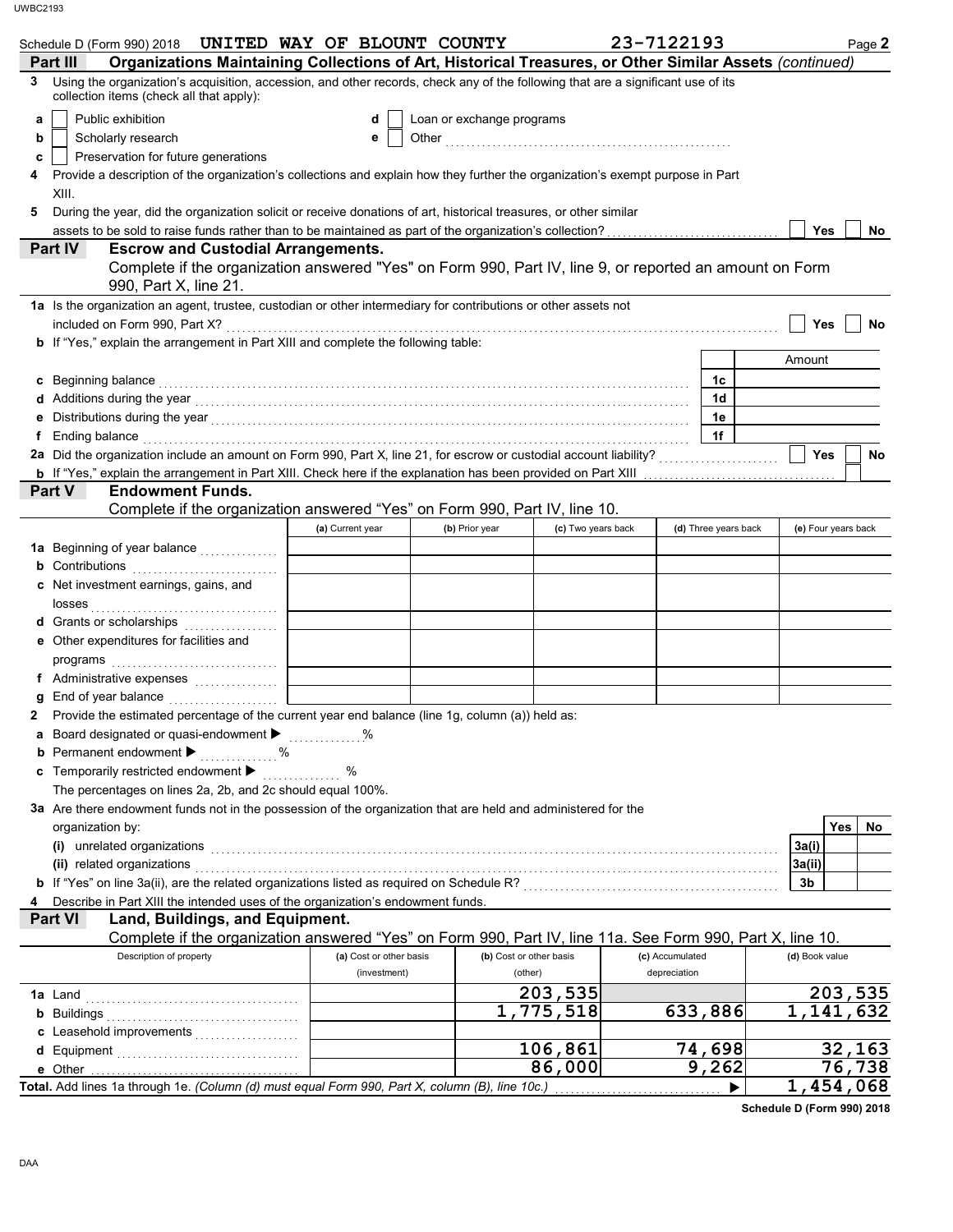UWBC2193

Schedule D (Form 990) 2018 UNITED WAY OF BLOUNT COUNTY 23-7122193 Page **2**

## Part III Organizations Maintaining Collections of Art, Historical Treasures, or Other Similar Assets *(continued)*

**3** Using the organization's acquisition, accession, and other records, check any of the following that are a significant use of its collection items (check all that apply):

- **a** ☐ Public exhibition
- **b** ☐ Scholarly research
- **c** ☐ Preservation for future generations
- **d** ☐ Loan or exchange programs
- **e** ☐ Other

**4** Provide a description of the organization's collections and explain how they further the organization's exempt purpose in Part XIII.

**5** During the year, did the organization solicit or receive donations of art, historical treasures, or other similar assets to be sold to raise funds rather than to be maintained as part of the organization's collection? ☐ Yes ☐ No

## Part IV Escrow and Custodial Arrangements.

Complete if the organization answered "Yes" on Form 990, Part IV, line 9, or reported an amount on Form 990, Part X, line 21.

**1a** Is the organization an agent, trustee, custodian or other intermediary for contributions or other assets not included on Form 990, Part X? ☐ Yes ☐ No

**b** If "Yes," explain the arrangement in Part XIII and complete the following table:

| | | Amount |
|---|---|---|
| **c** Beginning balance | 1c | |
| **d** Additions during the year | 1d | |
| **e** Distributions during the year | 1e | |
| **f** Ending balance | 1f | |

**2a** Did the organization include an amount on Form 990, Part X, line 21, for escrow or custodial account liability? ☐ Yes ☐ No

**b** If "Yes," explain the arrangement in Part XIII. Check here if the explanation has been provided on Part XIII ☐

## Part V Endowment Funds.

Complete if the organization answered "Yes" on Form 990, Part IV, line 10.

| | (a) Current year | (b) Prior year | (c) Two years back | (d) Three years back | (e) Four years back |
|---|---|---|---|---|---|
| **1a** Beginning of year balance | | | | | |
| **b** Contributions | | | | | |
| **c** Net investment earnings, gains, and losses | | | | | |
| **d** Grants or scholarships | | | | | |
| **e** Other expenditures for facilities and programs | | | | | |
| **f** Administrative expenses | | | | | |
| **g** End of year balance | | | | | |

**2** Provide the estimated percentage of the current year end balance (line 1g, column (a)) held as:

**a** Board designated or quasi-endowment ▶ ..........%

**b** Permanent endowment ▶ ..........%

**c** Temporarily restricted endowment ▶ ..........%

The percentages on lines 2a, 2b, and 2c should equal 100%.

**3a** Are there endowment funds not in the possession of the organization that are held and administered for the organization by:

| | | Yes | No |
|---|---|---|---|
| **(i)** unrelated organizations | 3a(i) | | |
| **(ii)** related organizations | 3a(ii) | | |
| **b** If "Yes" on line 3a(ii), are the related organizations listed as required on Schedule R? | 3b | | |

**4** Describe in Part XIII the intended uses of the organization's endowment funds.

## Part VI Land, Buildings, and Equipment.

Complete if the organization answered "Yes" on Form 990, Part IV, line 11a. See Form 990, Part X, line 10.

| Description of property | (a) Cost or other basis (investment) | (b) Cost or other basis (other) | (c) Accumulated depreciation | (d) Book value |
|---|---|---|---|---|
| **1a** Land | | 203,535 | | 203,535 |
| **b** Buildings | | 1,775,518 | 633,886 | 1,141,632 |
| **c** Leasehold improvements | | | | |
| **d** Equipment | | 106,861 | 74,698 | 32,163 |
| **e** Other | | 86,000 | 9,262 | 76,738 |
| **Total.** Add lines 1a through 1e. *(Column (d) must equal Form 990, Part X, column (B), line 10c.)* ▶ | | | | 1,454,068 |

**Schedule D (Form 990) 2018**

DAA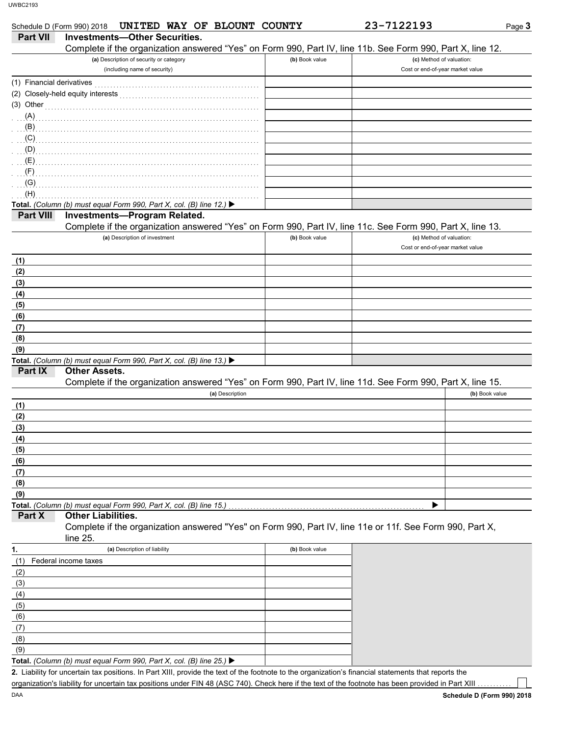Schedule D (Form 990) 2018 UNITED WAY OF BLOUNT COUNTY 23-7122193

## Part VII Investments—Other Securities.

Complete if the organization answered "Yes" on Form 990, Part IV, line 11b. See Form 990, Part X, line 12.

| (a) Description of security or category (including name of security) | (b) Book value | (c) Method of valuation: Cost or end-of-year market value |
|---|---|---|
| (1) Financial derivatives | | |
| (2) Closely-held equity interests | | |
| (3) Other | | |
| (A) | | |
| (B) | | |
| (C) | | |
| (D) | | |
| (E) | | |
| (F) | | |
| (G) | | |
| (H) | | |
| **Total.** *(Column (b) must equal Form 990, Part X, col. (B) line 12.)* ▶ | | |

## Part VIII Investments—Program Related.

Complete if the organization answered "Yes" on Form 990, Part IV, line 11c. See Form 990, Part X, line 13.

| (a) Description of investment | (b) Book value | (c) Method of valuation: Cost or end-of-year market value |
|---|---|---|
| (1) | | |
| (2) | | |
| (3) | | |
| (4) | | |
| (5) | | |
| (6) | | |
| (7) | | |
| (8) | | |
| (9) | | |
| **Total.** *(Column (b) must equal Form 990, Part X, col. (B) line 13.)* ▶ | | |

## Part IX Other Assets.

Complete if the organization answered "Yes" on Form 990, Part IV, line 11d. See Form 990, Part X, line 15.

| (a) Description | (b) Book value |
|---|---|
| (1) | |
| (2) | |
| (3) | |
| (4) | |
| (5) | |
| (6) | |
| (7) | |
| (8) | |
| (9) | |
| **Total.** *(Column (b) must equal Form 990, Part X, col. (B) line 15.)* ▶ | |

## Part X Other Liabilities.

Complete if the organization answered "Yes" on Form 990, Part IV, line 11e or 11f. See Form 990, Part X, line 25.

| 1. (a) Description of liability | (b) Book value |
|---|---|
| (1) Federal income taxes | |
| (2) | |
| (3) | |
| (4) | |
| (5) | |
| (6) | |
| (7) | |
| (8) | |
| (9) | |
| **Total.** *(Column (b) must equal Form 990, Part X, col. (B) line 25.)* ▶ | |

**2.** Liability for uncertain tax positions. In Part XIII, provide the text of the footnote to the organization's financial statements that reports the organization's liability for uncertain tax positions under FIN 48 (ASC 740). Check here if the text of the footnote has been provided in Part XIII ☐

DAA **Schedule D (Form 990) 2018**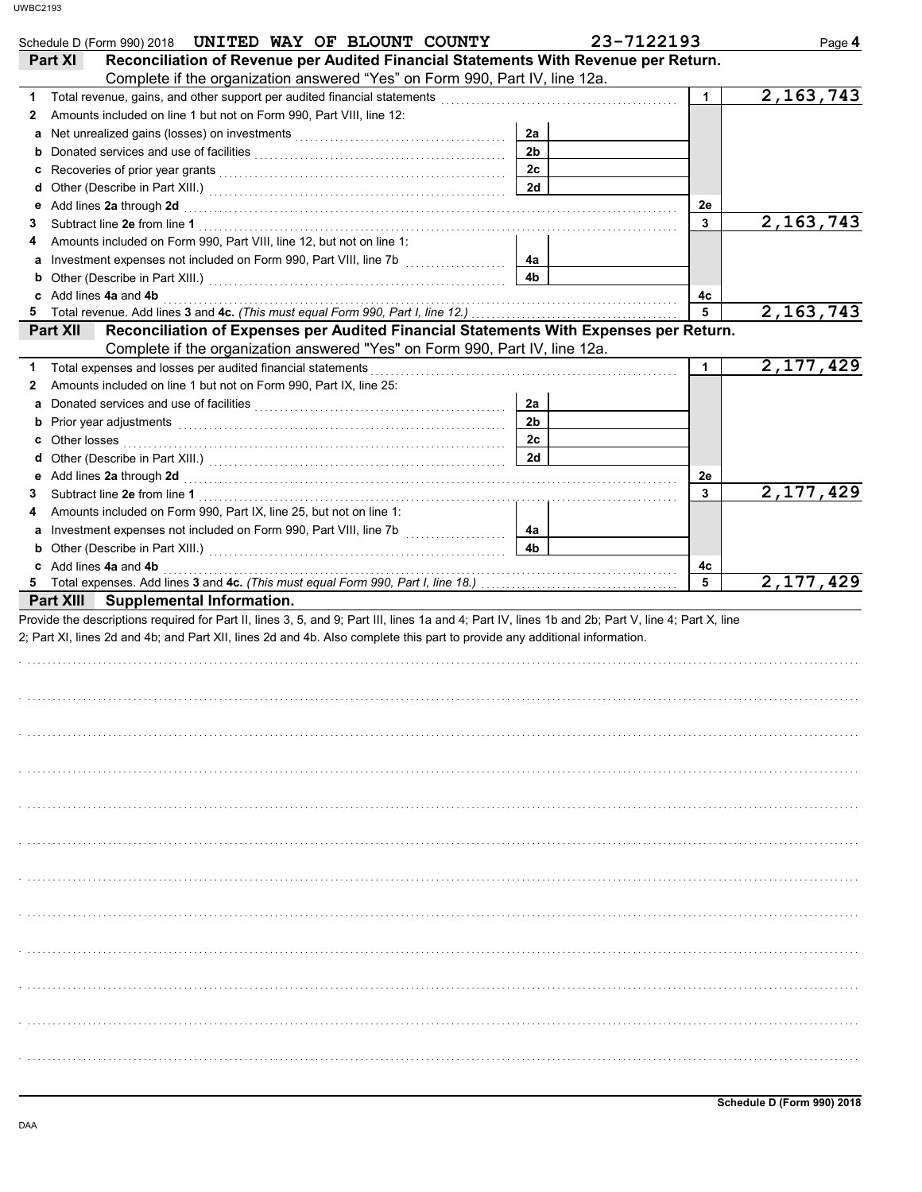Schedule D (Form 990) 2018 UNITED WAY OF BLOUNT COUNTY 23-7122193 Page 4

## Part XI Reconciliation of Revenue per Audited Financial Statements With Revenue per Return.

Complete if the organization answered "Yes" on Form 990, Part IV, line 12a.

| | | | | | |
|---|---|---|---|---|---|
| 1 | Total revenue, gains, and other support per audited financial statements | | | 1 | 2,163,743 |
| 2 | Amounts included on line 1 but not on Form 990, Part VIII, line 12: | | | | |
| a | Net unrealized gains (losses) on investments | 2a | | | |
| b | Donated services and use of facilities | 2b | | | |
| c | Recoveries of prior year grants | 2c | | | |
| d | Other (Describe in Part XIII.) | 2d | | | |
| e | Add lines **2a** through **2d** | | | 2e | |
| 3 | Subtract line **2e** from line **1** | | | 3 | 2,163,743 |
| 4 | Amounts included on Form 990, Part VIII, line 12, but not on line 1: | | | | |
| a | Investment expenses not included on Form 990, Part VIII, line 7b | 4a | | | |
| b | Other (Describe in Part XIII.) | 4b | | | |
| c | Add lines **4a** and **4b** | | | 4c | |
| 5 | Total revenue. Add lines **3** and **4c.** *(This must equal Form 990, Part I, line 12.)* | | | 5 | 2,163,743 |

## Part XII Reconciliation of Expenses per Audited Financial Statements With Expenses per Return.

Complete if the organization answered "Yes" on Form 990, Part IV, line 12a.

| | | | | | |
|---|---|---|---|---|---|
| 1 | Total expenses and losses per audited financial statements | | | 1 | 2,177,429 |
| 2 | Amounts included on line 1 but not on Form 990, Part IX, line 25: | | | | |
| a | Donated services and use of facilities | 2a | | | |
| b | Prior year adjustments | 2b | | | |
| c | Other losses | 2c | | | |
| d | Other (Describe in Part XIII.) | 2d | | | |
| e | Add lines **2a** through **2d** | | | 2e | |
| 3 | Subtract line **2e** from line **1** | | | 3 | 2,177,429 |
| 4 | Amounts included on Form 990, Part IX, line 25, but not on line 1: | | | | |
| a | Investment expenses not included on Form 990, Part VIII, line 7b | 4a | | | |
| b | Other (Describe in Part XIII.) | 4b | | | |
| c | Add lines **4a** and **4b** | | | 4c | |
| 5 | Total expenses. Add lines **3** and **4c.** *(This must equal Form 990, Part I, line 18.)* | | | 5 | 2,177,429 |

## Part XIII Supplemental Information.

Provide the descriptions required for Part II, lines 3, 5, and 9; Part III, lines 1a and 4; Part IV, lines 1b and 2b; Part V, line 4; Part X, line 2; Part XI, lines 2d and 4b; and Part XII, lines 2d and 4b. Also complete this part to provide any additional information.

Schedule D (Form 990) 2018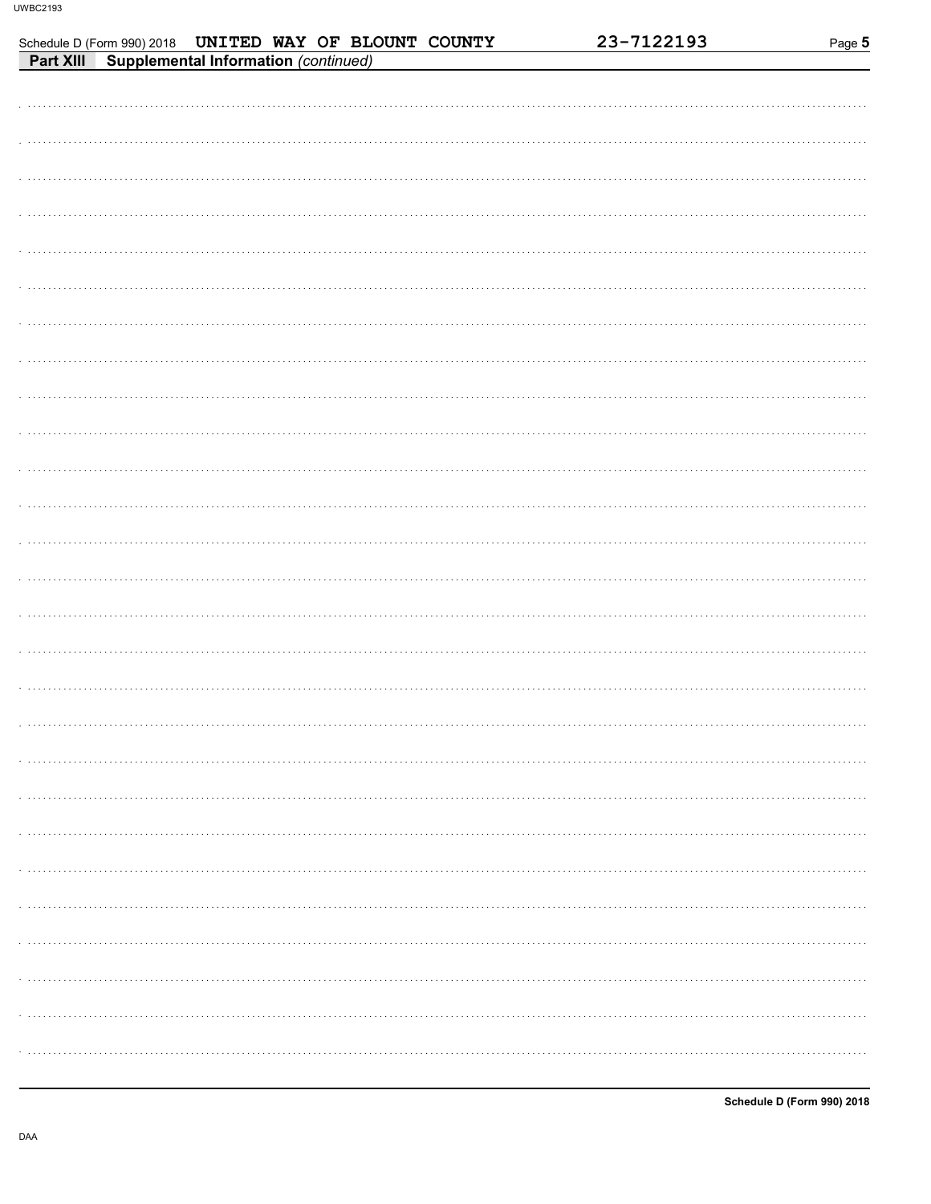Schedule D (Form 990) 2018 UNITED WAY OF BLOUNT COUNTY 23-7122193

**Part XIII Supplemental Information** *(continued)*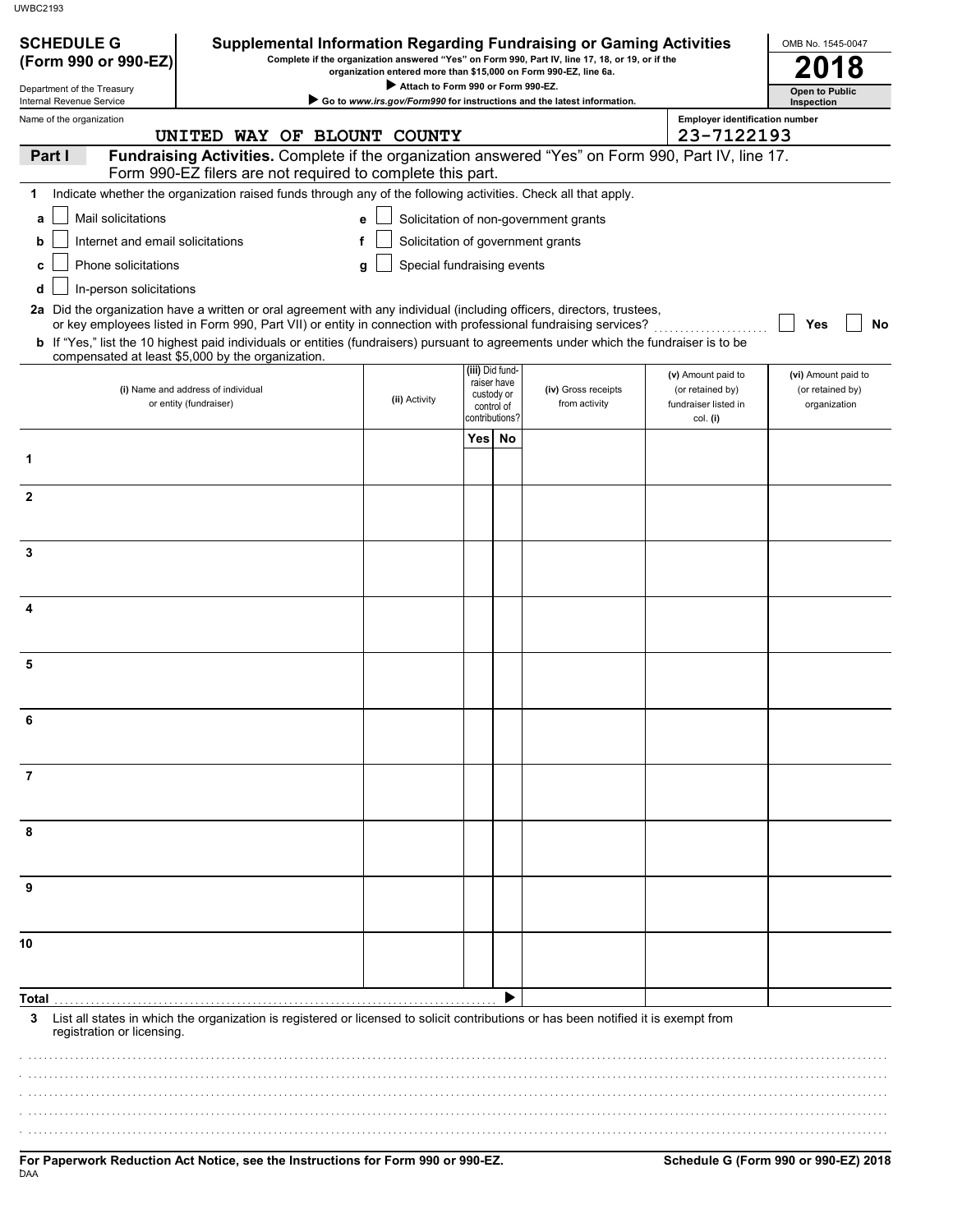UWBC2193

**SCHEDULE G (Form 990 or 990-EZ)**

Department of the Treasury
Internal Revenue Service

# Supplemental Information Regarding Fundraising or Gaming Activities

**Complete if the organization answered "Yes" on Form 990, Part IV, line 17, 18, or 19, or if the organization entered more than $15,000 on Form 990-EZ, line 6a.**

▶ Attach to Form 990 or Form 990-EZ.

▶ Go to *www.irs.gov/Form990* for instructions and the latest information.

OMB No. 1545-0047

**2018**

**Open to Public Inspection**

Name of the organization: UNITED WAY OF BLOUNT COUNTY

Employer identification number: 23-7122193

## Part I Fundraising Activities. Complete if the organization answered "Yes" on Form 990, Part IV, line 17. Form 990-EZ filers are not required to complete this part.

**1** Indicate whether the organization raised funds through any of the following activities. Check all that apply.

- **a** ☐ Mail solicitations
- **b** ☐ Internet and email solicitations
- **c** ☐ Phone solicitations
- **d** ☐ In-person solicitations
- **e** ☐ Solicitation of non-government grants
- **f** ☐ Solicitation of government grants
- **g** ☐ Special fundraising events

**2a** Did the organization have a written or oral agreement with any individual (including officers, directors, trustees, or key employees listed in Form 990, Part VII) or entity in connection with professional fundraising services? ☐ Yes ☐ No

**b** If "Yes," list the 10 highest paid individuals or entities (fundraisers) pursuant to agreements under which the fundraiser is to be compensated at least $5,000 by the organization.

| | (i) Name and address of individual or entity (fundraiser) | (ii) Activity | (iii) Did fundraiser have custody or control of contributions? Yes | No | (iv) Gross receipts from activity | (v) Amount paid to (or retained by) fundraiser listed in col. (i) | (vi) Amount paid to (or retained by) organization |
|---|---|---|---|---|---|---|---|
| 1 | | | | | | | |
| 2 | | | | | | | |
| 3 | | | | | | | |
| 4 | | | | | | | |
| 5 | | | | | | | |
| 6 | | | | | | | |
| 7 | | | | | | | |
| 8 | | | | | | | |
| 9 | | | | | | | |
| 10 | | | | | | | |
| **Total** | | | | ▶ | | | |

**3** List all states in which the organization is registered or licensed to solicit contributions or has been notified it is exempt from registration or licensing.

**For Paperwork Reduction Act Notice, see the Instructions for Form 990 or 990-EZ.**

DAA

**Schedule G (Form 990 or 990-EZ) 2018**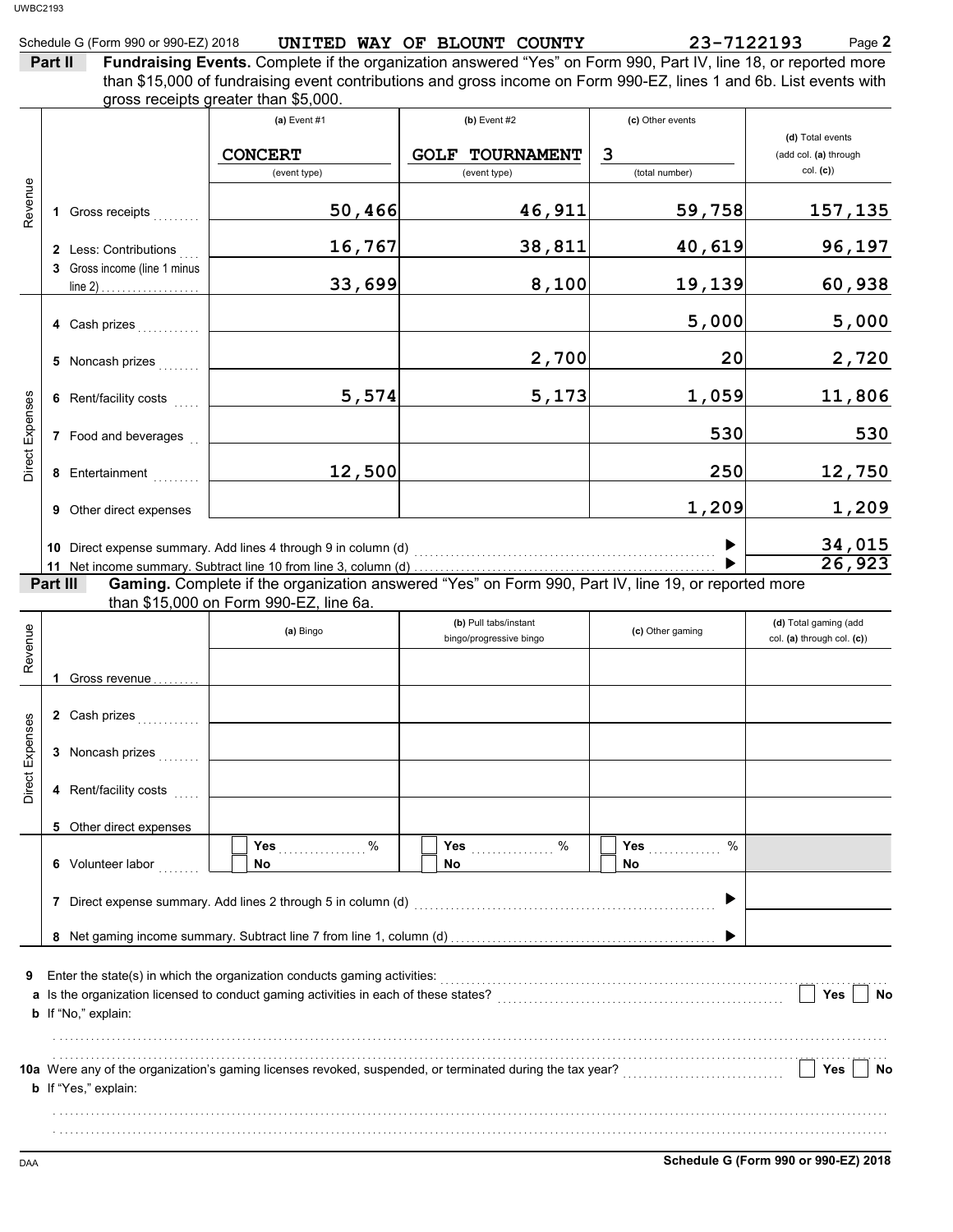Schedule G (Form 990 or 990-EZ) 2018 **UNITED WAY OF BLOUNT COUNTY** **23-7122193** Page **2**

**Part II** **Fundraising Events.** Complete if the organization answered "Yes" on Form 990, Part IV, line 18, or reported more than $15,000 of fundraising event contributions and gross income on Form 990-EZ, lines 1 and 6b. List events with gross receipts greater than $5,000.

| | | (a) Event #1 | (b) Event #2 | (c) Other events | (d) Total events (add col. (a) through col. (c)) |
|---|---|---|---|---|---|
| | | CONCERT (event type) | GOLF TOURNAMENT (event type) | 3 (total number) | |
| Revenue | 1 Gross receipts | 50,466 | 46,911 | 59,758 | 157,135 |
| | 2 Less: Contributions | 16,767 | 38,811 | 40,619 | 96,197 |
| | 3 Gross income (line 1 minus line 2) | 33,699 | 8,100 | 19,139 | 60,938 |
| Direct Expenses | 4 Cash prizes | | | 5,000 | 5,000 |
| | 5 Noncash prizes | | 2,700 | 20 | 2,720 |
| | 6 Rent/facility costs | 5,574 | 5,173 | 1,059 | 11,806 |
| | 7 Food and beverages | | | 530 | 530 |
| | 8 Entertainment | 12,500 | | 250 | 12,750 |
| | 9 Other direct expenses | | | 1,209 | 1,209 |

10 Direct expense summary. Add lines 4 through 9 in column (d) ▶ 34,015

11 Net income summary. Subtract line 10 from line 3, column (d) ▶ 26,923

**Part III** **Gaming.** Complete if the organization answered "Yes" on Form 990, Part IV, line 19, or reported more than $15,000 on Form 990-EZ, line 6a.

| | | (a) Bingo | (b) Pull tabs/instant bingo/progressive bingo | (c) Other gaming | (d) Total gaming (add col. (a) through col. (c)) |
|---|---|---|---|---|---|
| Revenue | 1 Gross revenue | | | | |
| Direct Expenses | 2 Cash prizes | | | | |
| | 3 Noncash prizes | | | | |
| | 4 Rent/facility costs | | | | |
| | 5 Other direct expenses | | | | |
| | 6 Volunteer labor | ☐ Yes ....... % ☐ No | ☐ Yes ....... % ☐ No | ☐ Yes ....... % ☐ No | |

7 Direct expense summary. Add lines 2 through 5 in column (d) ▶

8 Net gaming income summary. Subtract line 7 from line 1, column (d) ▶

9 Enter the state(s) in which the organization conducts gaming activities:

a Is the organization licensed to conduct gaming activities in each of these states? ☐ Yes ☐ No

b If "No," explain:

10a Were any of the organization's gaming licenses revoked, suspended, or terminated during the tax year? ☐ Yes ☐ No

b If "Yes," explain:

**Schedule G (Form 990 or 990-EZ) 2018**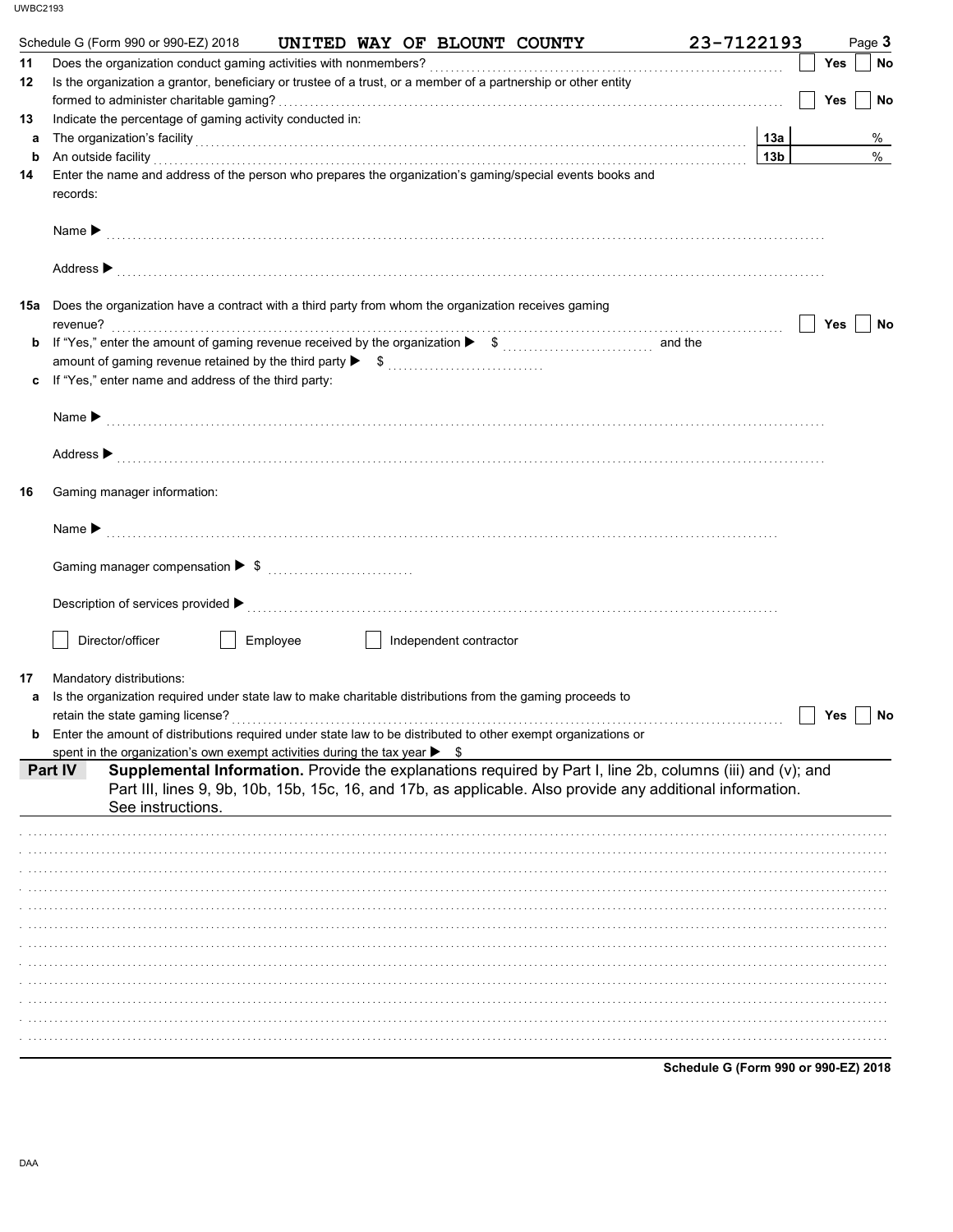Schedule G (Form 990 or 990-EZ) 2018 UNITED WAY OF BLOUNT COUNTY 23-7122193

**11** Does the organization conduct gaming activities with nonmembers? ☐ Yes ☐ No

**12** Is the organization a grantor, beneficiary or trustee of a trust, or a member of a partnership or other entity formed to administer charitable gaming? ☐ Yes ☐ No

**13** Indicate the percentage of gaming activity conducted in:

**a** The organization's facility **13a** %

**b** An outside facility **13b** %

**14** Enter the name and address of the person who prepares the organization's gaming/special events books and records:

Name ▶

Address ▶

**15a** Does the organization have a contract with a third party from whom the organization receives gaming revenue? ☐ Yes ☐ No

**b** If "Yes," enter the amount of gaming revenue received by the organization ▶ $ and the amount of gaming revenue retained by the third party ▶ $

**c** If "Yes," enter name and address of the third party:

Name ▶

Address ▶

**16** Gaming manager information:

Name ▶

Gaming manager compensation ▶ $

Description of services provided ▶

☐ Director/officer ☐ Employee ☐ Independent contractor

**17** Mandatory distributions:

**a** Is the organization required under state law to make charitable distributions from the gaming proceeds to retain the state gaming license? ☐ Yes ☐ No

**b** Enter the amount of distributions required under state law to be distributed to other exempt organizations or spent in the organization's own exempt activities during the tax year ▶ $

**Part IV** **Supplemental Information.** Provide the explanations required by Part I, line 2b, columns (iii) and (v); and Part III, lines 9, 9b, 10b, 15b, 15c, 16, and 17b, as applicable. Also provide any additional information. See instructions.

Schedule G (Form 990 or 990-EZ) 2018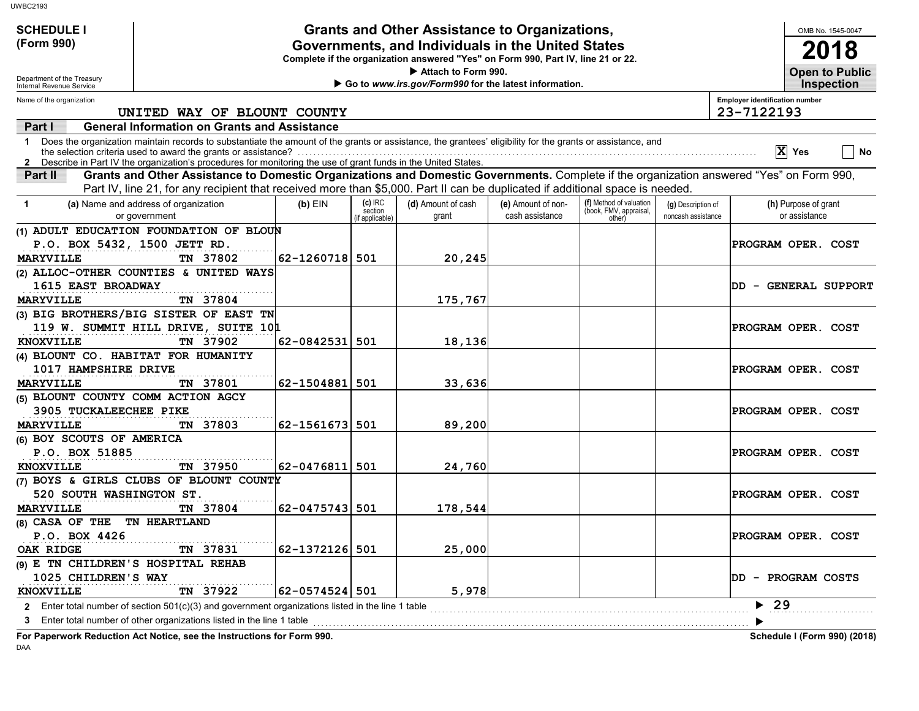UWBC2193

**SCHEDULE I (Form 990)**

Department of the Treasury
Internal Revenue Service

# Grants and Other Assistance to Organizations, Governments, and Individuals in the United States

**Complete if the organization answered "Yes" on Form 990, Part IV, line 21 or 22.**

▶ Attach to Form 990.

▶ Go to *www.irs.gov/Form990* for the latest information.

OMB No. 1545-0047

**2018**

**Open to Public Inspection**

Name of the organization: UNITED WAY OF BLOUNT COUNTY

Employer identification number: 23-7122193

## Part I General Information on Grants and Assistance

1 Does the organization maintain records to substantiate the amount of the grants or assistance, the grantees' eligibility for the grants or assistance, and the selection criteria used to award the grants or assistance? [X] Yes [ ] No

2 Describe in Part IV the organization's procedures for monitoring the use of grant funds in the United States.

## Part II Grants and Other Assistance to Domestic Organizations and Domestic Governments.

Complete if the organization answered "Yes" on Form 990, Part IV, line 21, for any recipient that received more than $5,000. Part II can be duplicated if additional space is needed.

| 1 | (a) Name and address of organization or government | (b) EIN | (c) IRC section (if applicable) | (d) Amount of cash grant | (e) Amount of non-cash assistance | (f) Method of valuation (book, FMV, appraisal, other) | (g) Description of noncash assistance | (h) Purpose of grant or assistance |
|---|---|---|---|---|---|---|---|---|
| (1) | ADULT EDUCATION FOUNDATION OF BLOUN<br>P.O. BOX 5432, 1500 JETT RD.<br>MARYVILLE TN 37802 | 62-1260718 | 501 | 20,245 | | | | PROGRAM OPER. COST |
| (2) | ALLOC-OTHER COUNTIES & UNITED WAYS<br>1615 EAST BROADWAY<br>MARYVILLE TN 37804 | | | 175,767 | | | | DD - GENERAL SUPPORT |
| (3) | BIG BROTHERS/BIG SISTER OF EAST TN<br>119 W. SUMMIT HILL DRIVE, SUITE 101<br>KNOXVILLE TN 37902 | 62-0842531 | 501 | 18,136 | | | | PROGRAM OPER. COST |
| (4) | BLOUNT CO. HABITAT FOR HUMANITY<br>1017 HAMPSHIRE DRIVE<br>MARYVILLE TN 37801 | 62-1504881 | 501 | 33,636 | | | | PROGRAM OPER. COST |
| (5) | BLOUNT COUNTY COMM ACTION AGCY<br>3905 TUCKALEECHEE PIKE<br>MARYVILLE TN 37803 | 62-1561673 | 501 | 89,200 | | | | PROGRAM OPER. COST |
| (6) | BOY SCOUTS OF AMERICA<br>P.O. BOX 51885<br>KNOXVILLE TN 37950 | 62-0476811 | 501 | 24,760 | | | | PROGRAM OPER. COST |
| (7) | BOYS & GIRLS CLUBS OF BLOUNT COUNTY<br>520 SOUTH WASHINGTON ST.<br>MARYVILLE TN 37804 | 62-0475743 | 501 | 178,544 | | | | PROGRAM OPER. COST |
| (8) | CASA OF THE TN HEARTLAND<br>P.O. BOX 4426<br>OAK RIDGE TN 37831 | 62-1372126 | 501 | 25,000 | | | | PROGRAM OPER. COST |
| (9) | E TN CHILDREN'S HOSPITAL REHAB<br>1025 CHILDREN'S WAY<br>KNOXVILLE TN 37922 | 62-0574524 | 501 | 5,978 | | | | DD - PROGRAM COSTS |

2 Enter total number of section 501(c)(3) and government organizations listed in the line 1 table ▶ 29

3 Enter total number of other organizations listed in the line 1 table ▶

**For Paperwork Reduction Act Notice, see the Instructions for Form 990.** **Schedule I (Form 990) (2018)**

DAA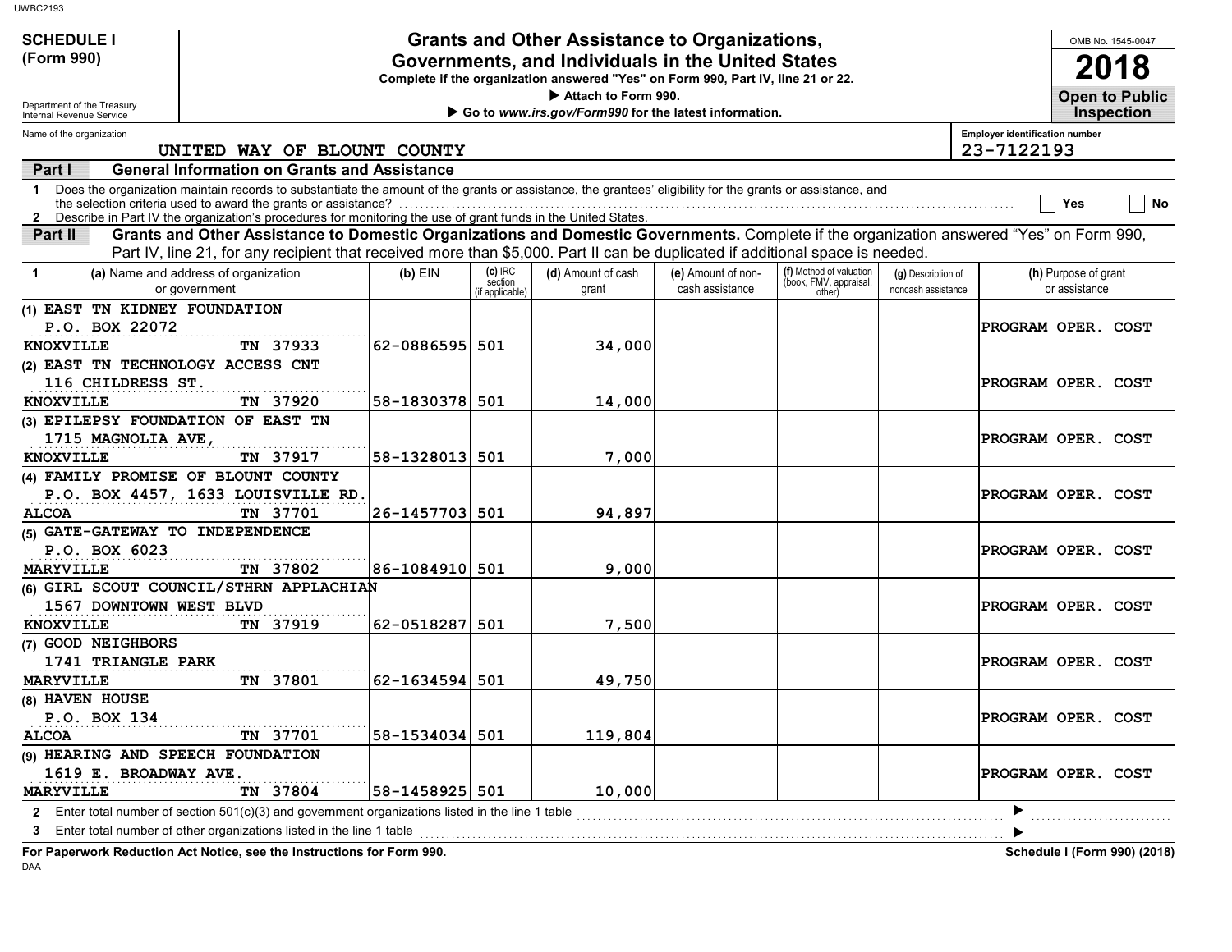**SCHEDULE I (Form 990)**

# Grants and Other Assistance to Organizations, Governments, and Individuals in the United States

Complete if the organization answered "Yes" on Form 990, Part IV, line 21 or 22.

▶ Attach to Form 990.

▶ Go to *www.irs.gov/Form990* for the latest information.

OMB No. 1545-0047

**2018**

**Open to Public Inspection**

Department of the Treasury
Internal Revenue Service

Name of the organization: UNITED WAY OF BLOUNT COUNTY

Employer identification number: 23-7122193

## Part I General Information on Grants and Assistance

1 Does the organization maintain records to substantiate the amount of the grants or assistance, the grantees' eligibility for the grants or assistance, and the selection criteria used to award the grants or assistance? ☐ Yes ☐ No

2 Describe in Part IV the organization's procedures for monitoring the use of grant funds in the United States.

## Part II Grants and Other Assistance to Domestic Organizations and Domestic Governments.

Complete if the organization answered "Yes" on Form 990, Part IV, line 21, for any recipient that received more than $5,000. Part II can be duplicated if additional space is needed.

| 1 (a) Name and address of organization or government | (b) EIN | (c) IRC section (if applicable) | (d) Amount of cash grant | (e) Amount of non-cash assistance | (f) Method of valuation (book, FMV, appraisal, other) | (g) Description of noncash assistance | (h) Purpose of grant or assistance |
|---|---|---|---|---|---|---|---|
| (1) EAST TN KIDNEY FOUNDATION<br>P.O. BOX 22072<br>KNOXVILLE TN 37933 | 62-0886595 | 501 | 34,000 | | | | PROGRAM OPER. COST |
| (2) EAST TN TECHNOLOGY ACCESS CNT<br>116 CHILDRESS ST.<br>KNOXVILLE TN 37920 | 58-1830378 | 501 | 14,000 | | | | PROGRAM OPER. COST |
| (3) EPILEPSY FOUNDATION OF EAST TN<br>1715 MAGNOLIA AVE,<br>KNOXVILLE TN 37917 | 58-1328013 | 501 | 7,000 | | | | PROGRAM OPER. COST |
| (4) FAMILY PROMISE OF BLOUNT COUNTY<br>P.O. BOX 4457, 1633 LOUISVILLE RD.<br>ALCOA TN 37701 | 26-1457703 | 501 | 94,897 | | | | PROGRAM OPER. COST |
| (5) GATE-GATEWAY TO INDEPENDENCE<br>P.O. BOX 6023<br>MARYVILLE TN 37802 | 86-1084910 | 501 | 9,000 | | | | PROGRAM OPER. COST |
| (6) GIRL SCOUT COUNCIL/STHRN APPLACHIAN<br>1567 DOWNTOWN WEST BLVD<br>KNOXVILLE TN 37919 | 62-0518287 | 501 | 7,500 | | | | PROGRAM OPER. COST |
| (7) GOOD NEIGHBORS<br>1741 TRIANGLE PARK<br>MARYVILLE TN 37801 | 62-1634594 | 501 | 49,750 | | | | PROGRAM OPER. COST |
| (8) HAVEN HOUSE<br>P.O. BOX 134<br>ALCOA TN 37701 | 58-1534034 | 501 | 119,804 | | | | PROGRAM OPER. COST |
| (9) HEARING AND SPEECH FOUNDATION<br>1619 E. BROADWAY AVE.<br>MARYVILLE TN 37804 | 58-1458925 | 501 | 10,000 | | | | PROGRAM OPER. COST |

2 Enter total number of section 501(c)(3) and government organizations listed in the line 1 table ▶

3 Enter total number of other organizations listed in the line 1 table ▶

**For Paperwork Reduction Act Notice, see the Instructions for Form 990.**

**Schedule I (Form 990) (2018)**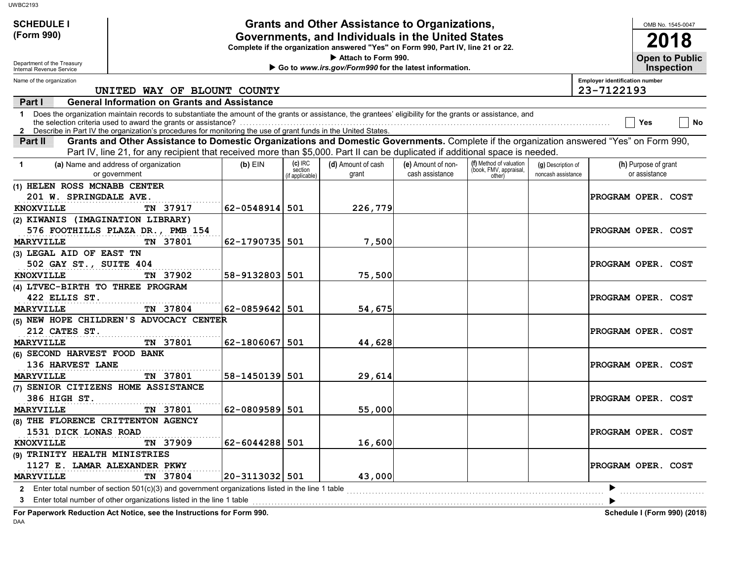**SCHEDULE I (Form 990)**

Department of the Treasury
Internal Revenue Service

# Grants and Other Assistance to Organizations, Governments, and Individuals in the United States

**Complete if the organization answered "Yes" on Form 990, Part IV, line 21 or 22.**

▶ Attach to Form 990.

▶ Go to *www.irs.gov/Form990* for the latest information.

OMB No. 1545-0047

**2018**

**Open to Public Inspection**

Name of the organization: UNITED WAY OF BLOUNT COUNTY

Employer identification number: 23-7122193

**Part I — General Information on Grants and Assistance**

1 Does the organization maintain records to substantiate the amount of the grants or assistance, the grantees' eligibility for the grants or assistance, and the selection criteria used to award the grants or assistance? ☐ Yes ☐ No

2 Describe in Part IV the organization's procedures for monitoring the use of grant funds in the United States.

**Part II — Grants and Other Assistance to Domestic Organizations and Domestic Governments.** Complete if the organization answered "Yes" on Form 990, Part IV, line 21, for any recipient that received more than $5,000. Part II can be duplicated if additional space is needed.

| 1 (a) Name and address of organization or government | (b) EIN | (c) IRC section (if applicable) | (d) Amount of cash grant | (e) Amount of non-cash assistance | (f) Method of valuation (book, FMV, appraisal, other) | (g) Description of noncash assistance | (h) Purpose of grant or assistance |
|---|---|---|---|---|---|---|---|
| (1) HELEN ROSS MCNABB CENTER<br>201 W. SPRINGDALE AVE.<br>KNOXVILLE TN 37917 | 62-0548914 | 501 | 226,779 | | | | PROGRAM OPER. COST |
| (2) KIWANIS (IMAGINATION LIBRARY)<br>576 FOOTHILLS PLAZA DR., PMB 154<br>MARYVILLE TN 37801 | 62-1790735 | 501 | 7,500 | | | | PROGRAM OPER. COST |
| (3) LEGAL AID OF EAST TN<br>502 GAY ST., SUITE 404<br>KNOXVILLE TN 37902 | 58-9132803 | 501 | 75,500 | | | | PROGRAM OPER. COST |
| (4) LTVEC-BIRTH TO THREE PROGRAM<br>422 ELLIS ST.<br>MARYVILLE TN 37804 | 62-0859642 | 501 | 54,675 | | | | PROGRAM OPER. COST |
| (5) NEW HOPE CHILDREN'S ADVOCACY CENTER<br>212 CATES ST.<br>MARYVILLE TN 37801 | 62-1806067 | 501 | 44,628 | | | | PROGRAM OPER. COST |
| (6) SECOND HARVEST FOOD BANK<br>136 HARVEST LANE<br>MARYVILLE TN 37801 | 58-1450139 | 501 | 29,614 | | | | PROGRAM OPER. COST |
| (7) SENIOR CITIZENS HOME ASSISTANCE<br>386 HIGH ST.<br>MARYVILLE TN 37801 | 62-0809589 | 501 | 55,000 | | | | PROGRAM OPER. COST |
| (8) THE FLORENCE CRITTENTON AGENCY<br>1531 DICK LONAS ROAD<br>KNOXVILLE TN 37909 | 62-6044288 | 501 | 16,600 | | | | PROGRAM OPER. COST |
| (9) TRINITY HEALTH MINISTRIES<br>1127 E. LAMAR ALEXANDER PKWY<br>MARYVILLE TN 37804 | 20-3113032 | 501 | 43,000 | | | | PROGRAM OPER. COST |

2 Enter total number of section 501(c)(3) and government organizations listed in the line 1 table ▶

3 Enter total number of other organizations listed in the line 1 table ▶

**For Paperwork Reduction Act Notice, see the Instructions for Form 990.** **Schedule I (Form 990) (2018)**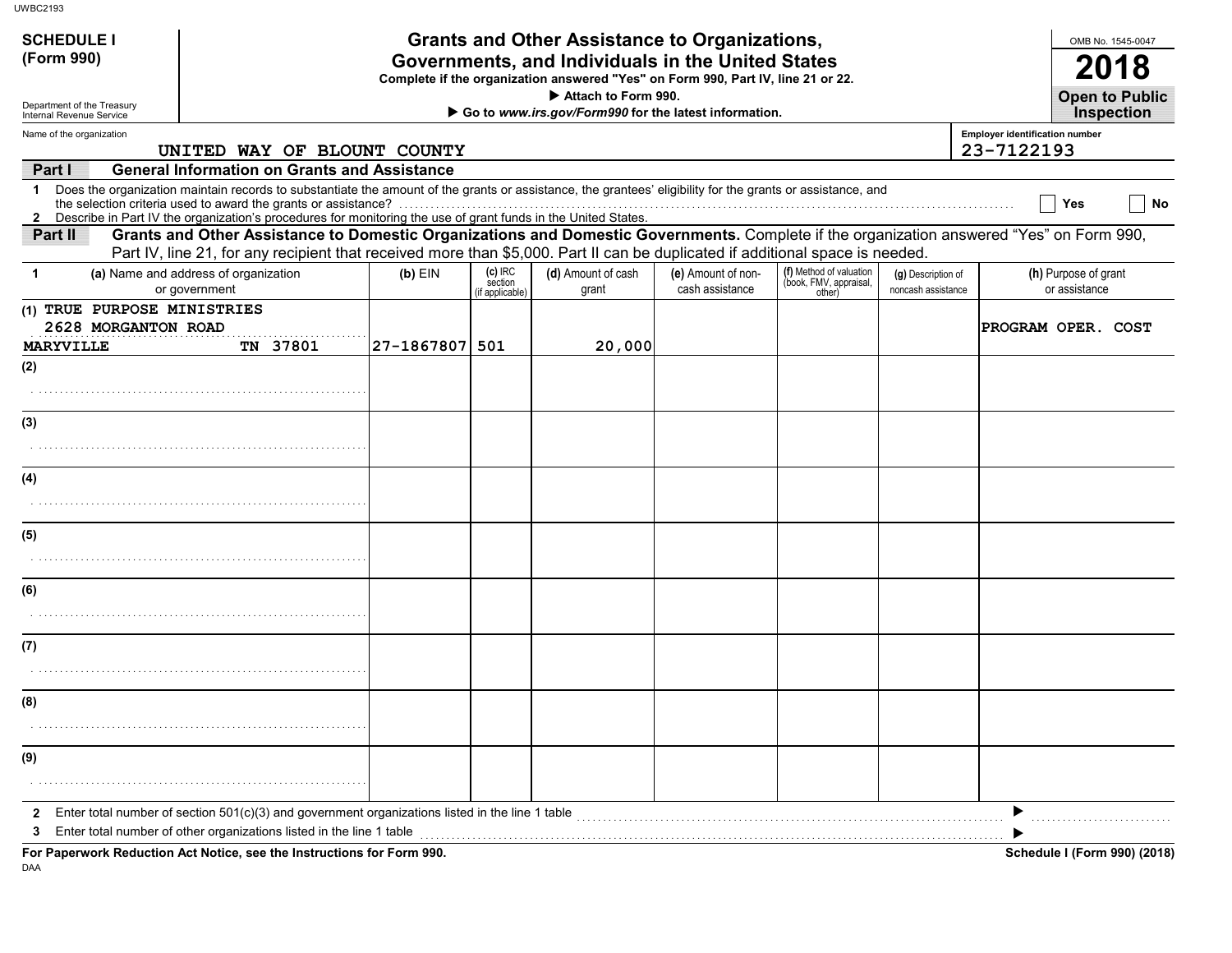UWBC2193

**SCHEDULE I (Form 990)**

Department of the Treasury
Internal Revenue Service

# Grants and Other Assistance to Organizations, Governments, and Individuals in the United States

**Complete if the organization answered "Yes" on Form 990, Part IV, line 21 or 22.**
**▶ Attach to Form 990.**
**▶ Go to www.irs.gov/Form990 for the latest information.**

OMB No. 1545-0047

**2018**

**Open to Public Inspection**

Name of the organization: UNITED WAY OF BLOUNT COUNTY

Employer identification number: 23-7122193

**Part I — General Information on Grants and Assistance**

1 Does the organization maintain records to substantiate the amount of the grants or assistance, the grantees' eligibility for the grants or assistance, and the selection criteria used to award the grants or assistance? ☐ Yes ☐ No

2 Describe in Part IV the organization's procedures for monitoring the use of grant funds in the United States.

**Part II — Grants and Other Assistance to Domestic Organizations and Domestic Governments.** Complete if the organization answered "Yes" on Form 990, Part IV, line 21, for any recipient that received more than $5,000. Part II can be duplicated if additional space is needed.

| 1 (a) Name and address of organization or government | (b) EIN | (c) IRC section (if applicable) | (d) Amount of cash grant | (e) Amount of non-cash assistance | (f) Method of valuation (book, FMV, appraisal, other) | (g) Description of noncash assistance | (h) Purpose of grant or assistance |
|---|---|---|---|---|---|---|---|
| (1) TRUE PURPOSE MINISTRIES 2628 MORGANTON ROAD MARYVILLE TN 37801 | 27-1867807 | 501 | 20,000 | | | | PROGRAM OPER. COST |
| (2) | | | | | | | |
| (3) | | | | | | | |
| (4) | | | | | | | |
| (5) | | | | | | | |
| (6) | | | | | | | |
| (7) | | | | | | | |
| (8) | | | | | | | |
| (9) | | | | | | | |

2 Enter total number of section 501(c)(3) and government organizations listed in the line 1 table ▶

3 Enter total number of other organizations listed in the line 1 table ▶

**For Paperwork Reduction Act Notice, see the Instructions for Form 990.**

DAA

**Schedule I (Form 990) (2018)**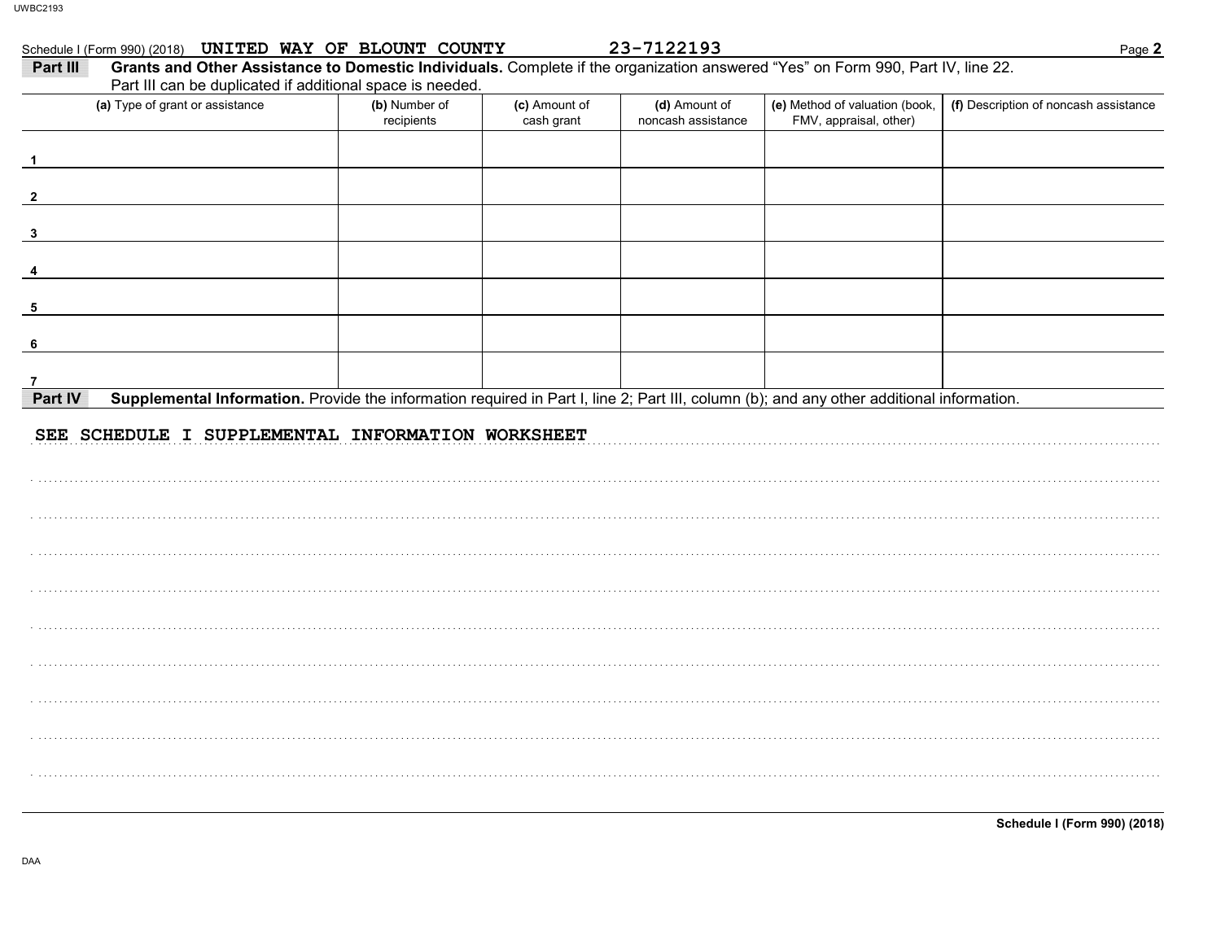Schedule I (Form 990) (2018) UNITED WAY OF BLOUNT COUNTY 23-7122193

**Part III** **Grants and Other Assistance to Domestic Individuals.** Complete if the organization answered "Yes" on Form 990, Part IV, line 22. Part III can be duplicated if additional space is needed.

| (a) Type of grant or assistance | (b) Number of recipients | (c) Amount of cash grant | (d) Amount of noncash assistance | (e) Method of valuation (book, FMV, appraisal, other) | (f) Description of noncash assistance |
|---|---|---|---|---|---|
| 1 | | | | | |
| 2 | | | | | |
| 3 | | | | | |
| 4 | | | | | |
| 5 | | | | | |
| 6 | | | | | |
| 7 | | | | | |

**Part IV** **Supplemental Information.** Provide the information required in Part I, line 2; Part III, column (b); and any other additional information.

SEE SCHEDULE I SUPPLEMENTAL INFORMATION WORKSHEET

**Schedule I (Form 990) (2018)**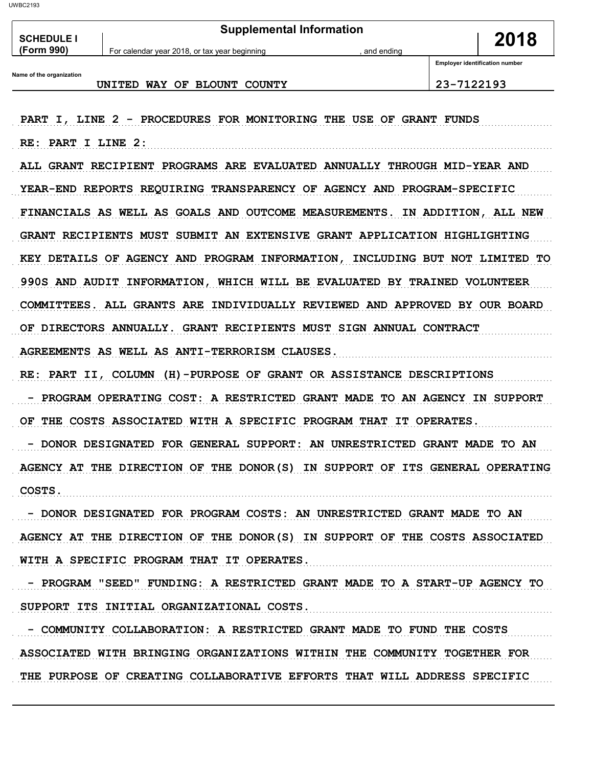**SCHEDULE I (Form 990)**

**Supplemental Information**

For calendar year 2018, or tax year beginning , and ending

**2018**

Name of the organization: UNITED WAY OF BLOUNT COUNTY

Employer identification number: 23-7122193

PART I, LINE 2 - PROCEDURES FOR MONITORING THE USE OF GRANT FUNDS

RE: PART I LINE 2:

ALL GRANT RECIPIENT PROGRAMS ARE EVALUATED ANNUALLY THROUGH MID-YEAR AND YEAR-END REPORTS REQUIRING TRANSPARENCY OF AGENCY AND PROGRAM-SPECIFIC FINANCIALS AS WELL AS GOALS AND OUTCOME MEASUREMENTS. IN ADDITION, ALL NEW GRANT RECIPIENTS MUST SUBMIT AN EXTENSIVE GRANT APPLICATION HIGHLIGHTING KEY DETAILS OF AGENCY AND PROGRAM INFORMATION, INCLUDING BUT NOT LIMITED TO 990S AND AUDIT INFORMATION, WHICH WILL BE EVALUATED BY TRAINED VOLUNTEER COMMITTEES. ALL GRANTS ARE INDIVIDUALLY REVIEWED AND APPROVED BY OUR BOARD OF DIRECTORS ANNUALLY. GRANT RECIPIENTS MUST SIGN ANNUAL CONTRACT AGREEMENTS AS WELL AS ANTI-TERRORISM CLAUSES.

RE: PART II, COLUMN (H)-PURPOSE OF GRANT OR ASSISTANCE DESCRIPTIONS

- PROGRAM OPERATING COST: A RESTRICTED GRANT MADE TO AN AGENCY IN SUPPORT OF THE COSTS ASSOCIATED WITH A SPECIFIC PROGRAM THAT IT OPERATES.
- DONOR DESIGNATED FOR GENERAL SUPPORT: AN UNRESTRICTED GRANT MADE TO AN AGENCY AT THE DIRECTION OF THE DONOR(S) IN SUPPORT OF ITS GENERAL OPERATING COSTS.
- DONOR DESIGNATED FOR PROGRAM COSTS: AN UNRESTRICTED GRANT MADE TO AN AGENCY AT THE DIRECTION OF THE DONOR(S) IN SUPPORT OF THE COSTS ASSOCIATED WITH A SPECIFIC PROGRAM THAT IT OPERATES.
- PROGRAM "SEED" FUNDING: A RESTRICTED GRANT MADE TO A START-UP AGENCY TO SUPPORT ITS INITIAL ORGANIZATIONAL COSTS.
- COMMUNITY COLLABORATION: A RESTRICTED GRANT MADE TO FUND THE COSTS ASSOCIATED WITH BRINGING ORGANIZATIONS WITHIN THE COMMUNITY TOGETHER FOR THE PURPOSE OF CREATING COLLABORATIVE EFFORTS THAT WILL ADDRESS SPECIFIC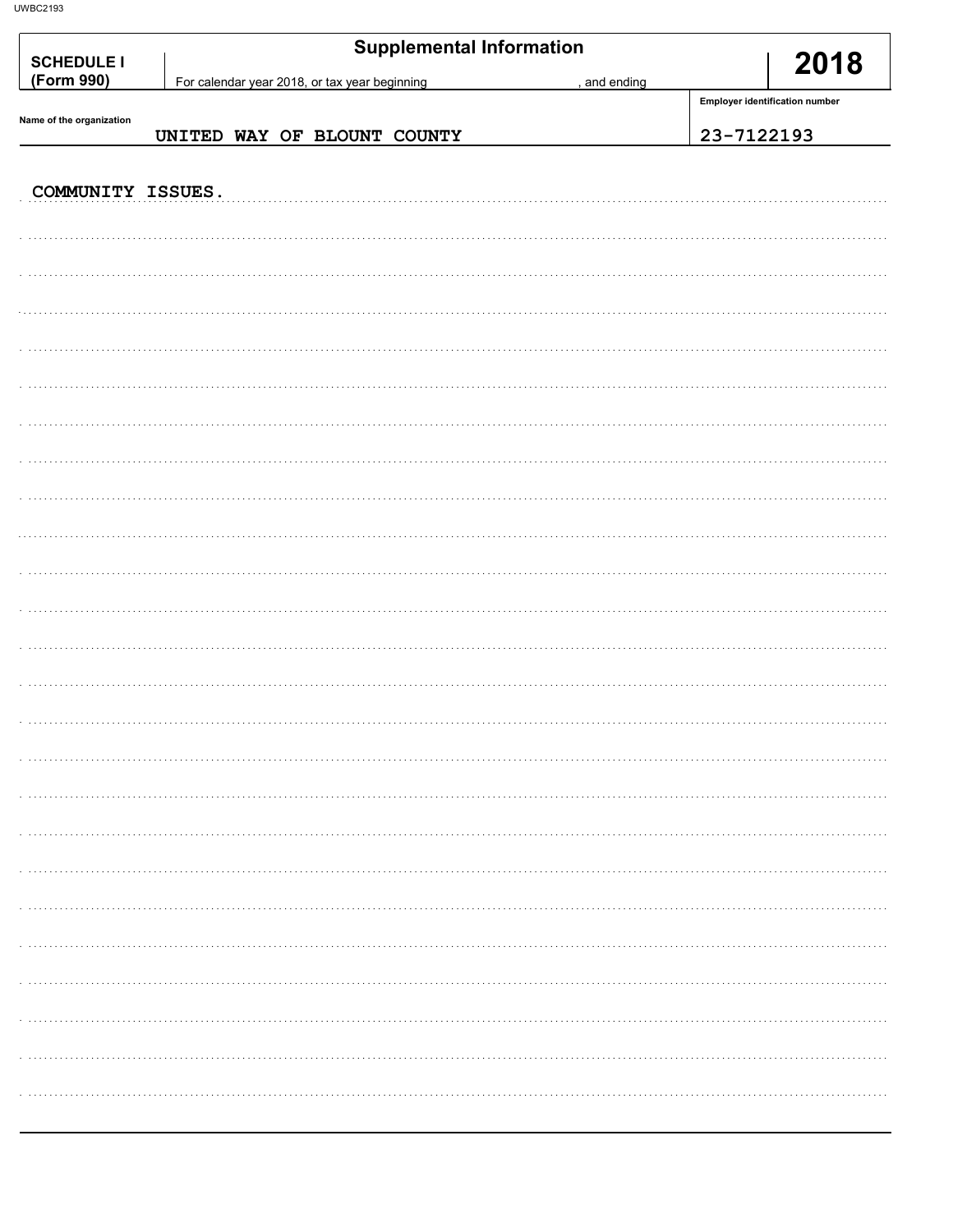**SCHEDULE I (Form 990)**

## Supplemental Information

For calendar year 2018, or tax year beginning , and ending

**2018**

Name of the organization: UNITED WAY OF BLOUNT COUNTY

Employer identification number: 23-7122193

COMMUNITY ISSUES.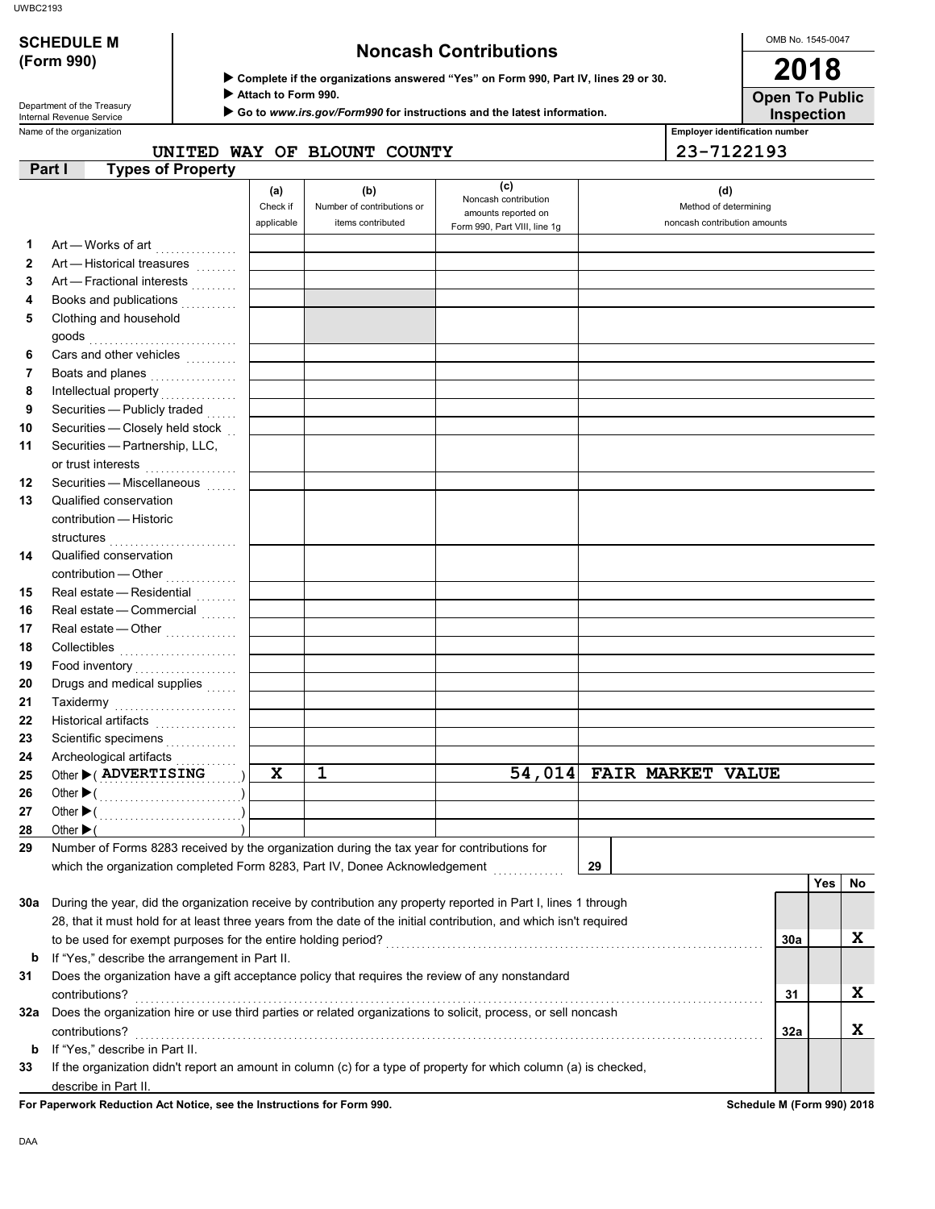UWBC2193

**SCHEDULE M (Form 990)**

Department of the Treasury
Internal Revenue Service

# Noncash Contributions

▶ Complete if the organizations answered "Yes" on Form 990, Part IV, lines 29 or 30.
▶ Attach to Form 990.
▶ Go to *www.irs.gov/Form990* for instructions and the latest information.

OMB No. 1545-0047

**2018**

**Open To Public Inspection**

Name of the organization: UNITED WAY OF BLOUNT COUNTY

Employer identification number: 23-7122193

## Part I Types of Property

| | | (a) Check if applicable | (b) Number of contributions or items contributed | (c) Noncash contribution amounts reported on Form 990, Part VIII, line 1g | (d) Method of determining noncash contribution amounts |
|---|---|---|---|---|---|
| 1 | Art — Works of art | | | | |
| 2 | Art — Historical treasures | | | | |
| 3 | Art — Fractional interests | | | | |
| 4 | Books and publications | | | | |
| 5 | Clothing and household goods | | | | |
| 6 | Cars and other vehicles | | | | |
| 7 | Boats and planes | | | | |
| 8 | Intellectual property | | | | |
| 9 | Securities — Publicly traded | | | | |
| 10 | Securities — Closely held stock | | | | |
| 11 | Securities — Partnership, LLC, or trust interests | | | | |
| 12 | Securities — Miscellaneous | | | | |
| 13 | Qualified conservation contribution — Historic structures | | | | |
| 14 | Qualified conservation contribution — Other | | | | |
| 15 | Real estate — Residential | | | | |
| 16 | Real estate — Commercial | | | | |
| 17 | Real estate — Other | | | | |
| 18 | Collectibles | | | | |
| 19 | Food inventory | | | | |
| 20 | Drugs and medical supplies | | | | |
| 21 | Taxidermy | | | | |
| 22 | Historical artifacts | | | | |
| 23 | Scientific specimens | | | | |
| 24 | Archeological artifacts | | | | |
| 25 | Other ▶ ( ADVERTISING ) | X | 1 | 54,014 | FAIR MARKET VALUE |
| 26 | Other ▶ ( ) | | | | |
| 27 | Other ▶ ( ) | | | | |
| 28 | Other ▶ ( ) | | | | |

29 Number of Forms 8283 received by the organization during the tax year for contributions for which the organization completed Form 8283, Part IV, Donee Acknowledgement . . . 29

| | | | Yes | No |
|---|---|---|---|---|
| 30a | During the year, did the organization receive by contribution any property reported in Part I, lines 1 through 28, that it must hold for at least three years from the date of the initial contribution, and which isn't required to be used for exempt purposes for the entire holding period? | 30a | | X |
| b | If "Yes," describe the arrangement in Part II. | | | |
| 31 | Does the organization have a gift acceptance policy that requires the review of any nonstandard contributions? | 31 | | X |
| 32a | Does the organization hire or use third parties or related organizations to solicit, process, or sell noncash contributions? | 32a | | X |
| b | If "Yes," describe in Part II. | | | |
| 33 | If the organization didn't report an amount in column (c) for a type of property for which column (a) is checked, describe in Part II. | | | |

**For Paperwork Reduction Act Notice, see the Instructions for Form 990.** **Schedule M (Form 990) 2018**

DAA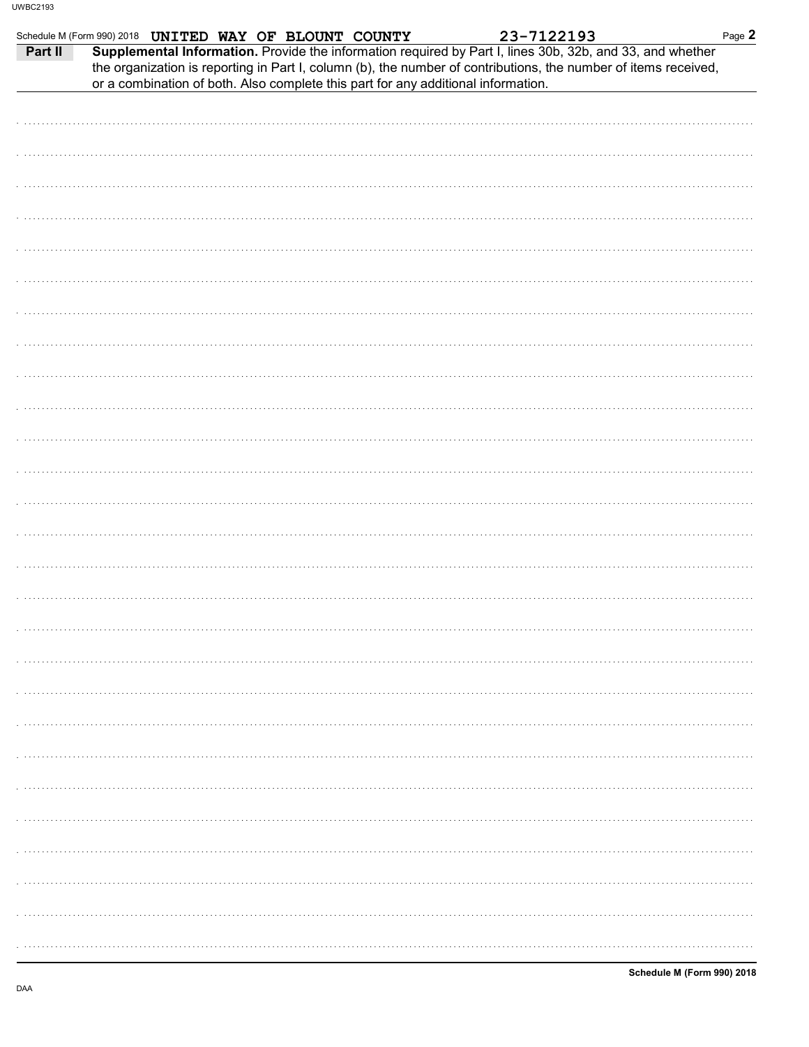Schedule M (Form 990) 2018 **UNITED WAY OF BLOUNT COUNTY** **23-7122193**

**Part II** **Supplemental Information.** Provide the information required by Part I, lines 30b, 32b, and 33, and whether the organization is reporting in Part I, column (b), the number of contributions, the number of items received, or a combination of both. Also complete this part for any additional information.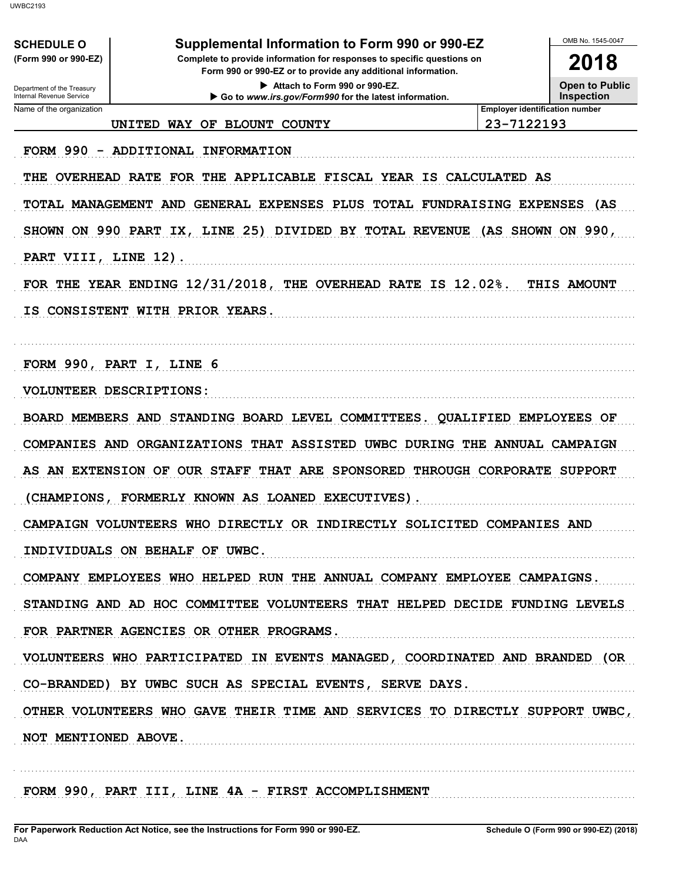**SCHEDULE O**
**(Form 990 or 990-EZ)**

Department of the Treasury
Internal Revenue Service

# Supplemental Information to Form 990 or 990-EZ

**Complete to provide information for responses to specific questions on Form 990 or 990-EZ or to provide any additional information.**

▶ **Attach to Form 990 or 990-EZ.**

▶ **Go to *www.irs.gov/Form990* for the latest information.**

OMB No. 1545-0047

**2018**

**Open to Public Inspection**

| Name of the organization | Employer identification number |
|---|---|
| UNITED WAY OF BLOUNT COUNTY | 23-7122193 |

FORM 990 - ADDITIONAL INFORMATION

THE OVERHEAD RATE FOR THE APPLICABLE FISCAL YEAR IS CALCULATED AS TOTAL MANAGEMENT AND GENERAL EXPENSES PLUS TOTAL FUNDRAISING EXPENSES (AS SHOWN ON 990 PART IX, LINE 25) DIVIDED BY TOTAL REVENUE (AS SHOWN ON 990, PART VIII, LINE 12).

FOR THE YEAR ENDING 12/31/2018, THE OVERHEAD RATE IS 12.02%. THIS AMOUNT IS CONSISTENT WITH PRIOR YEARS.

FORM 990, PART I, LINE 6

VOLUNTEER DESCRIPTIONS:

BOARD MEMBERS AND STANDING BOARD LEVEL COMMITTEES. QUALIFIED EMPLOYEES OF COMPANIES AND ORGANIZATIONS THAT ASSISTED UWBC DURING THE ANNUAL CAMPAIGN AS AN EXTENSION OF OUR STAFF THAT ARE SPONSORED THROUGH CORPORATE SUPPORT (CHAMPIONS, FORMERLY KNOWN AS LOANED EXECUTIVES).

CAMPAIGN VOLUNTEERS WHO DIRECTLY OR INDIRECTLY SOLICITED COMPANIES AND INDIVIDUALS ON BEHALF OF UWBC.

COMPANY EMPLOYEES WHO HELPED RUN THE ANNUAL COMPANY EMPLOYEE CAMPAIGNS.

STANDING AND AD HOC COMMITTEE VOLUNTEERS THAT HELPED DECIDE FUNDING LEVELS FOR PARTNER AGENCIES OR OTHER PROGRAMS.

VOLUNTEERS WHO PARTICIPATED IN EVENTS MANAGED, COORDINATED AND BRANDED (OR CO-BRANDED) BY UWBC SUCH AS SPECIAL EVENTS, SERVE DAYS.

OTHER VOLUNTEERS WHO GAVE THEIR TIME AND SERVICES TO DIRECTLY SUPPORT UWBC, NOT MENTIONED ABOVE.

FORM 990, PART III, LINE 4A - FIRST ACCOMPLISHMENT

**For Paperwork Reduction Act Notice, see the Instructions for Form 990 or 990-EZ.**
DAA
**Schedule O (Form 990 or 990-EZ) (2018)**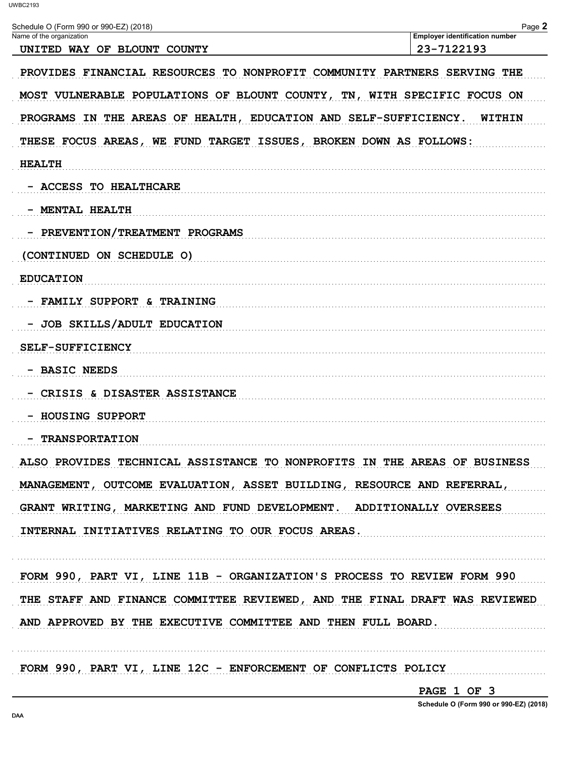Schedule O (Form 990 or 990-EZ) (2018)

| Name of the organization | Employer identification number |
| --- | --- |
| UNITED WAY OF BLOUNT COUNTY | 23-7122193 |

PROVIDES FINANCIAL RESOURCES TO NONPROFIT COMMUNITY PARTNERS SERVING THE MOST VULNERABLE POPULATIONS OF BLOUNT COUNTY, TN, WITH SPECIFIC FOCUS ON PROGRAMS IN THE AREAS OF HEALTH, EDUCATION AND SELF-SUFFICIENCY. WITHIN THESE FOCUS AREAS, WE FUND TARGET ISSUES, BROKEN DOWN AS FOLLOWS:

HEALTH

- ACCESS TO HEALTHCARE
- MENTAL HEALTH
- PREVENTION/TREATMENT PROGRAMS

(CONTINUED ON SCHEDULE O)

EDUCATION

- FAMILY SUPPORT & TRAINING
- JOB SKILLS/ADULT EDUCATION

SELF-SUFFICIENCY

- BASIC NEEDS
- CRISIS & DISASTER ASSISTANCE
- HOUSING SUPPORT
- TRANSPORTATION

ALSO PROVIDES TECHNICAL ASSISTANCE TO NONPROFITS IN THE AREAS OF BUSINESS MANAGEMENT, OUTCOME EVALUATION, ASSET BUILDING, RESOURCE AND REFERRAL, GRANT WRITING, MARKETING AND FUND DEVELOPMENT. ADDITIONALLY OVERSEES INTERNAL INITIATIVES RELATING TO OUR FOCUS AREAS.

FORM 990, PART VI, LINE 11B - ORGANIZATION'S PROCESS TO REVIEW FORM 990

THE STAFF AND FINANCE COMMITTEE REVIEWED, AND THE FINAL DRAFT WAS REVIEWED AND APPROVED BY THE EXECUTIVE COMMITTEE AND THEN FULL BOARD.

FORM 990, PART VI, LINE 12C - ENFORCEMENT OF CONFLICTS POLICY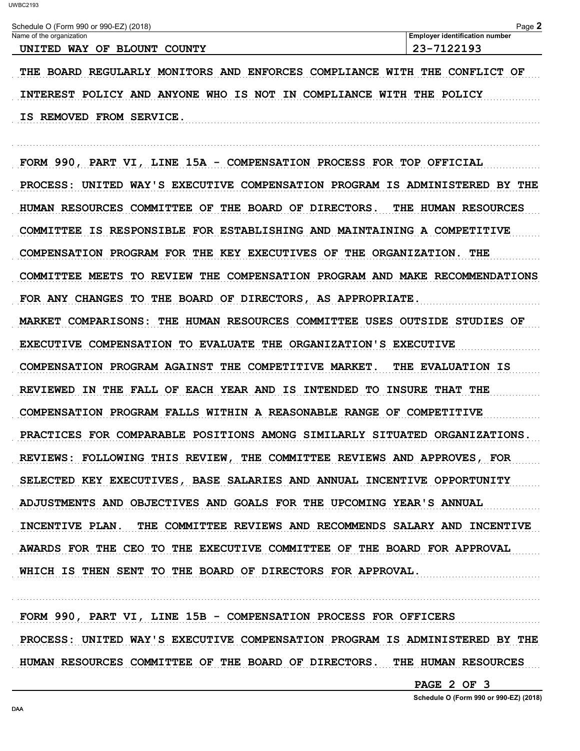| Name of the organization | Employer identification number |
| --- | --- |
| UNITED WAY OF BLOUNT COUNTY | 23-7122193 |

THE BOARD REGULARLY MONITORS AND ENFORCES COMPLIANCE WITH THE CONFLICT OF INTEREST POLICY AND ANYONE WHO IS NOT IN COMPLIANCE WITH THE POLICY IS REMOVED FROM SERVICE.

FORM 990, PART VI, LINE 15A - COMPENSATION PROCESS FOR TOP OFFICIAL

PROCESS: UNITED WAY'S EXECUTIVE COMPENSATION PROGRAM IS ADMINISTERED BY THE HUMAN RESOURCES COMMITTEE OF THE BOARD OF DIRECTORS. THE HUMAN RESOURCES COMMITTEE IS RESPONSIBLE FOR ESTABLISHING AND MAINTAINING A COMPETITIVE COMPENSATION PROGRAM FOR THE KEY EXECUTIVES OF THE ORGANIZATION. THE COMMITTEE MEETS TO REVIEW THE COMPENSATION PROGRAM AND MAKE RECOMMENDATIONS FOR ANY CHANGES TO THE BOARD OF DIRECTORS, AS APPROPRIATE.

MARKET COMPARISONS: THE HUMAN RESOURCES COMMITTEE USES OUTSIDE STUDIES OF EXECUTIVE COMPENSATION TO EVALUATE THE ORGANIZATION'S EXECUTIVE COMPENSATION PROGRAM AGAINST THE COMPETITIVE MARKET. THE EVALUATION IS REVIEWED IN THE FALL OF EACH YEAR AND IS INTENDED TO INSURE THAT THE COMPENSATION PROGRAM FALLS WITHIN A REASONABLE RANGE OF COMPETITIVE PRACTICES FOR COMPARABLE POSITIONS AMONG SIMILARLY SITUATED ORGANIZATIONS.

REVIEWS: FOLLOWING THIS REVIEW, THE COMMITTEE REVIEWS AND APPROVES, FOR SELECTED KEY EXECUTIVES, BASE SALARIES AND ANNUAL INCENTIVE OPPORTUNITY ADJUSTMENTS AND OBJECTIVES AND GOALS FOR THE UPCOMING YEAR'S ANNUAL INCENTIVE PLAN. THE COMMITTEE REVIEWS AND RECOMMENDS SALARY AND INCENTIVE AWARDS FOR THE CEO TO THE EXECUTIVE COMMITTEE OF THE BOARD FOR APPROVAL WHICH IS THEN SENT TO THE BOARD OF DIRECTORS FOR APPROVAL.

FORM 990, PART VI, LINE 15B - COMPENSATION PROCESS FOR OFFICERS

PROCESS: UNITED WAY'S EXECUTIVE COMPENSATION PROGRAM IS ADMINISTERED BY THE HUMAN RESOURCES COMMITTEE OF THE BOARD OF DIRECTORS. THE HUMAN RESOURCES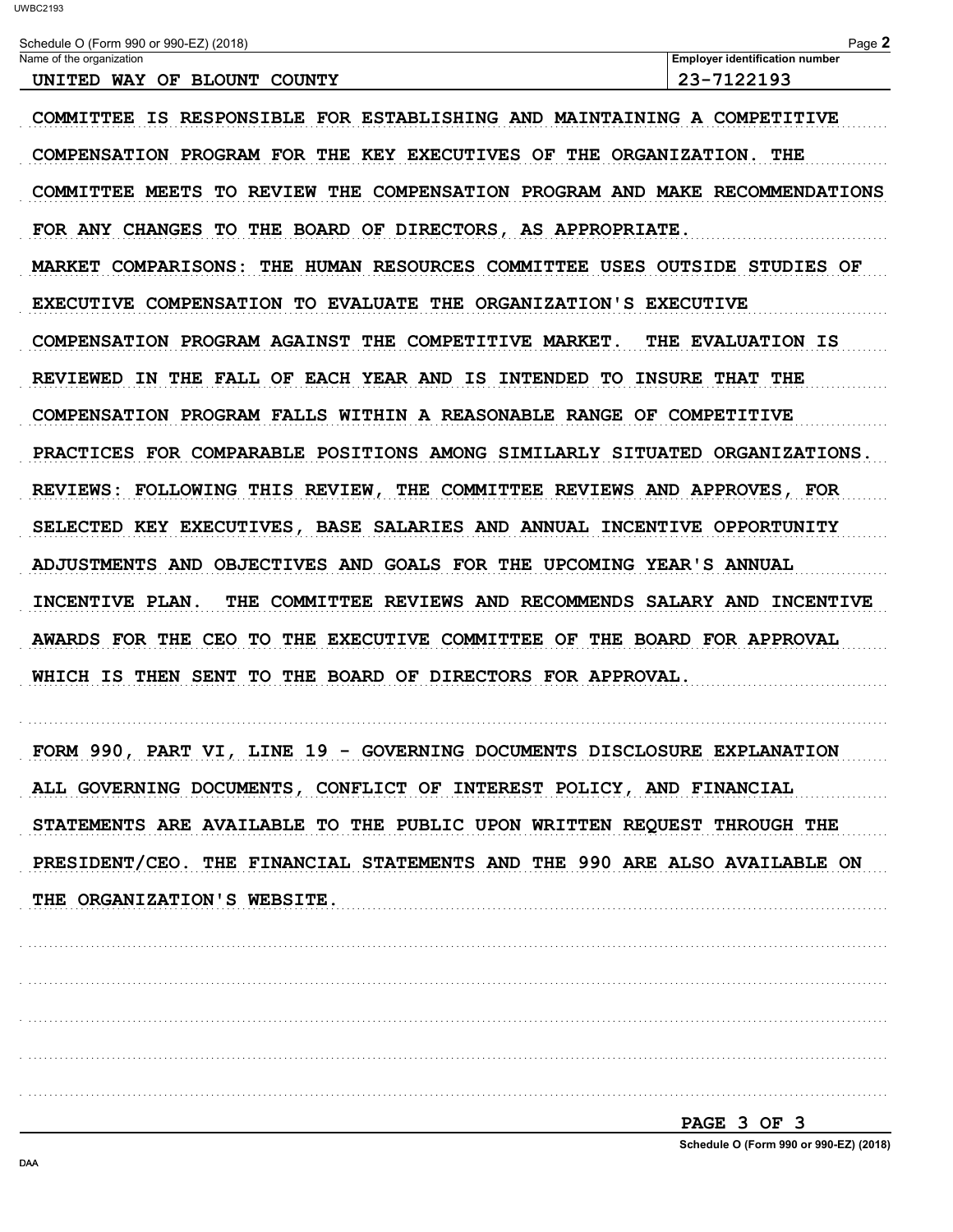Schedule O (Form 990 or 990-EZ) (2018)

| Name of the organization | Employer identification number |
| --- | --- |
| UNITED WAY OF BLOUNT COUNTY | 23-7122193 |

COMMITTEE IS RESPONSIBLE FOR ESTABLISHING AND MAINTAINING A COMPETITIVE COMPENSATION PROGRAM FOR THE KEY EXECUTIVES OF THE ORGANIZATION. THE COMMITTEE MEETS TO REVIEW THE COMPENSATION PROGRAM AND MAKE RECOMMENDATIONS FOR ANY CHANGES TO THE BOARD OF DIRECTORS, AS APPROPRIATE.

MARKET COMPARISONS: THE HUMAN RESOURCES COMMITTEE USES OUTSIDE STUDIES OF EXECUTIVE COMPENSATION TO EVALUATE THE ORGANIZATION'S EXECUTIVE COMPENSATION PROGRAM AGAINST THE COMPETITIVE MARKET. THE EVALUATION IS REVIEWED IN THE FALL OF EACH YEAR AND IS INTENDED TO INSURE THAT THE COMPENSATION PROGRAM FALLS WITHIN A REASONABLE RANGE OF COMPETITIVE PRACTICES FOR COMPARABLE POSITIONS AMONG SIMILARLY SITUATED ORGANIZATIONS.

REVIEWS: FOLLOWING THIS REVIEW, THE COMMITTEE REVIEWS AND APPROVES, FOR SELECTED KEY EXECUTIVES, BASE SALARIES AND ANNUAL INCENTIVE OPPORTUNITY ADJUSTMENTS AND OBJECTIVES AND GOALS FOR THE UPCOMING YEAR'S ANNUAL INCENTIVE PLAN. THE COMMITTEE REVIEWS AND RECOMMENDS SALARY AND INCENTIVE AWARDS FOR THE CEO TO THE EXECUTIVE COMMITTEE OF THE BOARD FOR APPROVAL WHICH IS THEN SENT TO THE BOARD OF DIRECTORS FOR APPROVAL.

FORM 990, PART VI, LINE 19 - GOVERNING DOCUMENTS DISCLOSURE EXPLANATION

ALL GOVERNING DOCUMENTS, CONFLICT OF INTEREST POLICY, AND FINANCIAL STATEMENTS ARE AVAILABLE TO THE PUBLIC UPON WRITTEN REQUEST THROUGH THE PRESIDENT/CEO. THE FINANCIAL STATEMENTS AND THE 990 ARE ALSO AVAILABLE ON THE ORGANIZATION'S WEBSITE.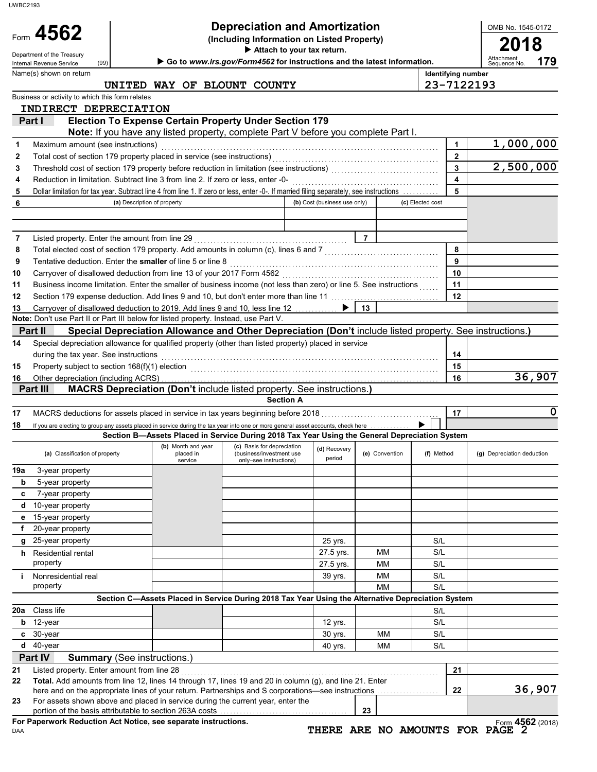UWBC2193

# Form 4562 — Depreciation and Amortization

**(Including Information on Listed Property)**

▶ Attach to your tax return.

▶ Go to *www.irs.gov/Form4562* for instructions and the latest information.

Department of the Treasury
Internal Revenue Service (99)

OMB No. 1545-0172

**2018**

Attachment Sequence No. **179**

Name(s) shown on return: UNITED WAY OF BLOUNT COUNTY

Identifying number: 23-7122193

Business or activity to which this form relates: INDIRECT DEPRECIATION

## Part I Election To Expense Certain Property Under Section 179

**Note:** If you have any listed property, complete Part V before you complete Part I.

| | | | |
|---|---|---|---|
| 1 | Maximum amount (see instructions) | 1 | 1,000,000 |
| 2 | Total cost of section 179 property placed in service (see instructions) | 2 | |
| 3 | Threshold cost of section 179 property before reduction in limitation (see instructions) | 3 | 2,500,000 |
| 4 | Reduction in limitation. Subtract line 3 from line 2. If zero or less, enter -0- | 4 | |
| 5 | Dollar limitation for tax year. Subtract line 4 from line 1. If zero or less, enter -0-. If married filing separately, see instructions | 5 | |

| 6 | (a) Description of property | (b) Cost (business use only) | (c) Elected cost |
|---|---|---|---|
| | | | |
| | | | |

| | | | |
|---|---|---|---|
| 7 | Listed property. Enter the amount from line 29 | 7 | |
| 8 | Total elected cost of section 179 property. Add amounts in column (c), lines 6 and 7 | 8 | |
| 9 | Tentative deduction. Enter the **smaller** of line 5 or line 8 | 9 | |
| 10 | Carryover of disallowed deduction from line 13 of your 2017 Form 4562 | 10 | |
| 11 | Business income limitation. Enter the smaller of business income (not less than zero) or line 5. See instructions | 11 | |
| 12 | Section 179 expense deduction. Add lines 9 and 10, but don't enter more than line 11 | 12 | |
| 13 | Carryover of disallowed deduction to 2019. Add lines 9 and 10, less line 12 ▶ | 13 | |

**Note:** Don't use Part II or Part III below for listed property. Instead, use Part V.

## Part II Special Depreciation Allowance and Other Depreciation (Don't include listed property. See instructions.)

| | | | |
|---|---|---|---|
| 14 | Special depreciation allowance for qualified property (other than listed property) placed in service during the tax year. See instructions | 14 | |
| 15 | Property subject to section 168(f)(1) election | 15 | |
| 16 | Other depreciation (including ACRS) | 16 | 36,907 |

## Part III MACRS Depreciation (Don't include listed property. See instructions.)

### Section A

| | | | |
|---|---|---|---|
| 17 | MACRS deductions for assets placed in service in tax years beginning before 2018 | 17 | 0 |
| 18 | If you are electing to group any assets placed in service during the tax year into one or more general asset accounts, check here ▶ ☐ | | |

### Section B—Assets Placed in Service During 2018 Tax Year Using the General Depreciation System

| (a) Classification of property | (b) Month and year placed in service | (c) Basis for depreciation (business/investment use only—see instructions) | (d) Recovery period | (e) Convention | (f) Method | (g) Depreciation deduction |
|---|---|---|---|---|---|---|
| 19a 3-year property | | | | | | |
| b 5-year property | | | | | | |
| c 7-year property | | | | | | |
| d 10-year property | | | | | | |
| e 15-year property | | | | | | |
| f 20-year property | | | | | | |
| g 25-year property | | | 25 yrs. | | S/L | |
| h Residential rental property | | | 27.5 yrs. | MM | S/L | |
| | | | 27.5 yrs. | MM | S/L | |
| i Nonresidential real property | | | 39 yrs. | MM | S/L | |
| | | | | MM | S/L | |

### Section C—Assets Placed in Service During 2018 Tax Year Using the Alternative Depreciation System

| (a) Classification of property | (b) Month and year placed in service | (c) Basis for depreciation | (d) Recovery period | (e) Convention | (f) Method | (g) Depreciation deduction |
|---|---|---|---|---|---|---|
| 20a Class life | | | | | S/L | |
| b 12-year | | | 12 yrs. | | S/L | |
| c 30-year | | | 30 yrs. | MM | S/L | |
| d 40-year | | | 40 yrs. | MM | S/L | |

## Part IV Summary (See instructions.)

| | | | |
|---|---|---|---|
| 21 | Listed property. Enter amount from line 28 | 21 | |
| 22 | **Total.** Add amounts from line 12, lines 14 through 17, lines 19 and 20 in column (g), and line 21. Enter here and on the appropriate lines of your return. Partnerships and S corporations—see instructions | 22 | 36,907 |
| 23 | For assets shown above and placed in service during the current year, enter the portion of the basis attributable to section 263A costs | 23 | |

**For Paperwork Reduction Act Notice, see separate instructions.**

DAA

THERE ARE NO AMOUNTS FOR PAGE 2

Form **4562** (2018)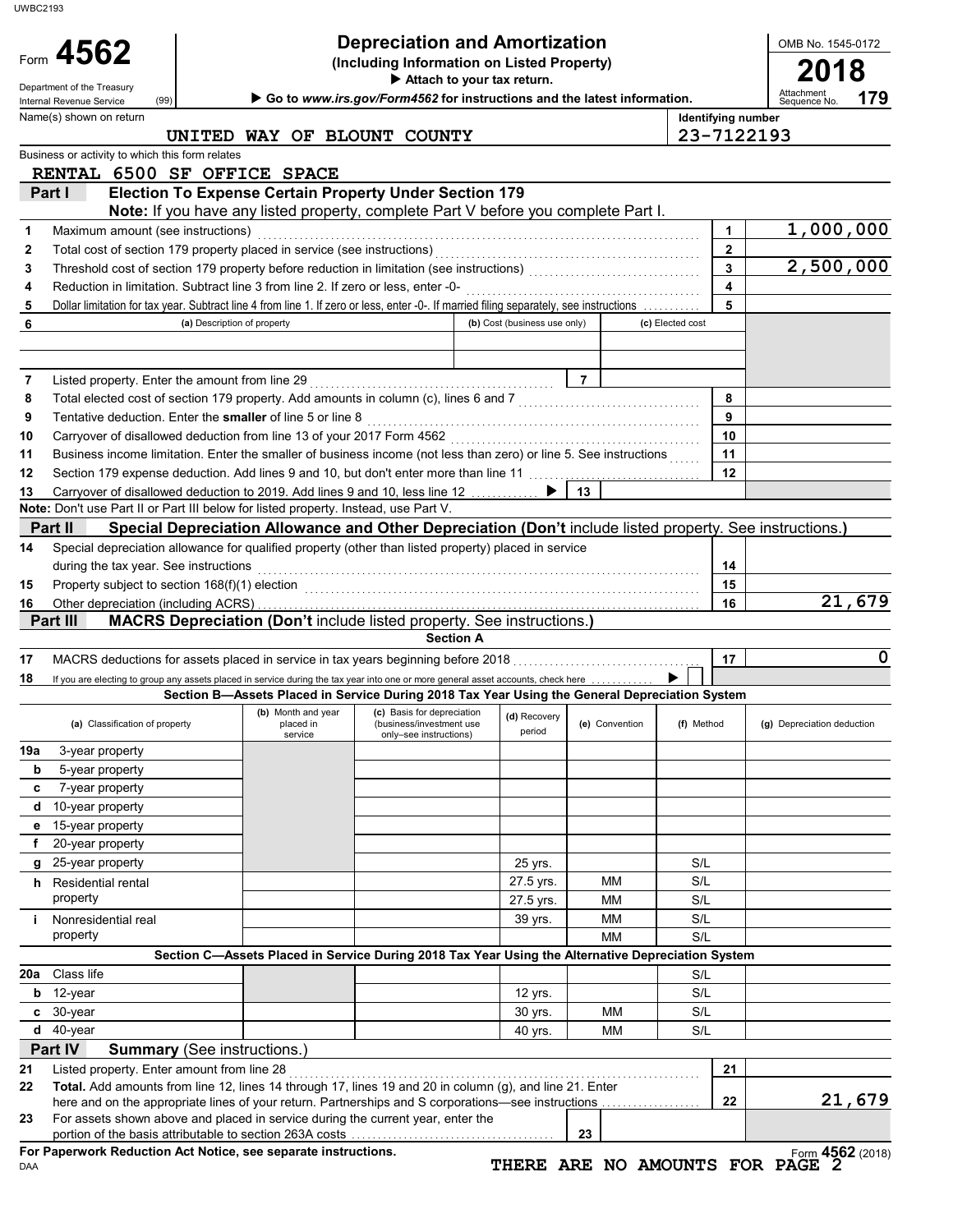UWBC2193

# Form 4562 — Depreciation and Amortization

**(Including Information on Listed Property)**

▶ Attach to your tax return.

▶ Go to *www.irs.gov/Form4562* for instructions and the latest information.

Department of the Treasury
Internal Revenue Service (99)

OMB No. 1545-0172

**2018**

Attachment Sequence No. **179**

| Name(s) shown on return | Identifying number |
|---|---|
| UNITED WAY OF BLOUNT COUNTY | 23-7122193 |

Business or activity to which this form relates

RENTAL 6500 SF OFFICE SPACE

## Part I Election To Expense Certain Property Under Section 179

**Note:** If you have any listed property, complete Part V before you complete Part I.

| | | | |
|---|---|---|---|
| 1 | Maximum amount (see instructions) | 1 | 1,000,000 |
| 2 | Total cost of section 179 property placed in service (see instructions) | 2 | |
| 3 | Threshold cost of section 179 property before reduction in limitation (see instructions) | 3 | 2,500,000 |
| 4 | Reduction in limitation. Subtract line 3 from line 2. If zero or less, enter -0- | 4 | |
| 5 | Dollar limitation for tax year. Subtract line 4 from line 1. If zero or less, enter -0-. If married filing separately, see instructions | 5 | |

| 6 | (a) Description of property | (b) Cost (business use only) | (c) Elected cost |
|---|---|---|---|
| | | | |
| | | | |

| | | | |
|---|---|---|---|
| 7 | Listed property. Enter the amount from line 29 | 7 | |
| 8 | Total elected cost of section 179 property. Add amounts in column (c), lines 6 and 7 | 8 | |
| 9 | Tentative deduction. Enter the **smaller** of line 5 or line 8 | 9 | |
| 10 | Carryover of disallowed deduction from line 13 of your 2017 Form 4562 | 10 | |
| 11 | Business income limitation. Enter the smaller of business income (not less than zero) or line 5. See instructions | 11 | |
| 12 | Section 179 expense deduction. Add lines 9 and 10, but don't enter more than line 11 | 12 | |
| 13 | Carryover of disallowed deduction to 2019. Add lines 9 and 10, less line 12 ▶ | 13 | |

**Note:** Don't use Part II or Part III below for listed property. Instead, use Part V.

## Part II Special Depreciation Allowance and Other Depreciation (Don't include listed property. See instructions.)

| | | | |
|---|---|---|---|
| 14 | Special depreciation allowance for qualified property (other than listed property) placed in service during the tax year. See instructions | 14 | |
| 15 | Property subject to section 168(f)(1) election | 15 | |
| 16 | Other depreciation (including ACRS) | 16 | 21,679 |

## Part III MACRS Depreciation (Don't include listed property. See instructions.)

### Section A

| | | | |
|---|---|---|---|
| 17 | MACRS deductions for assets placed in service in tax years beginning before 2018 | 17 | 0 |
| 18 | If you are electing to group any assets placed in service during the tax year into one or more general asset accounts, check here ▶ ☐ | | |

### Section B—Assets Placed in Service During 2018 Tax Year Using the General Depreciation System

| (a) Classification of property | (b) Month and year placed in service | (c) Basis for depreciation (business/investment use only–see instructions) | (d) Recovery period | (e) Convention | (f) Method | (g) Depreciation deduction |
|---|---|---|---|---|---|---|
| 19a 3-year property | | | | | | |
| b 5-year property | | | | | | |
| c 7-year property | | | | | | |
| d 10-year property | | | | | | |
| e 15-year property | | | | | | |
| f 20-year property | | | | | | |
| g 25-year property | | | 25 yrs. | | S/L | |
| h Residential rental property | | | 27.5 yrs. | MM | S/L | |
| | | | 27.5 yrs. | MM | S/L | |
| i Nonresidential real property | | | 39 yrs. | MM | S/L | |
| | | | | MM | S/L | |

### Section C—Assets Placed in Service During 2018 Tax Year Using the Alternative Depreciation System

| (a) Classification of property | (b) Month and year placed in service | (c) Basis for depreciation | (d) Recovery period | (e) Convention | (f) Method | (g) Depreciation deduction |
|---|---|---|---|---|---|---|
| 20a Class life | | | | | S/L | |
| b 12-year | | | 12 yrs. | | S/L | |
| c 30-year | | | 30 yrs. | MM | S/L | |
| d 40-year | | | 40 yrs. | MM | S/L | |

## Part IV Summary (See instructions.)

| | | | |
|---|---|---|---|
| 21 | Listed property. Enter amount from line 28 | 21 | |
| 22 | **Total.** Add amounts from line 12, lines 14 through 17, lines 19 and 20 in column (g), and line 21. Enter here and on the appropriate lines of your return. Partnerships and S corporations—see instructions | 22 | 21,679 |
| 23 | For assets shown above and placed in service during the current year, enter the portion of the basis attributable to section 263A costs | 23 | |

**For Paperwork Reduction Act Notice, see separate instructions.**

DAA

Form **4562** (2018)

THERE ARE NO AMOUNTS FOR PAGE 2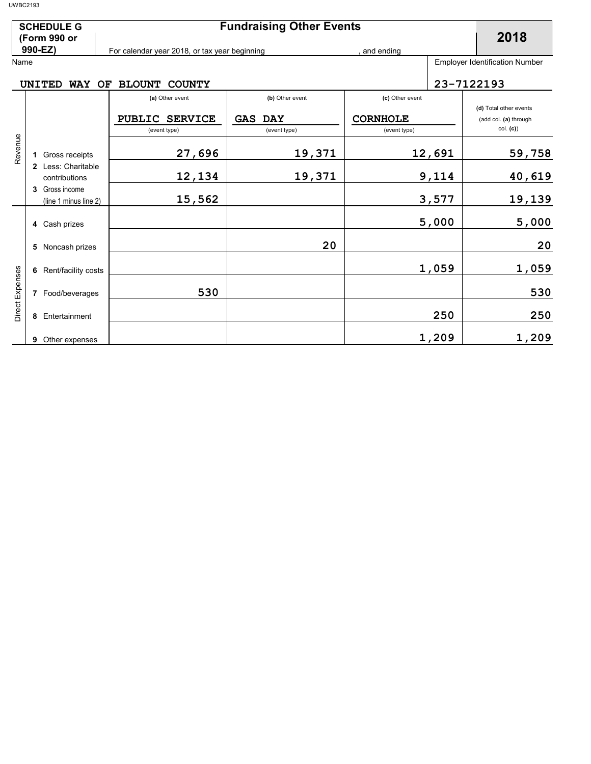UWBC2193

**SCHEDULE G (Form 990 or 990-EZ)**

# Fundraising Other Events

**2018**

For calendar year 2018, or tax year beginning , and ending

Name: UNITED WAY OF BLOUNT COUNTY

Employer Identification Number: 23-7122193

| | | (a) Other event | (b) Other event | (c) Other event | (d) Total other events (add col. (a) through col. (c)) |
|---|---|---|---|---|---|
| | | PUBLIC SERVICE (event type) | GAS DAY (event type) | CORNHOLE (event type) | |
| Revenue | 1 Gross receipts | 27,696 | 19,371 | 12,691 | 59,758 |
| | 2 Less: Charitable contributions | 12,134 | 19,371 | 9,114 | 40,619 |
| | 3 Gross income (line 1 minus line 2) | 15,562 | | 3,577 | 19,139 |
| Direct Expenses | 4 Cash prizes | | | 5,000 | 5,000 |
| | 5 Noncash prizes | | 20 | | 20 |
| | 6 Rent/facility costs | | | 1,059 | 1,059 |
| | 7 Food/beverages | 530 | | | 530 |
| | 8 Entertainment | | | 250 | 250 |
| | 9 Other expenses | | | 1,209 | 1,209 |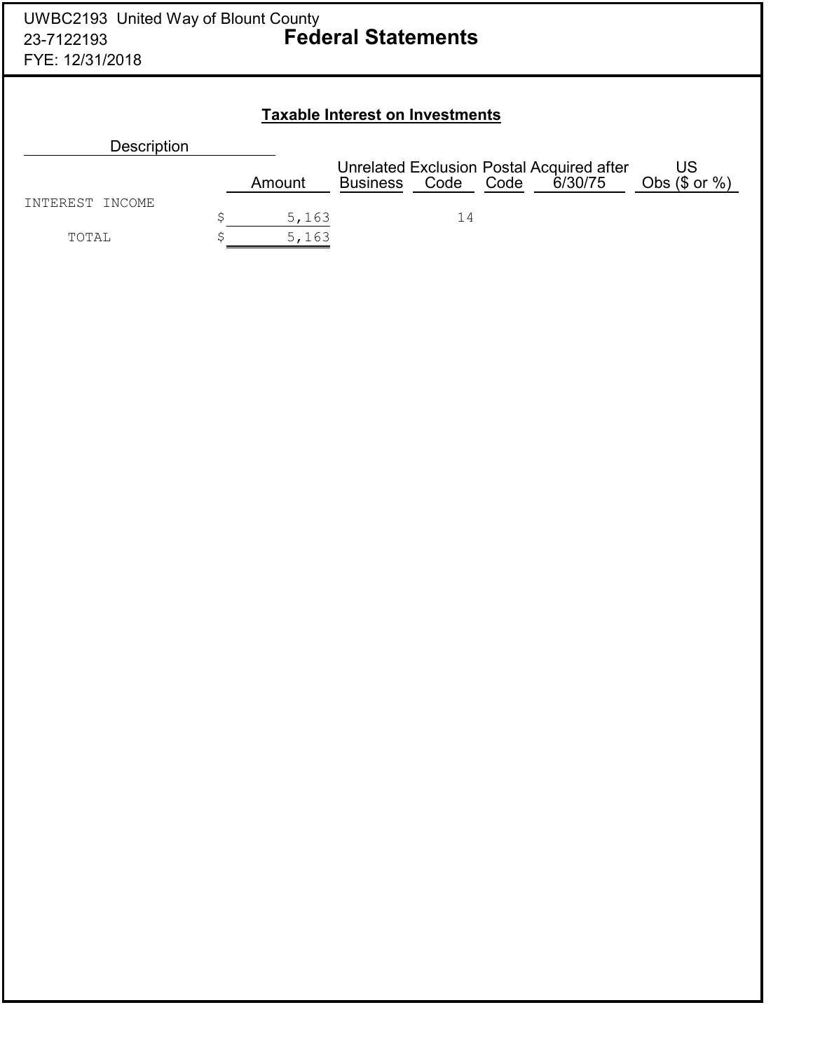UWBC2193 United Way of Blount County
23-7122193
FYE: 12/31/2018

# Federal Statements

## Taxable Interest on Investments

| Description | Amount | Unrelated Business | Exclusion Code | Postal Code | Acquired after 6/30/75 | US Obs ($ or %) |
|---|---|---|---|---|---|---|
| INTEREST INCOME | $ 5,163 | | 14 | | | |
| TOTAL | $ 5,163 | | | | | |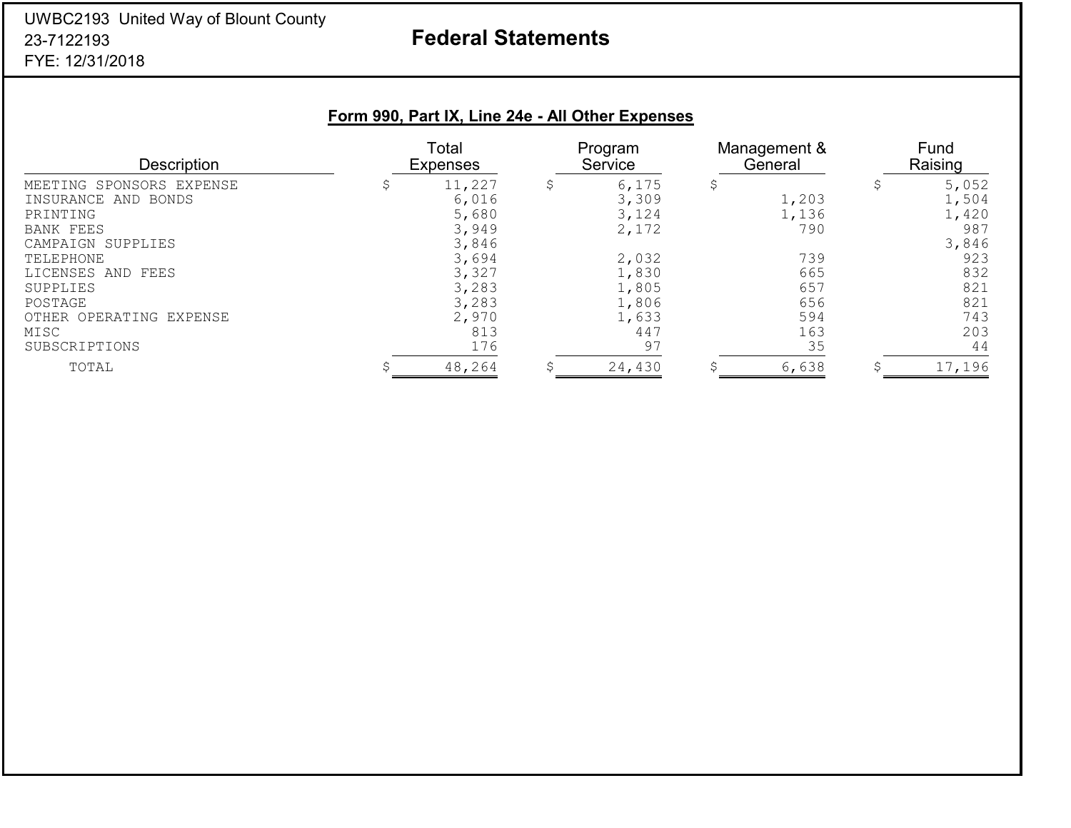UWBC2193 United Way of Blount County
23-7122193
FYE: 12/31/2018

# Federal Statements

## Form 990, Part IX, Line 24e - All Other Expenses

| Description | Total Expenses | Program Service | Management & General | Fund Raising |
|---|---|---|---|---|
| MEETING SPONSORS EXPENSE | $ 11,227 | $ 6,175 | $ | $ 5,052 |
| INSURANCE AND BONDS | 6,016 | 3,309 | 1,203 | 1,504 |
| PRINTING | 5,680 | 3,124 | 1,136 | 1,420 |
| BANK FEES | 3,949 | 2,172 | 790 | 987 |
| CAMPAIGN SUPPLIES | 3,846 | | | 3,846 |
| TELEPHONE | 3,694 | 2,032 | 739 | 923 |
| LICENSES AND FEES | 3,327 | 1,830 | 665 | 832 |
| SUPPLIES | 3,283 | 1,805 | 657 | 821 |
| POSTAGE | 3,283 | 1,806 | 656 | 821 |
| OTHER OPERATING EXPENSE | 2,970 | 1,633 | 594 | 743 |
| MISC | 813 | 447 | 163 | 203 |
| SUBSCRIPTIONS | 176 | 97 | 35 | 44 |
| TOTAL | $ 48,264 | $ 24,430 | $ 6,638 | $ 17,196 |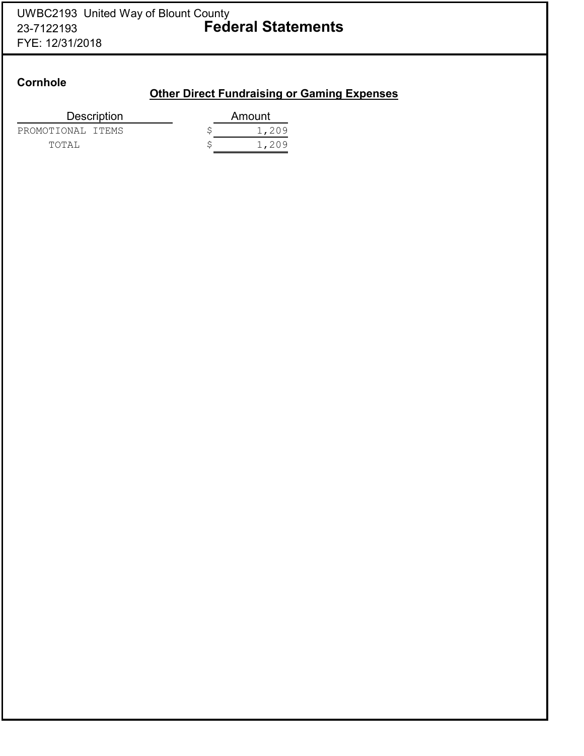UWBC2193 United Way of Blount County
23-7122193
FYE: 12/31/2018

# Federal Statements

**Cornhole**

## Other Direct Fundraising or Gaming Expenses

| Description | Amount |
|---|---|
| PROMOTIONAL ITEMS | $ 1,209 |
| TOTAL | $ 1,209 |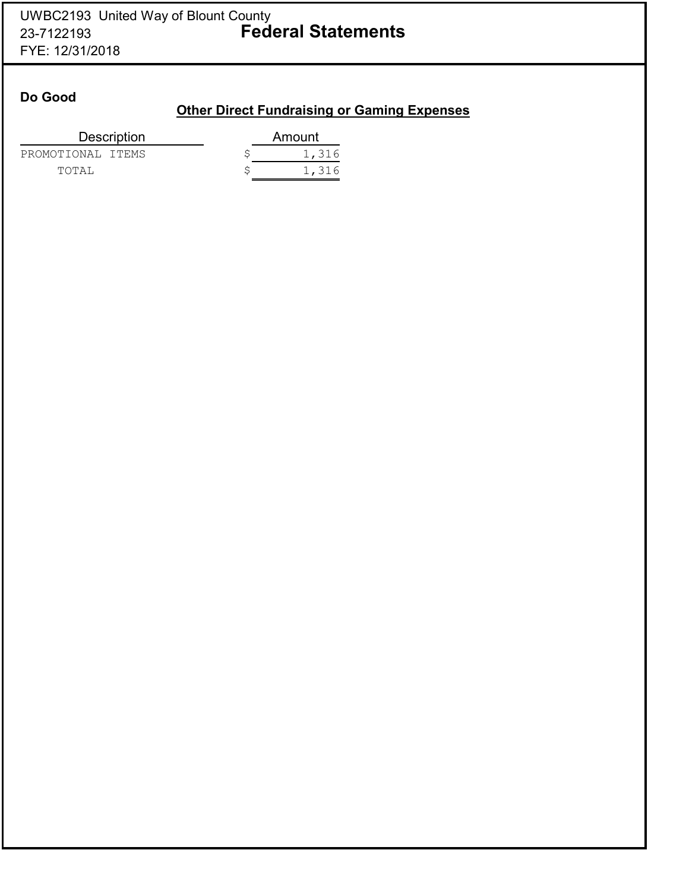UWBC2193 United Way of Blount County
23-7122193
FYE: 12/31/2018

# Federal Statements

**Do Good**

## Other Direct Fundraising or Gaming Expenses

| Description | Amount |
| --- | --- |
| PROMOTIONAL ITEMS | $ 1,316 |
| TOTAL | $ 1,316 |